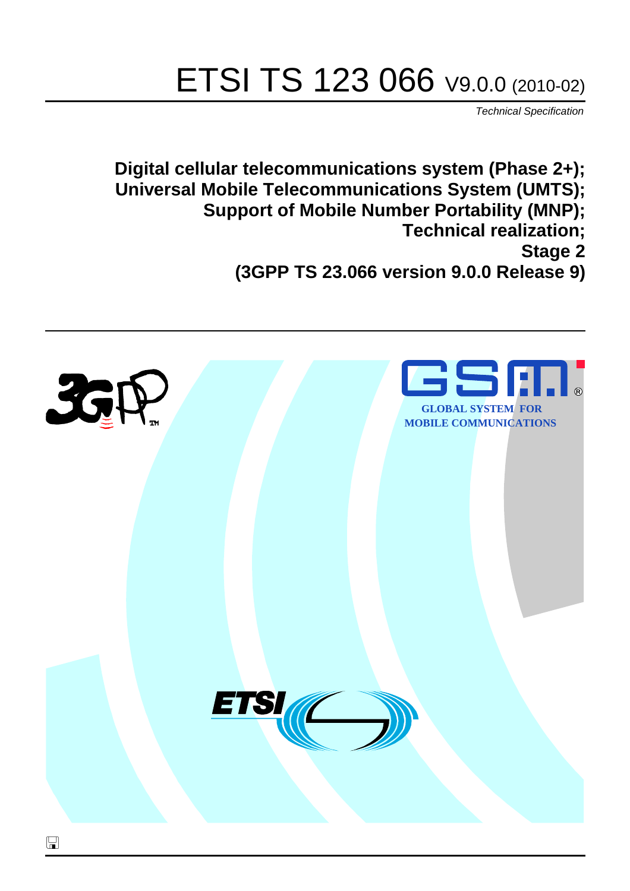# ETSI TS 123 066 V9.0.0 (2010-02)

*Technical Specification*

**Digital cellular telecommunications system (Phase 2+);
Universal Mobile Telecommunications System (UMTS);
Support of Mobile Number Portability (MNP);
Technical realization;
Stage 2
(3GPP TS 23.066 version 9.0.0 Release 9)**

GLOBAL SYSTEM FOR MOBILE COMMUNICATIONS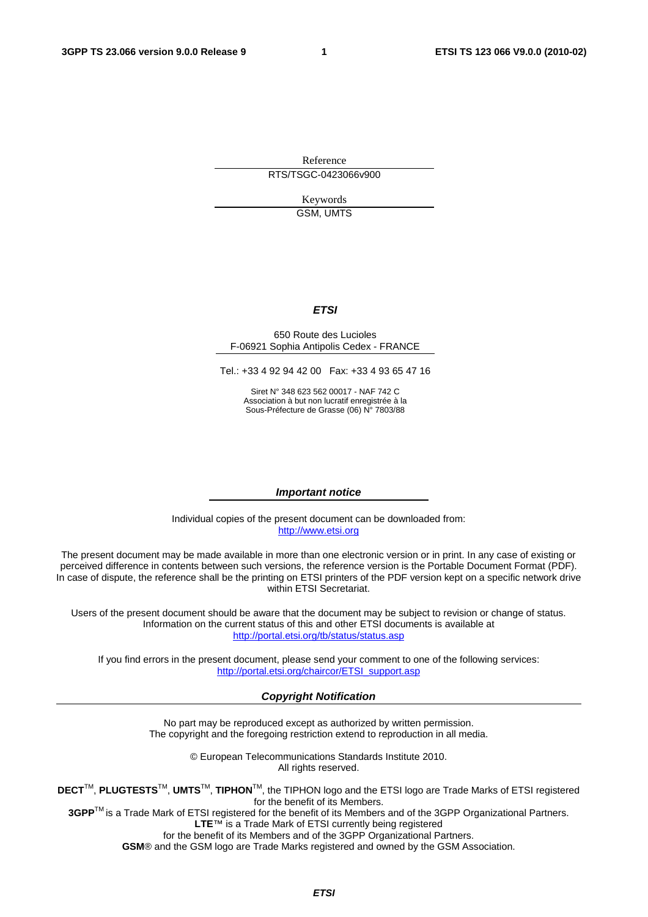Reference

RTS/TSGC-0423066v900

Keywords

GSM, UMTS

***ETSI***

650 Route des Lucioles
F-06921 Sophia Antipolis Cedex - FRANCE

Tel.: +33 4 92 94 42 00 Fax: +33 4 93 65 47 16

Siret N° 348 623 562 00017 - NAF 742 C
Association à but non lucratif enregistrée à la
Sous-Préfecture de Grasse (06) N° 7803/88

***Important notice***

Individual copies of the present document can be downloaded from:
http://www.etsi.org

The present document may be made available in more than one electronic version or in print. In any case of existing or perceived difference in contents between such versions, the reference version is the Portable Document Format (PDF). In case of dispute, the reference shall be the printing on ETSI printers of the PDF version kept on a specific network drive within ETSI Secretariat.

Users of the present document should be aware that the document may be subject to revision or change of status. Information on the current status of this and other ETSI documents is available at
http://portal.etsi.org/tb/status/status.asp

If you find errors in the present document, please send your comment to one of the following services:
http://portal.etsi.org/chaircor/ETSI_support.asp

***Copyright Notification***

No part may be reproduced except as authorized by written permission.
The copyright and the foregoing restriction extend to reproduction in all media.

© European Telecommunications Standards Institute 2010.
All rights reserved.

**DECT**™, **PLUGTESTS**™, **UMTS**™, **TIPHON**™, the TIPHON logo and the ETSI logo are Trade Marks of ETSI registered for the benefit of its Members.
**3GPP**™ is a Trade Mark of ETSI registered for the benefit of its Members and of the 3GPP Organizational Partners.
**LTE**™ is a Trade Mark of ETSI currently being registered
for the benefit of its Members and of the 3GPP Organizational Partners.
**GSM**® and the GSM logo are Trade Marks registered and owned by the GSM Association.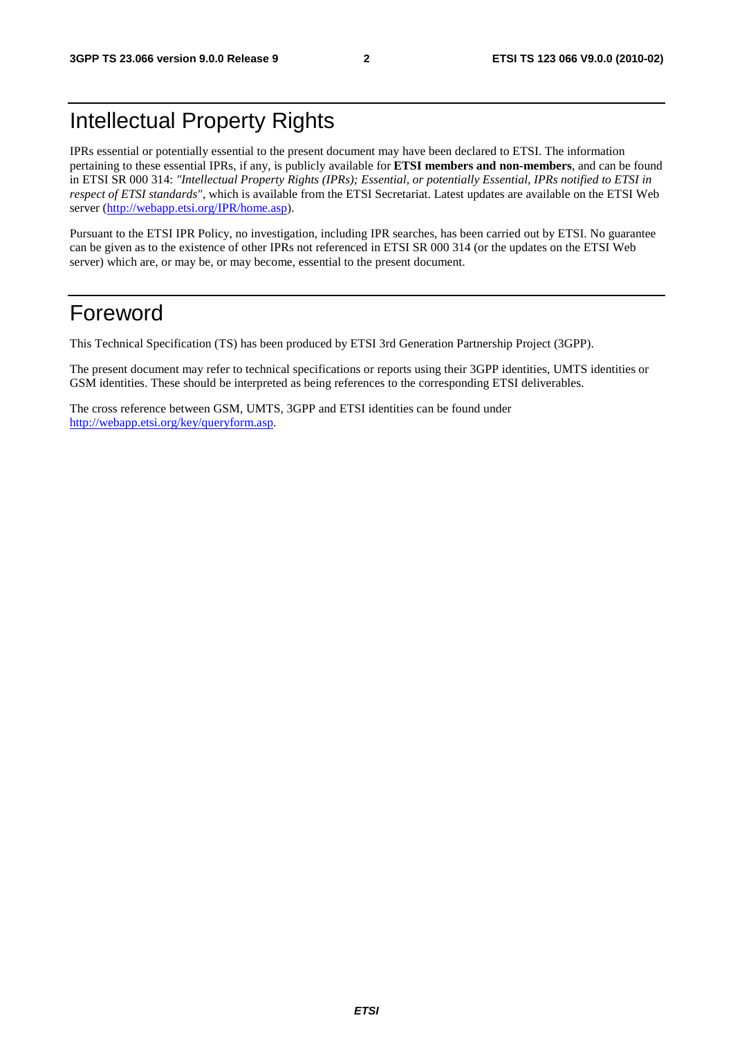# Intellectual Property Rights

IPRs essential or potentially essential to the present document may have been declared to ETSI. The information pertaining to these essential IPRs, if any, is publicly available for **ETSI members and non-members**, and can be found in ETSI SR 000 314: *"Intellectual Property Rights (IPRs); Essential, or potentially Essential, IPRs notified to ETSI in respect of ETSI standards"*, which is available from the ETSI Secretariat. Latest updates are available on the ETSI Web server (http://webapp.etsi.org/IPR/home.asp).

Pursuant to the ETSI IPR Policy, no investigation, including IPR searches, has been carried out by ETSI. No guarantee can be given as to the existence of other IPRs not referenced in ETSI SR 000 314 (or the updates on the ETSI Web server) which are, or may be, or may become, essential to the present document.

# Foreword

This Technical Specification (TS) has been produced by ETSI 3rd Generation Partnership Project (3GPP).

The present document may refer to technical specifications or reports using their 3GPP identities, UMTS identities or GSM identities. These should be interpreted as being references to the corresponding ETSI deliverables.

The cross reference between GSM, UMTS, 3GPP and ETSI identities can be found under http://webapp.etsi.org/key/queryform.asp.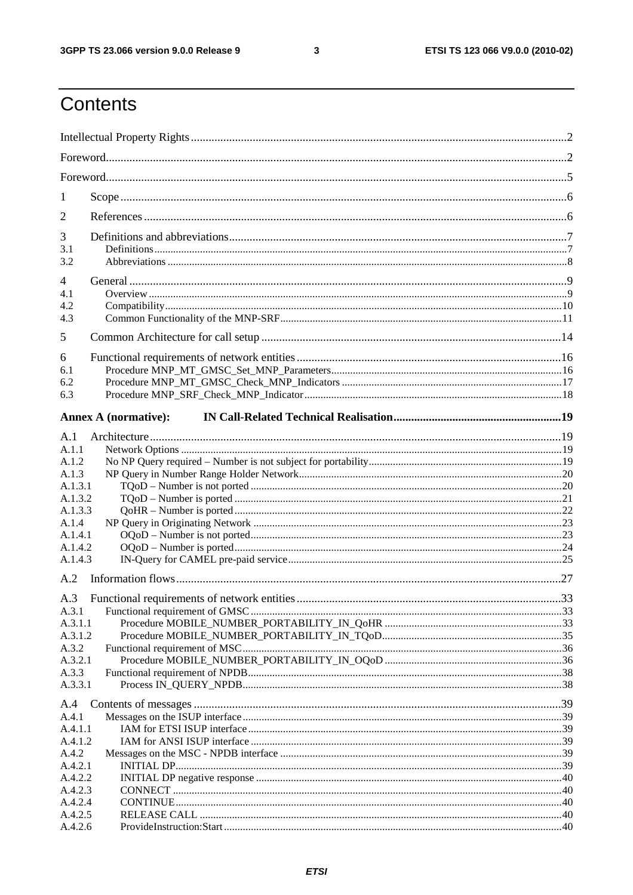# Contents

Intellectual Property Rights ....................................................................................................................................2

Foreword....................................................................................................................................................................2

Foreword....................................................................................................................................................................5

1 Scope ......................................................................................................................................................................6

2 References ..............................................................................................................................................................6

3 Definitions and abbreviations..................................................................................................................................7
3.1 Definitions.............................................................................................................................................................7
3.2 Abbreviations .......................................................................................................................................................8

4 General ....................................................................................................................................................................9
4.1 Overview ...............................................................................................................................................................9
4.2 Compatibility.......................................................................................................................................................10
4.3 Common Functionality of the MNP-SRF..............................................................................................................11

5 Common Architecture for call setup .....................................................................................................................14

6 Functional requirements of network entities .........................................................................................................16
6.1 Procedure MNP_MT_GMSC_Set_MNP_Parameters...........................................................................................16
6.2 Procedure MNP_MT_GMSC_Check_MNP_Indicators .......................................................................................17
6.3 Procedure MNP_SRF_Check_MNP_Indicator......................................................................................................18

**Annex A (normative): IN Call-Related Technical Realisation........................................................................19**

A.1 Architecture.........................................................................................................................................................19
A.1.1 Network Options ...............................................................................................................................................19
A.1.2 No NP Query required – Number is not subject for portability.........................................................................19
A.1.3 NP Query in Number Range Holder Network...................................................................................................20
A.1.3.1 TQoD – Number is not ported .........................................................................................................................20
A.1.3.2 TQoD – Number is ported ..............................................................................................................................21
A.1.3.3 QoHR – Number is ported ..............................................................................................................................22
A.1.4 NP Query in Originating Network ....................................................................................................................23
A.1.4.1 OQoD – Number is not ported.........................................................................................................................23
A.1.4.2 OQoD – Number is ported...............................................................................................................................24
A.1.4.3 IN-Query for CAMEL pre-paid service...........................................................................................................25

A.2 Information flows.................................................................................................................................................27

A.3 Functional requirements of network entities .......................................................................................................33
A.3.1 Functional requirement of GMSC.....................................................................................................................33
A.3.1.1 Procedure MOBILE_NUMBER_PORTABILITY_IN_QoHR .......................................................................33
A.3.1.2 Procedure MOBILE_NUMBER_PORTABILITY_IN_TQoD.........................................................................35
A.3.2 Functional requirement of MSC........................................................................................................................36
A.3.2.1 Procedure MOBILE_NUMBER_PORTABILITY_IN_OQoD .......................................................................36
A.3.3 Functional requirement of NPDB......................................................................................................................38
A.3.3.1 Process IN_QUERY_NPDB............................................................................................................................38

A.4 Contents of messages ...........................................................................................................................................39
A.4.1 Messages on the ISUP interface........................................................................................................................39
A.4.1.1 IAM for ETSI ISUP interface ..........................................................................................................................39
A.4.1.2 IAM for ANSI ISUP interface .........................................................................................................................39
A.4.2 Messages on the MSC - NPDB interface ..........................................................................................................39
A.4.2.1 INITIAL DP.....................................................................................................................................................39
A.4.2.2 INITIAL DP negative response .......................................................................................................................40
A.4.2.3 CONNECT ......................................................................................................................................................40
A.4.2.4 CONTINUE.....................................................................................................................................................40
A.4.2.5 RELEASE CALL .............................................................................................................................................40
A.4.2.6 ProvideInstruction:Start ...................................................................................................................................40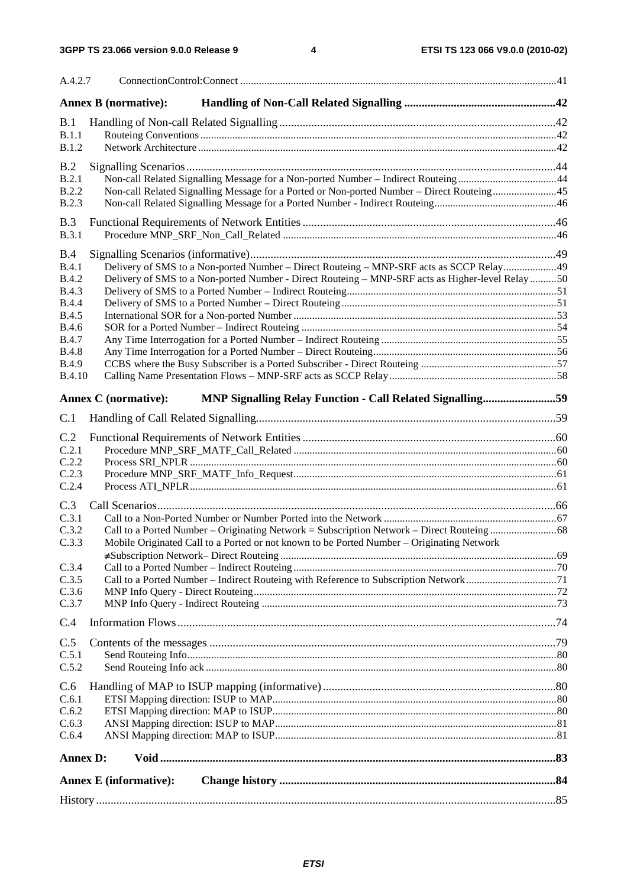A.4.2.7 ConnectionControl:Connect ..... 41

**Annex B (normative): Handling of Non-Call Related Signalling ..... 42**

B.1 Handling of Non-call Related Signalling ..... 42
B.1.1 Routeing Conventions ..... 42
B.1.2 Network Architecture ..... 42

B.2 Signalling Scenarios ..... 44
B.2.1 Non-call Related Signalling Message for a Non-ported Number – Indirect Routeing ..... 44
B.2.2 Non-call Related Signalling Message for a Ported or Non-ported Number – Direct Routeing ..... 45
B.2.3 Non-call Related Signalling Message for a Ported Number - Indirect Routeing ..... 46

B.3 Functional Requirements of Network Entities ..... 46
B.3.1 Procedure MNP_SRF_Non_Call_Related ..... 46

B.4 Signalling Scenarios (informative) ..... 49
B.4.1 Delivery of SMS to a Non-ported Number – Direct Routeing – MNP-SRF acts as SCCP Relay ..... 49
B.4.2 Delivery of SMS to a Non-ported Number - Direct Routeing – MNP-SRF acts as Higher-level Relay ..... 50
B.4.3 Delivery of SMS to a Ported Number – Indirect Routeing ..... 51
B.4.4 Delivery of SMS to a Ported Number – Direct Routeing ..... 51
B.4.5 International SOR for a Non-ported Number ..... 53
B.4.6 SOR for a Ported Number – Indirect Routeing ..... 54
B.4.7 Any Time Interrogation for a Ported Number – Indirect Routeing ..... 55
B.4.8 Any Time Interrogation for a Ported Number – Direct Routeing ..... 56
B.4.9 CCBS where the Busy Subscriber is a Ported Subscriber - Direct Routeing ..... 57
B.4.10 Calling Name Presentation Flows – MNP-SRF acts as SCCP Relay ..... 58

**Annex C (normative): MNP Signalling Relay Function - Call Related Signalling ..... 59**

C.1 Handling of Call Related Signalling ..... 59

C.2 Functional Requirements of Network Entities ..... 60
C.2.1 Procedure MNP_SRF_MATF_Call_Related ..... 60
C.2.2 Process SRI_NPLR ..... 60
C.2.3 Procedure MNP_SRF_MATF_Info_Request ..... 61
C.2.4 Process ATI_NPLR ..... 61

C.3 Call Scenarios ..... 66
C.3.1 Call to a Non-Ported Number or Number Ported into the Network ..... 67
C.3.2 Call to a Ported Number – Originating Network = Subscription Network – Direct Routeing ..... 68
C.3.3 Mobile Originated Call to a Ported or not known to be Ported Number – Originating Network ≠Subscription Network– Direct Routeing ..... 69
C.3.4 Call to a Ported Number – Indirect Routeing ..... 70
C.3.5 Call to a Ported Number – Indirect Routeing with Reference to Subscription Network ..... 71
C.3.6 MNP Info Query - Direct Routeing ..... 72
C.3.7 MNP Info Query - Indirect Routeing ..... 73

C.4 Information Flows ..... 74

C.5 Contents of the messages ..... 79
C.5.1 Send Routeing Info ..... 80
C.5.2 Send Routeing Info ack ..... 80

C.6 Handling of MAP to ISUP mapping (informative) ..... 80
C.6.1 ETSI Mapping direction: ISUP to MAP ..... 80
C.6.2 ETSI Mapping direction: MAP to ISUP ..... 80
C.6.3 ANSI Mapping direction: ISUP to MAP ..... 81
C.6.4 ANSI Mapping direction: MAP to ISUP ..... 81

**Annex D: Void ..... 83**

**Annex E (informative): Change history ..... 84**

History ..... 85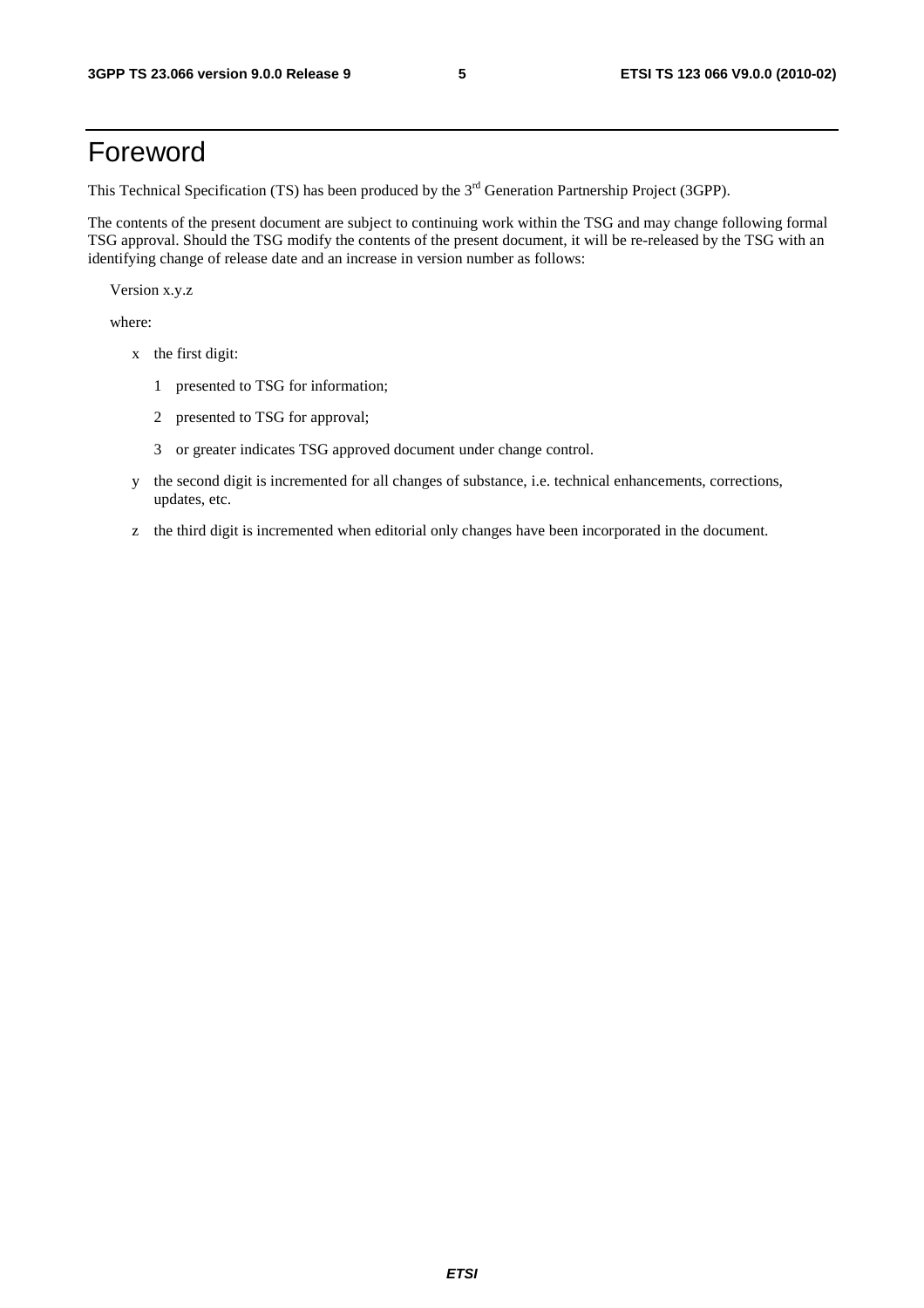# Foreword

This Technical Specification (TS) has been produced by the 3rd Generation Partnership Project (3GPP).

The contents of the present document are subject to continuing work within the TSG and may change following formal TSG approval. Should the TSG modify the contents of the present document, it will be re-released by the TSG with an identifying change of release date and an increase in version number as follows:

Version x.y.z

where:

- x the first digit:
  - 1 presented to TSG for information;
  - 2 presented to TSG for approval;
  - 3 or greater indicates TSG approved document under change control.
- y the second digit is incremented for all changes of substance, i.e. technical enhancements, corrections, updates, etc.
- z the third digit is incremented when editorial only changes have been incorporated in the document.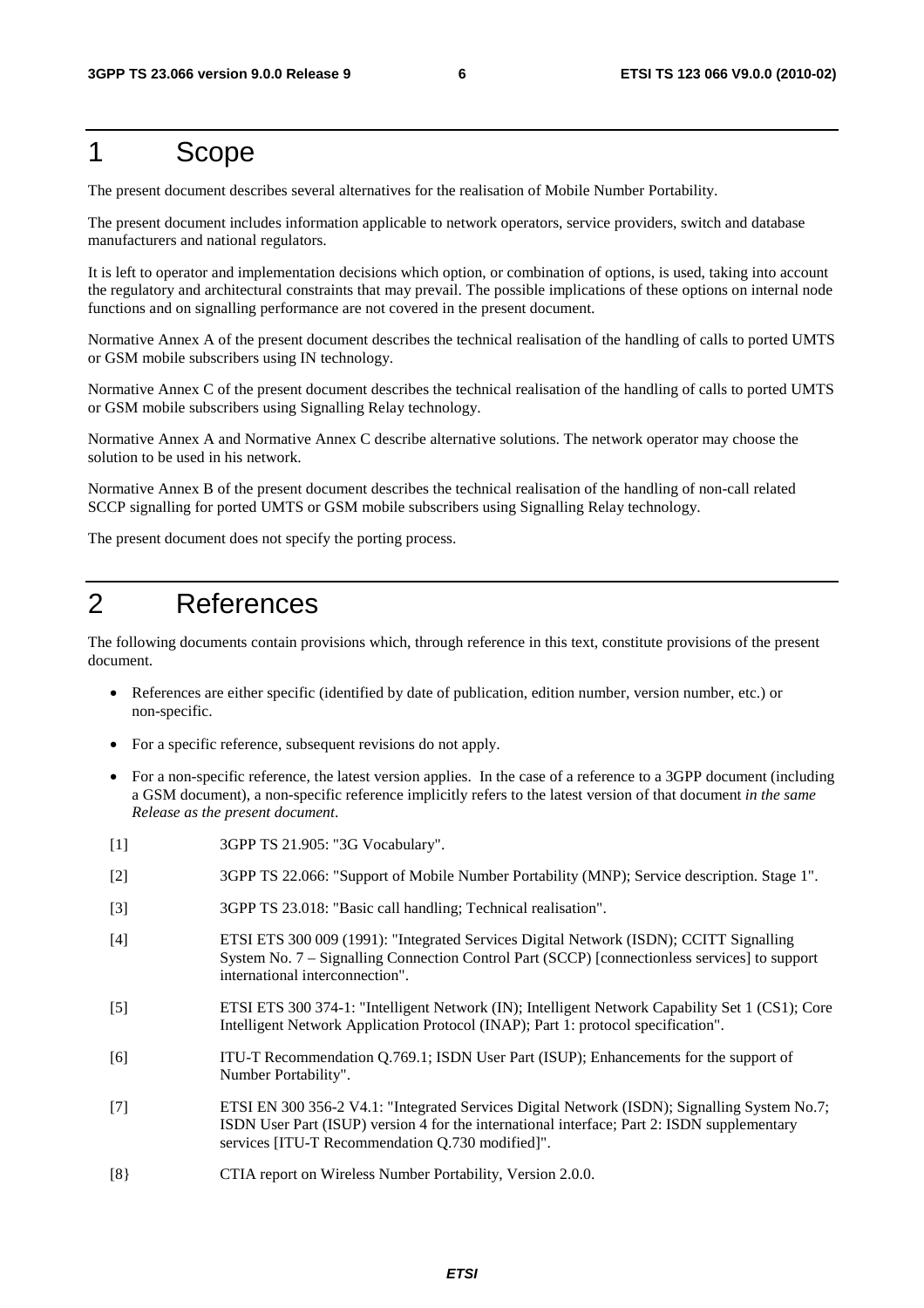# 1 Scope

The present document describes several alternatives for the realisation of Mobile Number Portability.

The present document includes information applicable to network operators, service providers, switch and database manufacturers and national regulators.

It is left to operator and implementation decisions which option, or combination of options, is used, taking into account the regulatory and architectural constraints that may prevail. The possible implications of these options on internal node functions and on signalling performance are not covered in the present document.

Normative Annex A of the present document describes the technical realisation of the handling of calls to ported UMTS or GSM mobile subscribers using IN technology.

Normative Annex C of the present document describes the technical realisation of the handling of calls to ported UMTS or GSM mobile subscribers using Signalling Relay technology.

Normative Annex A and Normative Annex C describe alternative solutions. The network operator may choose the solution to be used in his network.

Normative Annex B of the present document describes the technical realisation of the handling of non-call related SCCP signalling for ported UMTS or GSM mobile subscribers using Signalling Relay technology.

The present document does not specify the porting process.

# 2 References

The following documents contain provisions which, through reference in this text, constitute provisions of the present document.

- References are either specific (identified by date of publication, edition number, version number, etc.) or non-specific.
- For a specific reference, subsequent revisions do not apply.
- For a non-specific reference, the latest version applies. In the case of a reference to a 3GPP document (including a GSM document), a non-specific reference implicitly refers to the latest version of that document *in the same Release as the present document*.

[1] 3GPP TS 21.905: "3G Vocabulary".

[2] 3GPP TS 22.066: "Support of Mobile Number Portability (MNP); Service description. Stage 1".

[3] 3GPP TS 23.018: "Basic call handling; Technical realisation".

[4] ETSI ETS 300 009 (1991): "Integrated Services Digital Network (ISDN); CCITT Signalling System No. 7 – Signalling Connection Control Part (SCCP) [connectionless services] to support international interconnection".

[5] ETSI ETS 300 374-1: "Intelligent Network (IN); Intelligent Network Capability Set 1 (CS1); Core Intelligent Network Application Protocol (INAP); Part 1: protocol specification".

[6] ITU-T Recommendation Q.769.1; ISDN User Part (ISUP); Enhancements for the support of Number Portability".

[7] ETSI EN 300 356-2 V4.1: "Integrated Services Digital Network (ISDN); Signalling System No.7; ISDN User Part (ISUP) version 4 for the international interface; Part 2: ISDN supplementary services [ITU-T Recommendation Q.730 modified]".

[8} CTIA report on Wireless Number Portability, Version 2.0.0.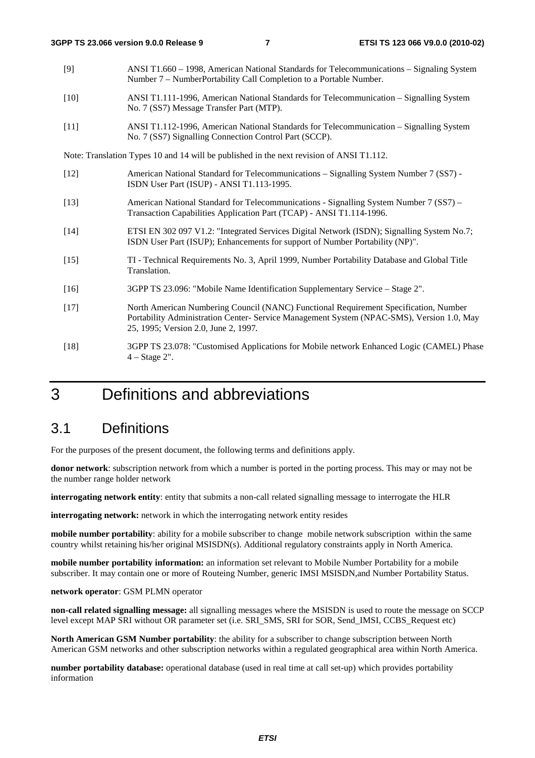[9] ANSI T1.660 – 1998, American National Standards for Telecommunications – Signaling System Number 7 – NumberPortability Call Completion to a Portable Number.

[10] ANSI T1.111-1996, American National Standards for Telecommunication – Signalling System No. 7 (SS7) Message Transfer Part (MTP).

[11] ANSI T1.112-1996, American National Standards for Telecommunication – Signalling System No. 7 (SS7) Signalling Connection Control Part (SCCP).

Note: Translation Types 10 and 14 will be published in the next revision of ANSI T1.112.

[12] American National Standard for Telecommunications – Signalling System Number 7 (SS7) - ISDN User Part (ISUP) - ANSI T1.113-1995.

[13] American National Standard for Telecommunications - Signalling System Number 7 (SS7) – Transaction Capabilities Application Part (TCAP) - ANSI T1.114-1996.

[14] ETSI EN 302 097 V1.2: "Integrated Services Digital Network (ISDN); Signalling System No.7; ISDN User Part (ISUP); Enhancements for support of Number Portability (NP)".

[15] TI - Technical Requirements No. 3, April 1999, Number Portability Database and Global Title Translation.

[16] 3GPP TS 23.096: "Mobile Name Identification Supplementary Service – Stage 2".

[17] North American Numbering Council (NANC) Functional Requirement Specification, Number Portability Administration Center- Service Management System (NPAC-SMS), Version 1.0, May 25, 1995; Version 2.0, June 2, 1997.

[18] 3GPP TS 23.078: "Customised Applications for Mobile network Enhanced Logic (CAMEL) Phase 4 – Stage 2".

# 3 Definitions and abbreviations

## 3.1 Definitions

For the purposes of the present document, the following terms and definitions apply.

**donor network**: subscription network from which a number is ported in the porting process. This may or may not be the number range holder network

**interrogating network entity**: entity that submits a non-call related signalling message to interrogate the HLR

**interrogating network:** network in which the interrogating network entity resides

**mobile number portability**: ability for a mobile subscriber to change mobile network subscription within the same country whilst retaining his/her original MSISDN(s). Additional regulatory constraints apply in North America.

**mobile number portability information:** an information set relevant to Mobile Number Portability for a mobile subscriber. It may contain one or more of Routeing Number, generic IMSI MSISDN,and Number Portability Status.

**network operator**: GSM PLMN operator

**non-call related signalling message:** all signalling messages where the MSISDN is used to route the message on SCCP level except MAP SRI without OR parameter set (i.e. SRI_SMS, SRI for SOR, Send_IMSI, CCBS_Request etc)

**North American GSM Number portability**: the ability for a subscriber to change subscription between North American GSM networks and other subscription networks within a regulated geographical area within North America.

**number portability database:** operational database (used in real time at call set-up) which provides portability information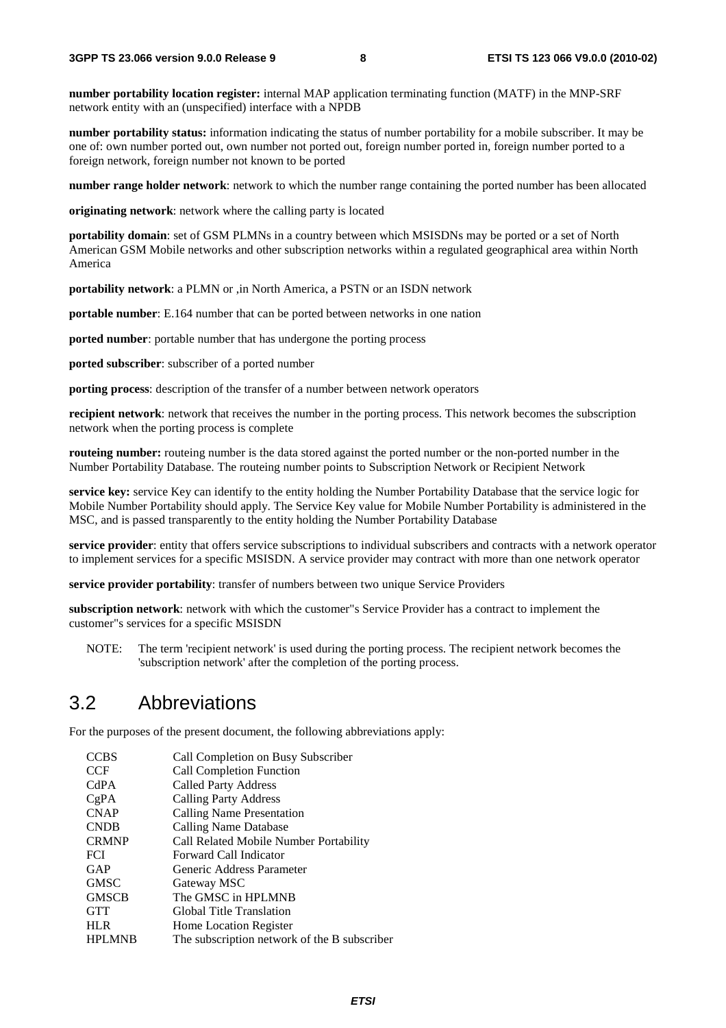**number portability location register:** internal MAP application terminating function (MATF) in the MNP-SRF network entity with an (unspecified) interface with a NPDB

**number portability status:** information indicating the status of number portability for a mobile subscriber. It may be one of: own number ported out, own number not ported out, foreign number ported in, foreign number ported to a foreign network, foreign number not known to be ported

**number range holder network**: network to which the number range containing the ported number has been allocated

**originating network**: network where the calling party is located

**portability domain**: set of GSM PLMNs in a country between which MSISDNs may be ported or a set of North American GSM Mobile networks and other subscription networks within a regulated geographical area within North America

**portability network**: a PLMN or ,in North America, a PSTN or an ISDN network

**portable number**: E.164 number that can be ported between networks in one nation

**ported number**: portable number that has undergone the porting process

**ported subscriber**: subscriber of a ported number

**porting process**: description of the transfer of a number between network operators

**recipient network**: network that receives the number in the porting process. This network becomes the subscription network when the porting process is complete

**routeing number:** routeing number is the data stored against the ported number or the non-ported number in the Number Portability Database. The routeing number points to Subscription Network or Recipient Network

**service key:** service Key can identify to the entity holding the Number Portability Database that the service logic for Mobile Number Portability should apply. The Service Key value for Mobile Number Portability is administered in the MSC, and is passed transparently to the entity holding the Number Portability Database

**service provider**: entity that offers service subscriptions to individual subscribers and contracts with a network operator to implement services for a specific MSISDN. A service provider may contract with more than one network operator

**service provider portability**: transfer of numbers between two unique Service Providers

**subscription network**: network with which the customer"s Service Provider has a contract to implement the customer"s services for a specific MSISDN

NOTE: The term 'recipient network' is used during the porting process. The recipient network becomes the 'subscription network' after the completion of the porting process.

## 3.2 Abbreviations

For the purposes of the present document, the following abbreviations apply:

| | |
|---|---|
| CCBS | Call Completion on Busy Subscriber |
| CCF | Call Completion Function |
| CdPA | Called Party Address |
| CgPA | Calling Party Address |
| CNAP | Calling Name Presentation |
| CNDB | Calling Name Database |
| CRMNP | Call Related Mobile Number Portability |
| FCI | Forward Call Indicator |
| GAP | Generic Address Parameter |
| GMSC | Gateway MSC |
| GMSCB | The GMSC in HPLMNB |
| GTT | Global Title Translation |
| HLR | Home Location Register |
| HPLMNB | The subscription network of the B subscriber |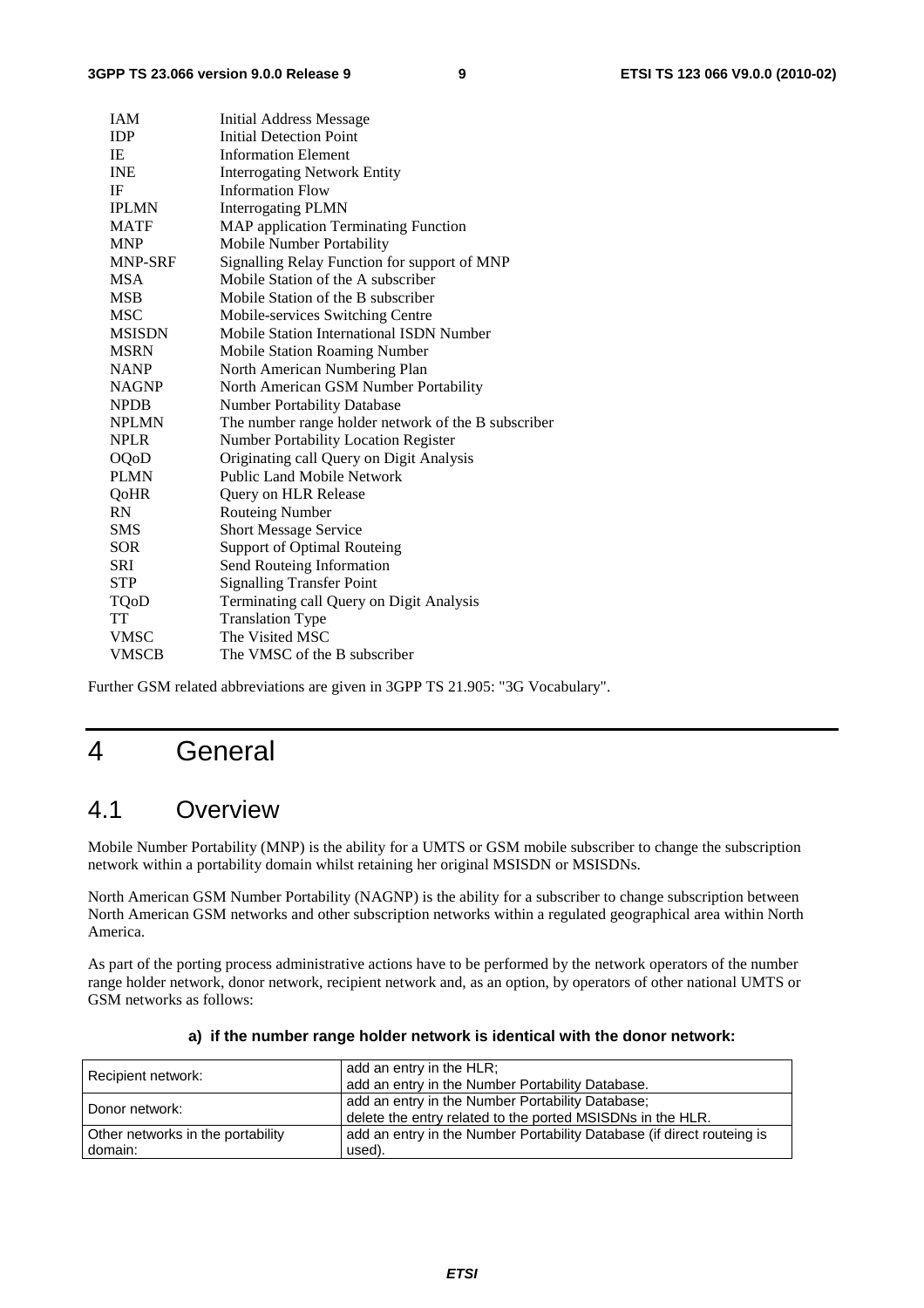| | |
|---|---|
| IAM | Initial Address Message |
| IDP | Initial Detection Point |
| IE | Information Element |
| INE | Interrogating Network Entity |
| IF | Information Flow |
| IPLMN | Interrogating PLMN |
| MATF | MAP application Terminating Function |
| MNP | Mobile Number Portability |
| MNP-SRF | Signalling Relay Function for support of MNP |
| MSA | Mobile Station of the A subscriber |
| MSB | Mobile Station of the B subscriber |
| MSC | Mobile-services Switching Centre |
| MSISDN | Mobile Station International ISDN Number |
| MSRN | Mobile Station Roaming Number |
| NANP | North American Numbering Plan |
| NAGNP | North American GSM Number Portability |
| NPDB | Number Portability Database |
| NPLMN | The number range holder network of the B subscriber |
| NPLR | Number Portability Location Register |
| OQoD | Originating call Query on Digit Analysis |
| PLMN | Public Land Mobile Network |
| QoHR | Query on HLR Release |
| RN | Routeing Number |
| SMS | Short Message Service |
| SOR | Support of Optimal Routeing |
| SRI | Send Routeing Information |
| STP | Signalling Transfer Point |
| TQoD | Terminating call Query on Digit Analysis |
| TT | Translation Type |
| VMSC | The Visited MSC |
| VMSCB | The VMSC of the B subscriber |

Further GSM related abbreviations are given in 3GPP TS 21.905: "3G Vocabulary".

# 4 General

## 4.1 Overview

Mobile Number Portability (MNP) is the ability for a UMTS or GSM mobile subscriber to change the subscription network within a portability domain whilst retaining her original MSISDN or MSISDNs.

North American GSM Number Portability (NAGNP) is the ability for a subscriber to change subscription between North American GSM networks and other subscription networks within a regulated geographical area within North America.

As part of the porting process administrative actions have to be performed by the network operators of the number range holder network, donor network, recipient network and, as an option, by operators of other national UMTS or GSM networks as follows:

**a) if the number range holder network is identical with the donor network:**

| | |
|---|---|
| Recipient network: | add an entry in the HLR;<br>add an entry in the Number Portability Database. |
| Donor network: | add an entry in the Number Portability Database;<br>delete the entry related to the ported MSISDNs in the HLR. |
| Other networks in the portability domain: | add an entry in the Number Portability Database (if direct routeing is used). |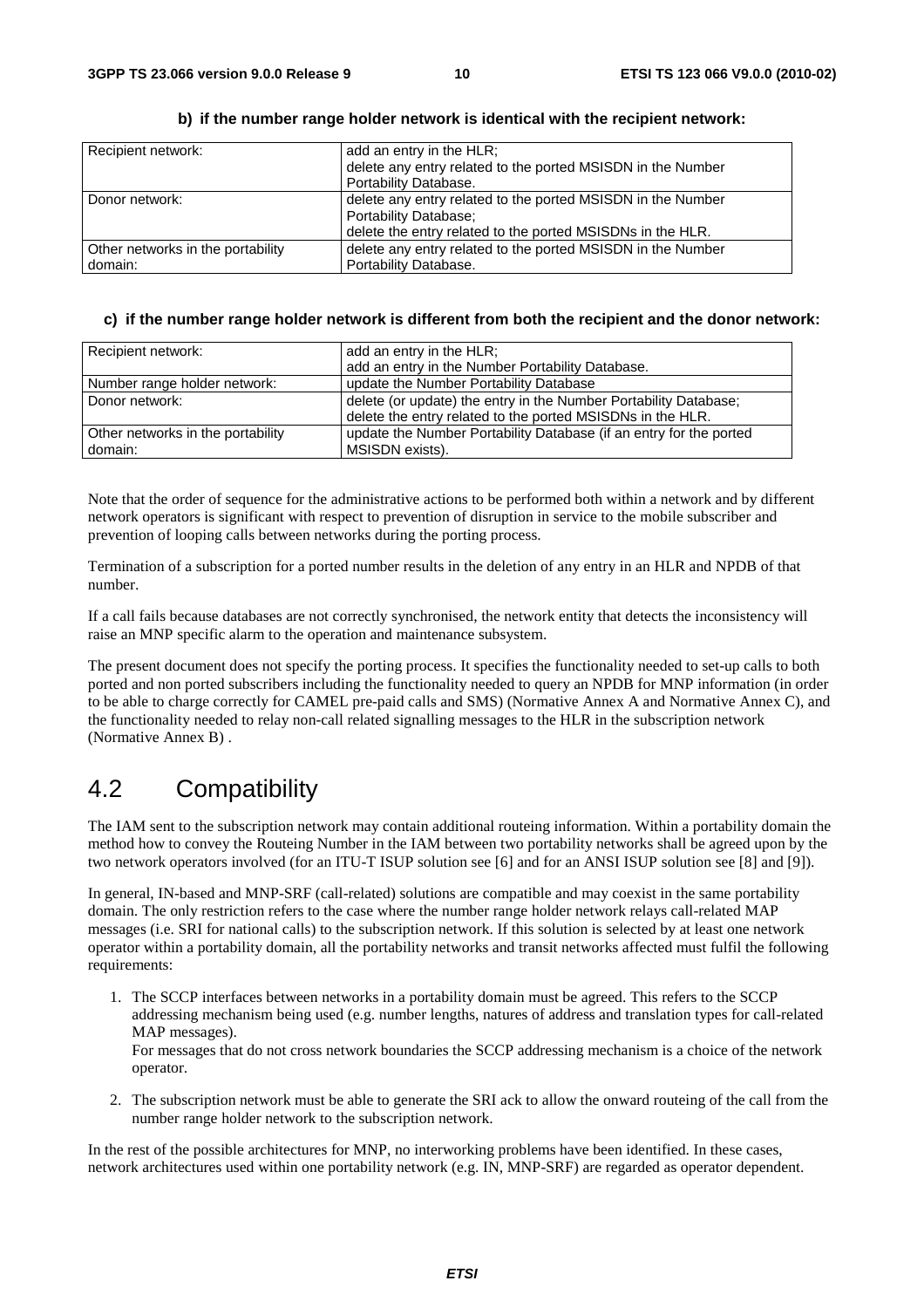**b) if the number range holder network is identical with the recipient network:**

| | |
|---|---|
| Recipient network: | add an entry in the HLR;<br>delete any entry related to the ported MSISDN in the Number Portability Database. |
| Donor network: | delete any entry related to the ported MSISDN in the Number Portability Database;<br>delete the entry related to the ported MSISDNs in the HLR. |
| Other networks in the portability domain: | delete any entry related to the ported MSISDN in the Number Portability Database. |

**c) if the number range holder network is different from both the recipient and the donor network:**

| | |
|---|---|
| Recipient network: | add an entry in the HLR;<br>add an entry in the Number Portability Database. |
| Number range holder network: | update the Number Portability Database |
| Donor network: | delete (or update) the entry in the Number Portability Database;<br>delete the entry related to the ported MSISDNs in the HLR. |
| Other networks in the portability domain: | update the Number Portability Database (if an entry for the ported MSISDN exists). |

Note that the order of sequence for the administrative actions to be performed both within a network and by different network operators is significant with respect to prevention of disruption in service to the mobile subscriber and prevention of looping calls between networks during the porting process.

Termination of a subscription for a ported number results in the deletion of any entry in an HLR and NPDB of that number.

If a call fails because databases are not correctly synchronised, the network entity that detects the inconsistency will raise an MNP specific alarm to the operation and maintenance subsystem.

The present document does not specify the porting process. It specifies the functionality needed to set-up calls to both ported and non ported subscribers including the functionality needed to query an NPDB for MNP information (in order to be able to charge correctly for CAMEL pre-paid calls and SMS) (Normative Annex A and Normative Annex C), and the functionality needed to relay non-call related signalling messages to the HLR in the subscription network (Normative Annex B) .

# 4.2 Compatibility

The IAM sent to the subscription network may contain additional routeing information. Within a portability domain the method how to convey the Routeing Number in the IAM between two portability networks shall be agreed upon by the two network operators involved (for an ITU-T ISUP solution see [6] and for an ANSI ISUP solution see [8] and [9]).

In general, IN-based and MNP-SRF (call-related) solutions are compatible and may coexist in the same portability domain. The only restriction refers to the case where the number range holder network relays call-related MAP messages (i.e. SRI for national calls) to the subscription network. If this solution is selected by at least one network operator within a portability domain, all the portability networks and transit networks affected must fulfil the following requirements:

1. The SCCP interfaces between networks in a portability domain must be agreed. This refers to the SCCP addressing mechanism being used (e.g. number lengths, natures of address and translation types for call-related MAP messages).
   For messages that do not cross network boundaries the SCCP addressing mechanism is a choice of the network operator.

2. The subscription network must be able to generate the SRI ack to allow the onward routeing of the call from the number range holder network to the subscription network.

In the rest of the possible architectures for MNP, no interworking problems have been identified. In these cases, network architectures used within one portability network (e.g. IN, MNP-SRF) are regarded as operator dependent.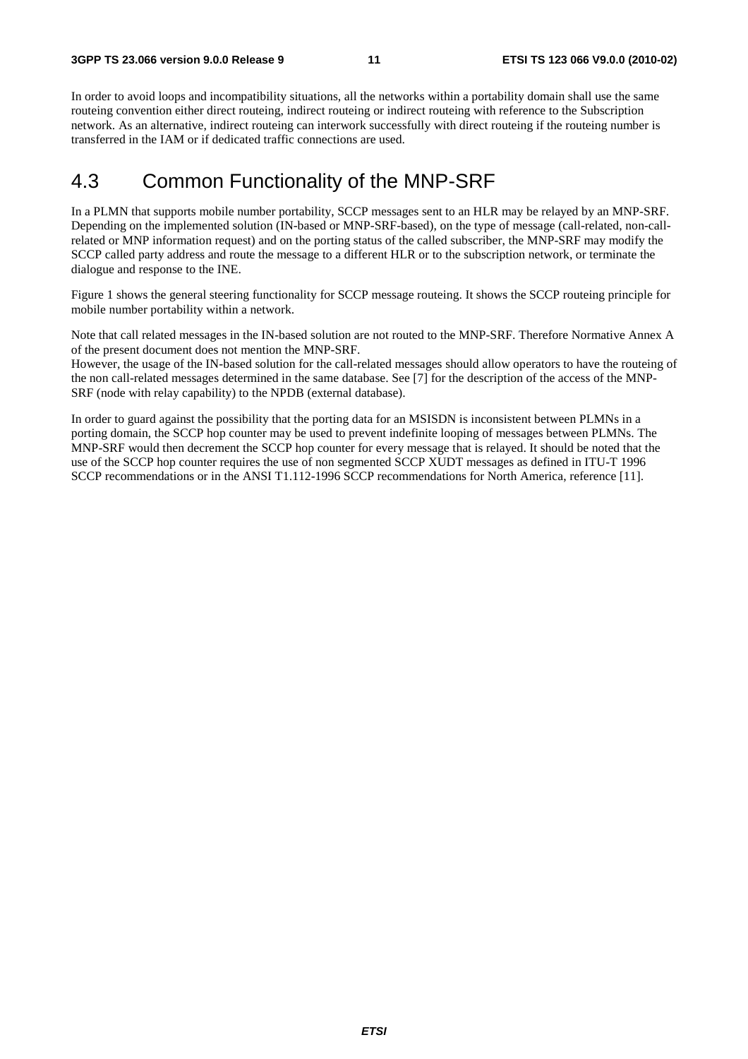In order to avoid loops and incompatibility situations, all the networks within a portability domain shall use the same routeing convention either direct routeing, indirect routeing or indirect routeing with reference to the Subscription network. As an alternative, indirect routeing can interwork successfully with direct routeing if the routeing number is transferred in the IAM or if dedicated traffic connections are used.

## 4.3 Common Functionality of the MNP-SRF

In a PLMN that supports mobile number portability, SCCP messages sent to an HLR may be relayed by an MNP-SRF. Depending on the implemented solution (IN-based or MNP-SRF-based), on the type of message (call-related, non-call-related or MNP information request) and on the porting status of the called subscriber, the MNP-SRF may modify the SCCP called party address and route the message to a different HLR or to the subscription network, or terminate the dialogue and response to the INE.

Figure 1 shows the general steering functionality for SCCP message routeing. It shows the SCCP routeing principle for mobile number portability within a network.

Note that call related messages in the IN-based solution are not routed to the MNP-SRF. Therefore Normative Annex A of the present document does not mention the MNP-SRF.
However, the usage of the IN-based solution for the call-related messages should allow operators to have the routeing of the non call-related messages determined in the same database. See [7] for the description of the access of the MNP-SRF (node with relay capability) to the NPDB (external database).

In order to guard against the possibility that the porting data for an MSISDN is inconsistent between PLMNs in a porting domain, the SCCP hop counter may be used to prevent indefinite looping of messages between PLMNs. The MNP-SRF would then decrement the SCCP hop counter for every message that is relayed. It should be noted that the use of the SCCP hop counter requires the use of non segmented SCCP XUDT messages as defined in ITU-T 1996 SCCP recommendations or in the ANSI T1.112-1996 SCCP recommendations for North America, reference [11].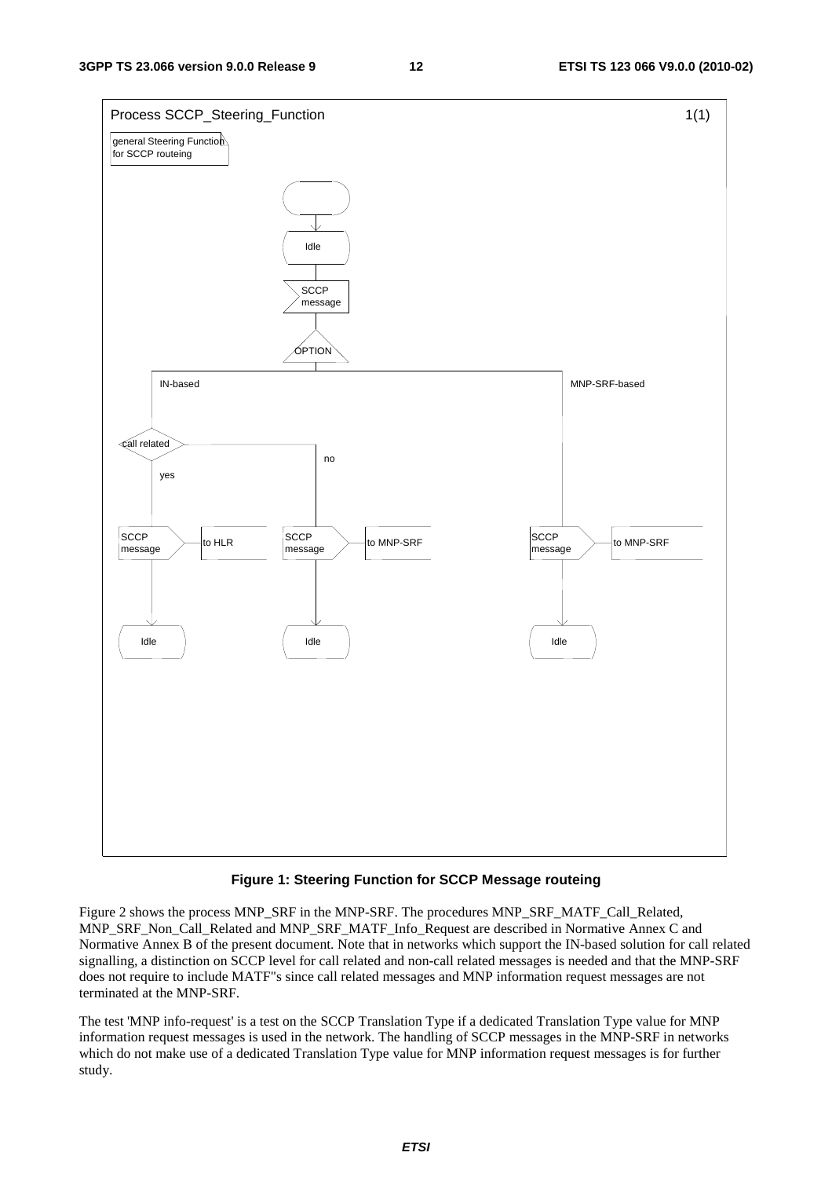Process SCCP_Steering_Function 1(1)

general Steering Function for SCCP routeing

Idle

SCCP message

OPTION

IN-based

MNP-SRF-based

call related

no

yes

SCCP message → to HLR

SCCP message → to MNP-SRF

SCCP message → to MNP-SRF

Idle

Idle

Idle

**Figure 1: Steering Function for SCCP Message routeing**

Figure 2 shows the process MNP_SRF in the MNP-SRF. The procedures MNP_SRF_MATF_Call_Related, MNP_SRF_Non_Call_Related and MNP_SRF_MATF_Info_Request are described in Normative Annex C and Normative Annex B of the present document. Note that in networks which support the IN-based solution for call related signalling, a distinction on SCCP level for call related and non-call related messages is needed and that the MNP-SRF does not require to include MATF"s since call related messages and MNP information request messages are not terminated at the MNP-SRF.

The test 'MNP info-request' is a test on the SCCP Translation Type if a dedicated Translation Type value for MNP information request messages is used in the network. The handling of SCCP messages in the MNP-SRF in networks which do not make use of a dedicated Translation Type value for MNP information request messages is for further study.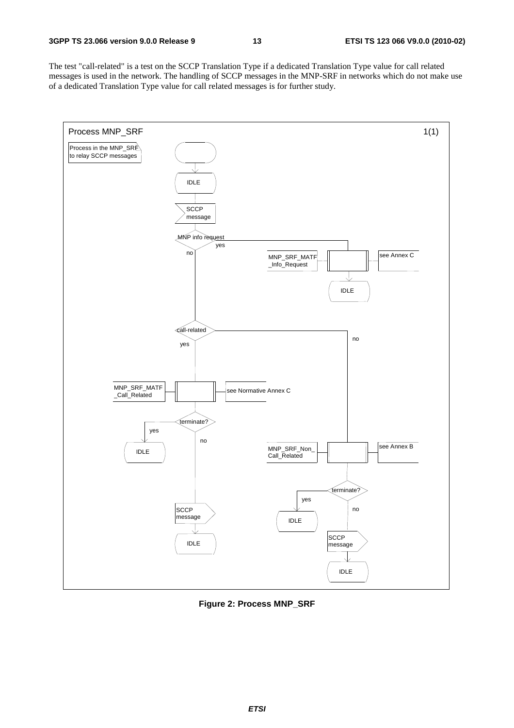The test "call-related" is a test on the SCCP Translation Type if a dedicated Translation Type value for call related messages is used in the network. The handling of SCCP messages in the MNP-SRF in networks which do not make use of a dedicated Translation Type value for call related messages is for further study.

Process MNP_SRF 1(1)

Process in the MNP_SRF to relay SCCP messages

IDLE

SCCP message

MNP info request

yes

no

MNP_SRF_MATF_Info_Request

see Annex C

IDLE

call-related

no

yes

MNP_SRF_MATF_Call_Related

see Normative Annex C

terminate?

yes

no

IDLE

MNP_SRF_Non_Call_Related

see Annex B

terminate?

yes

no

IDLE

SCCP message

IDLE

SCCP message

IDLE

**Figure 2: Process MNP_SRF**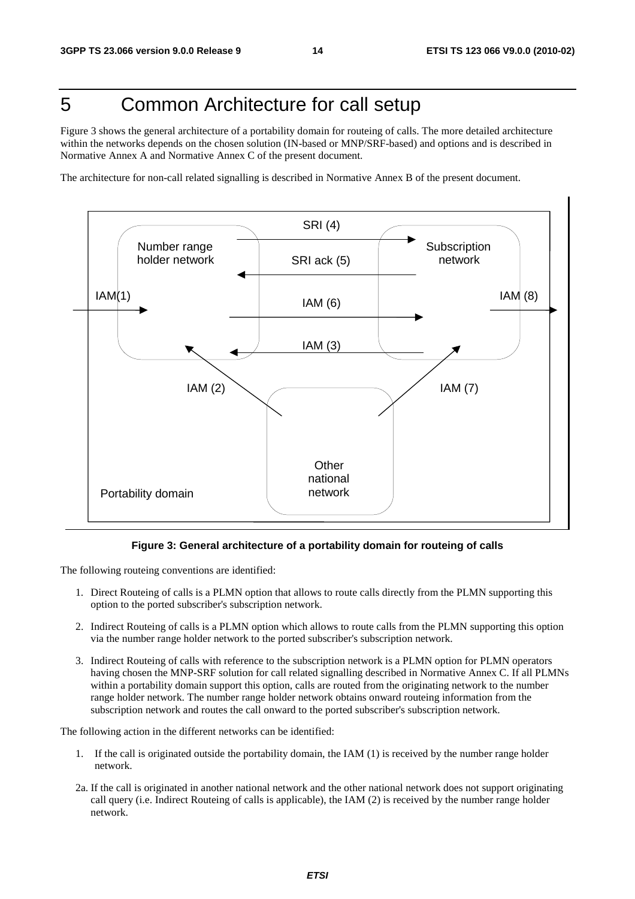# 5 Common Architecture for call setup

Figure 3 shows the general architecture of a portability domain for routeing of calls. The more detailed architecture within the networks depends on the chosen solution (IN-based or MNP/SRF-based) and options and is described in Normative Annex A and Normative Annex C of the present document.

The architecture for non-call related signalling is described in Normative Annex B of the present document.

**Figure 3: General architecture of a portability domain for routeing of calls**

The following routeing conventions are identified:

1. Direct Routeing of calls is a PLMN option that allows to route calls directly from the PLMN supporting this option to the ported subscriber's subscription network.
2. Indirect Routeing of calls is a PLMN option which allows to route calls from the PLMN supporting this option via the number range holder network to the ported subscriber's subscription network.
3. Indirect Routeing of calls with reference to the subscription network is a PLMN option for PLMN operators having chosen the MNP-SRF solution for call related signalling described in Normative Annex C. If all PLMNs within a portability domain support this option, calls are routed from the originating network to the number range holder network. The number range holder network obtains onward routeing information from the subscription network and routes the call onward to the ported subscriber's subscription network.

The following action in the different networks can be identified:

1. If the call is originated outside the portability domain, the IAM (1) is received by the number range holder network.

2a. If the call is originated in another national network and the other national network does not support originating call query (i.e. Indirect Routeing of calls is applicable), the IAM (2) is received by the number range holder network.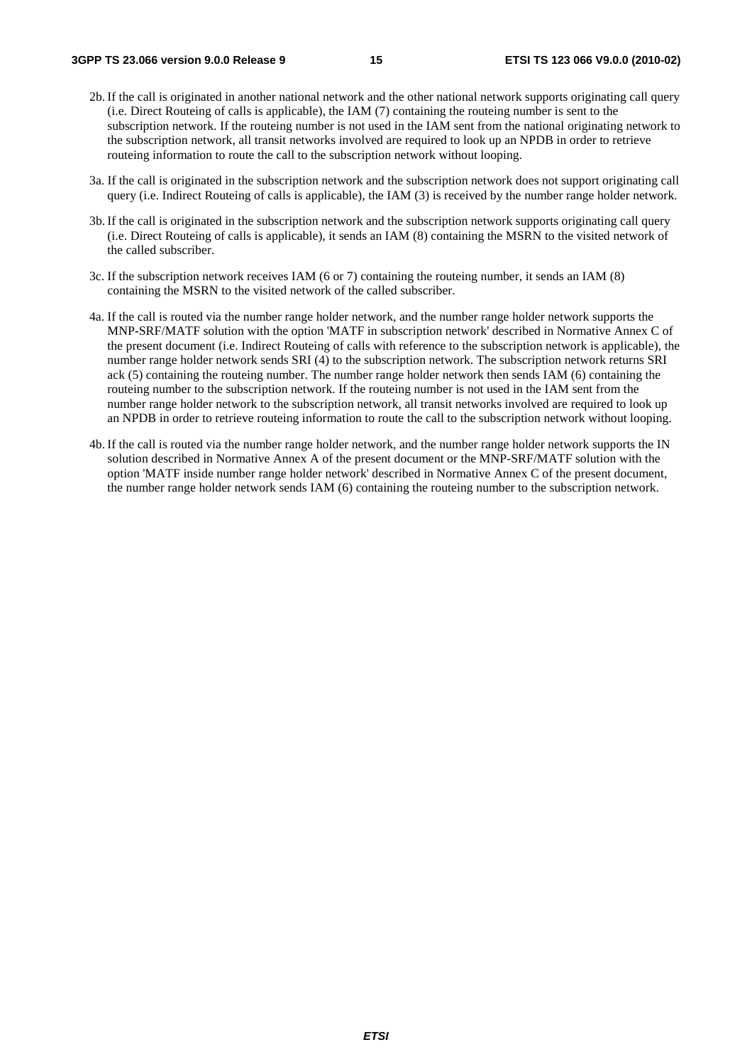2b. If the call is originated in another national network and the other national network supports originating call query (i.e. Direct Routeing of calls is applicable), the IAM (7) containing the routeing number is sent to the subscription network. If the routeing number is not used in the IAM sent from the national originating network to the subscription network, all transit networks involved are required to look up an NPDB in order to retrieve routeing information to route the call to the subscription network without looping.

3a. If the call is originated in the subscription network and the subscription network does not support originating call query (i.e. Indirect Routeing of calls is applicable), the IAM (3) is received by the number range holder network.

3b. If the call is originated in the subscription network and the subscription network supports originating call query (i.e. Direct Routeing of calls is applicable), it sends an IAM (8) containing the MSRN to the visited network of the called subscriber.

3c. If the subscription network receives IAM (6 or 7) containing the routeing number, it sends an IAM (8) containing the MSRN to the visited network of the called subscriber.

4a. If the call is routed via the number range holder network, and the number range holder network supports the MNP-SRF/MATF solution with the option 'MATF in subscription network' described in Normative Annex C of the present document (i.e. Indirect Routeing of calls with reference to the subscription network is applicable), the number range holder network sends SRI (4) to the subscription network. The subscription network returns SRI ack (5) containing the routeing number. The number range holder network then sends IAM (6) containing the routeing number to the subscription network. If the routeing number is not used in the IAM sent from the number range holder network to the subscription network, all transit networks involved are required to look up an NPDB in order to retrieve routeing information to route the call to the subscription network without looping.

4b. If the call is routed via the number range holder network, and the number range holder network supports the IN solution described in Normative Annex A of the present document or the MNP-SRF/MATF solution with the option 'MATF inside number range holder network' described in Normative Annex C of the present document, the number range holder network sends IAM (6) containing the routeing number to the subscription network.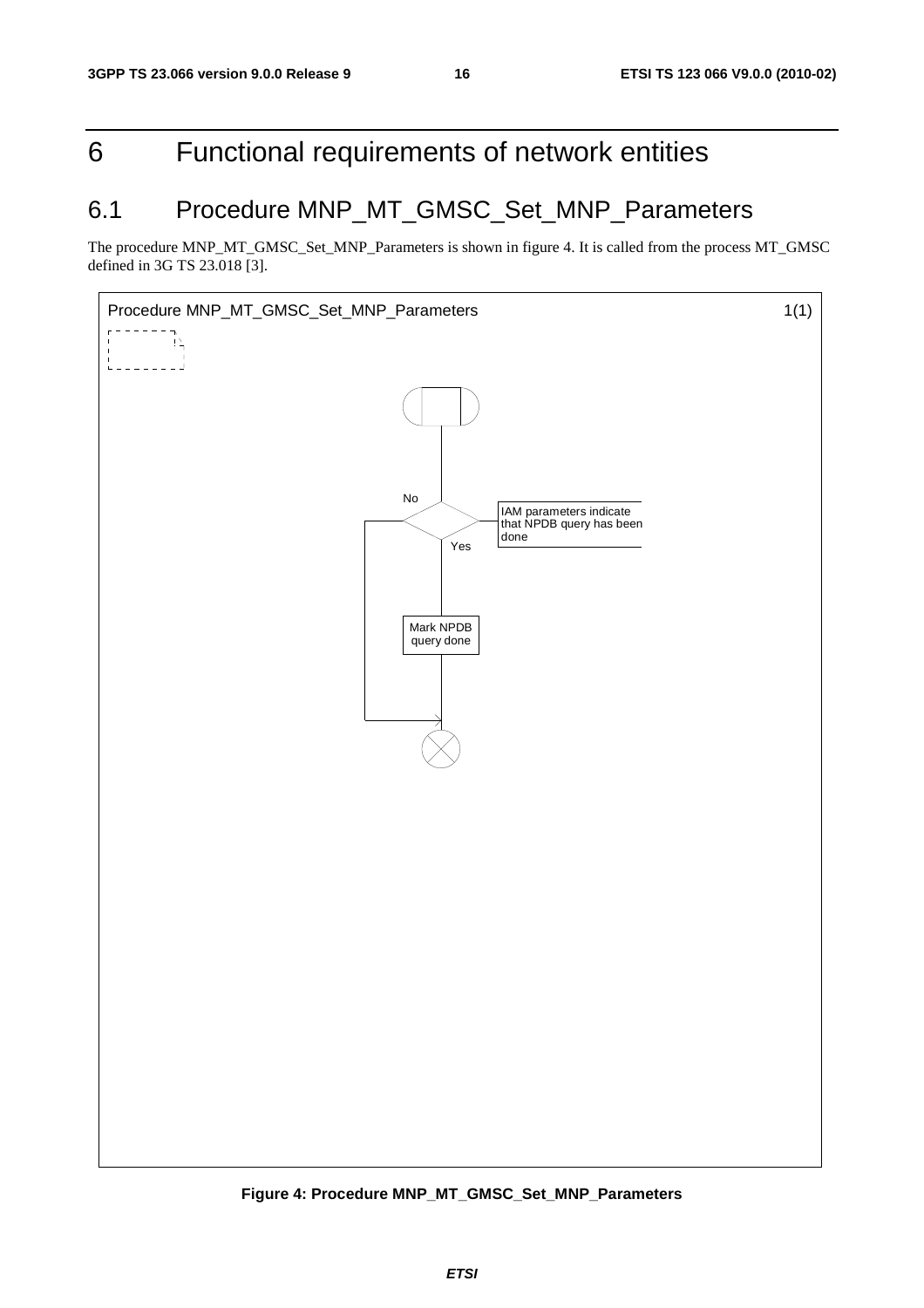# 6 Functional requirements of network entities

## 6.1 Procedure MNP_MT_GMSC_Set_MNP_Parameters

The procedure MNP_MT_GMSC_Set_MNP_Parameters is shown in figure 4. It is called from the process MT_GMSC defined in 3G TS 23.018 [3].

Procedure MNP_MT_GMSC_Set_MNP_Parameters 1(1)

IAM parameters indicate that NPDB query has been done

No

Yes

Mark NPDB query done

**Figure 4: Procedure MNP_MT_GMSC_Set_MNP_Parameters**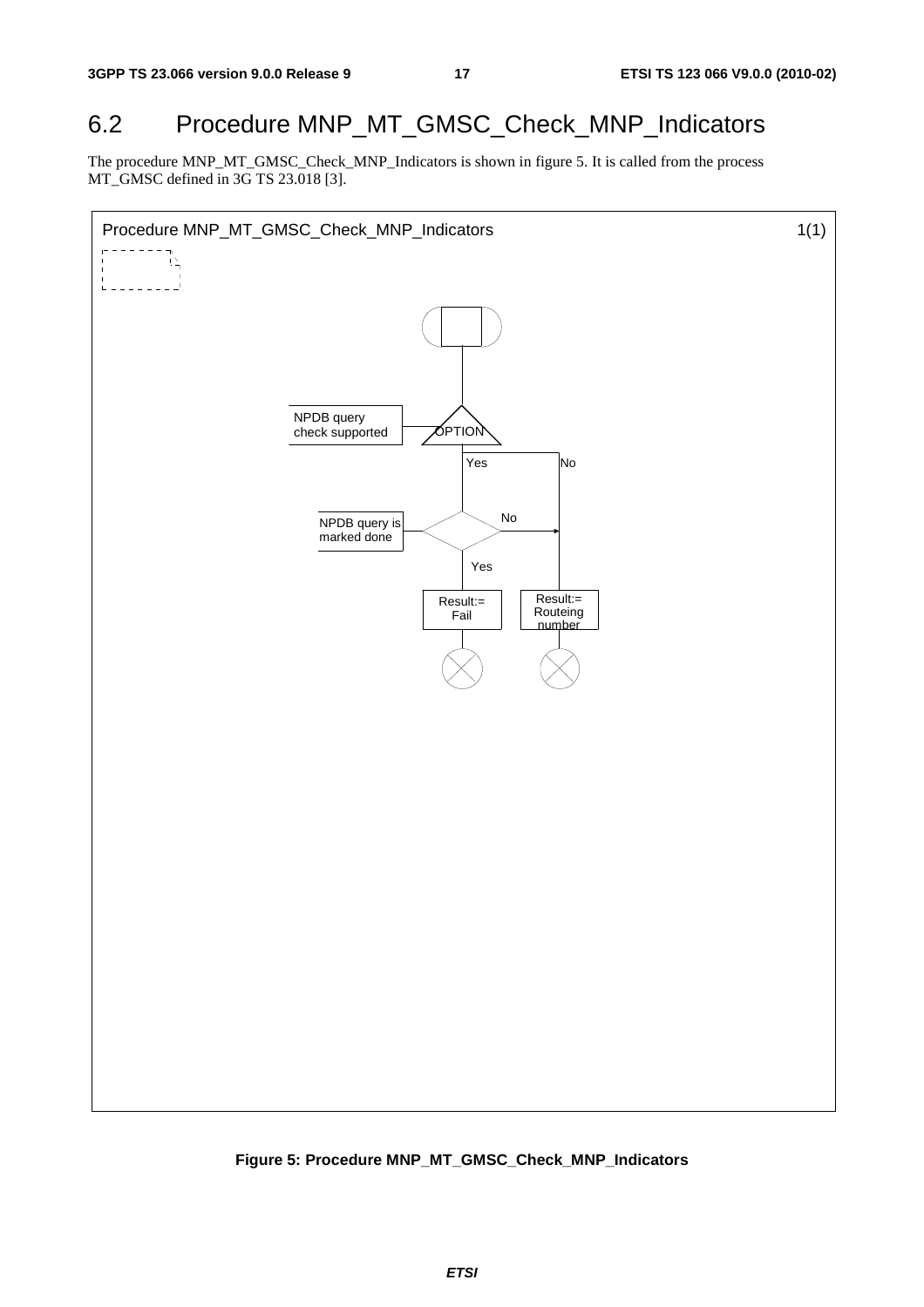## 6.2 Procedure MNP_MT_GMSC_Check_MNP_Indicators

The procedure MNP_MT_GMSC_Check_MNP_Indicators is shown in figure 5. It is called from the process MT_GMSC defined in 3G TS 23.018 [3].

**Figure 5: Procedure MNP_MT_GMSC_Check_MNP_Indicators**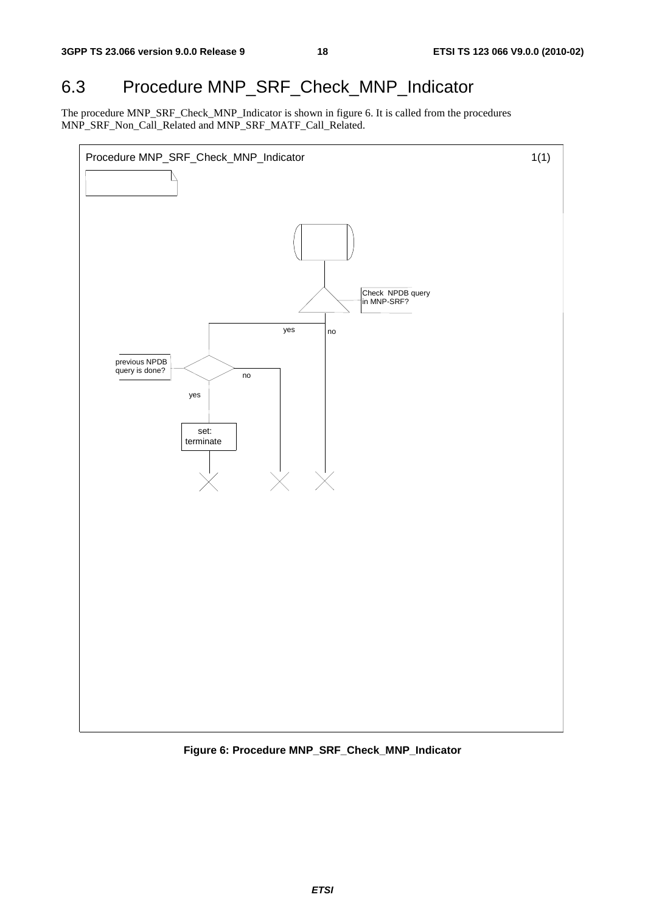# 6.3 Procedure MNP_SRF_Check_MNP_Indicator

The procedure MNP_SRF_Check_MNP_Indicator is shown in figure 6. It is called from the procedures MNP_SRF_Non_Call_Related and MNP_SRF_MATF_Call_Related.

Procedure MNP_SRF_Check_MNP_Indicator 1(1)

Check NPDB query in MNP-SRF?

yes

no

previous NPDB query is done?

no

yes

set: terminate

**Figure 6: Procedure MNP_SRF_Check_MNP_Indicator**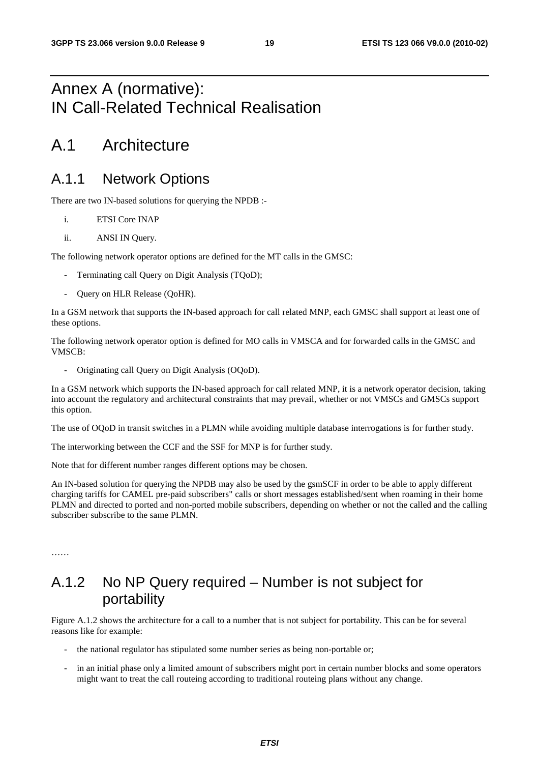# Annex A (normative): IN Call-Related Technical Realisation

## A.1 Architecture

### A.1.1 Network Options

There are two IN-based solutions for querying the NPDB :-

i. ETSI Core INAP

ii. ANSI IN Query.

The following network operator options are defined for the MT calls in the GMSC:

- Terminating call Query on Digit Analysis (TQoD);
- Query on HLR Release (QoHR).

In a GSM network that supports the IN-based approach for call related MNP, each GMSC shall support at least one of these options.

The following network operator option is defined for MO calls in VMSCA and for forwarded calls in the GMSC and VMSCB:

- Originating call Query on Digit Analysis (OQoD).

In a GSM network which supports the IN-based approach for call related MNP, it is a network operator decision, taking into account the regulatory and architectural constraints that may prevail, whether or not VMSCs and GMSCs support this option.

The use of OQoD in transit switches in a PLMN while avoiding multiple database interrogations is for further study.

The interworking between the CCF and the SSF for MNP is for further study.

Note that for different number ranges different options may be chosen.

An IN-based solution for querying the NPDB may also be used by the gsmSCF in order to be able to apply different charging tariffs for CAMEL pre-paid subscribers" calls or short messages established/sent when roaming in their home PLMN and directed to ported and non-ported mobile subscribers, depending on whether or not the called and the calling subscriber subscribe to the same PLMN.

……

### A.1.2 No NP Query required – Number is not subject for portability

Figure A.1.2 shows the architecture for a call to a number that is not subject for portability. This can be for several reasons like for example:

- the national regulator has stipulated some number series as being non-portable or;
- in an initial phase only a limited amount of subscribers might port in certain number blocks and some operators might want to treat the call routeing according to traditional routeing plans without any change.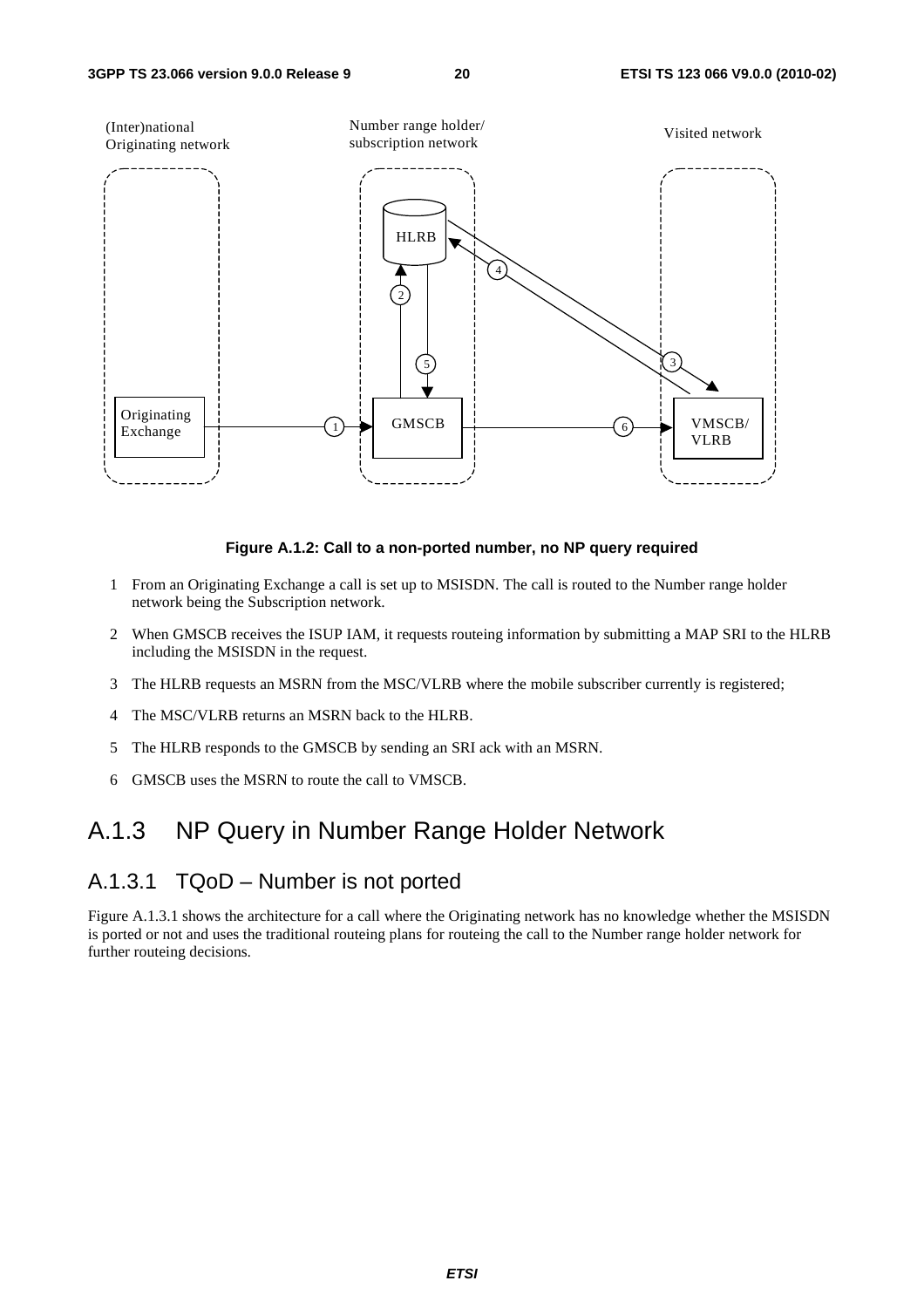**Figure A.1.2: Call to a non-ported number, no NP query required**

1. From an Originating Exchange a call is set up to MSISDN. The call is routed to the Number range holder network being the Subscription network.
2. When GMSCB receives the ISUP IAM, it requests routeing information by submitting a MAP SRI to the HLRB including the MSISDN in the request.
3. The HLRB requests an MSRN from the MSC/VLRB where the mobile subscriber currently is registered;
4. The MSC/VLRB returns an MSRN back to the HLRB.
5. The HLRB responds to the GMSCB by sending an SRI ack with an MSRN.
6. GMSCB uses the MSRN to route the call to VMSCB.

## A.1.3 NP Query in Number Range Holder Network

### A.1.3.1 TQoD – Number is not ported

Figure A.1.3.1 shows the architecture for a call where the Originating network has no knowledge whether the MSISDN is ported or not and uses the traditional routeing plans for routeing the call to the Number range holder network for further routeing decisions.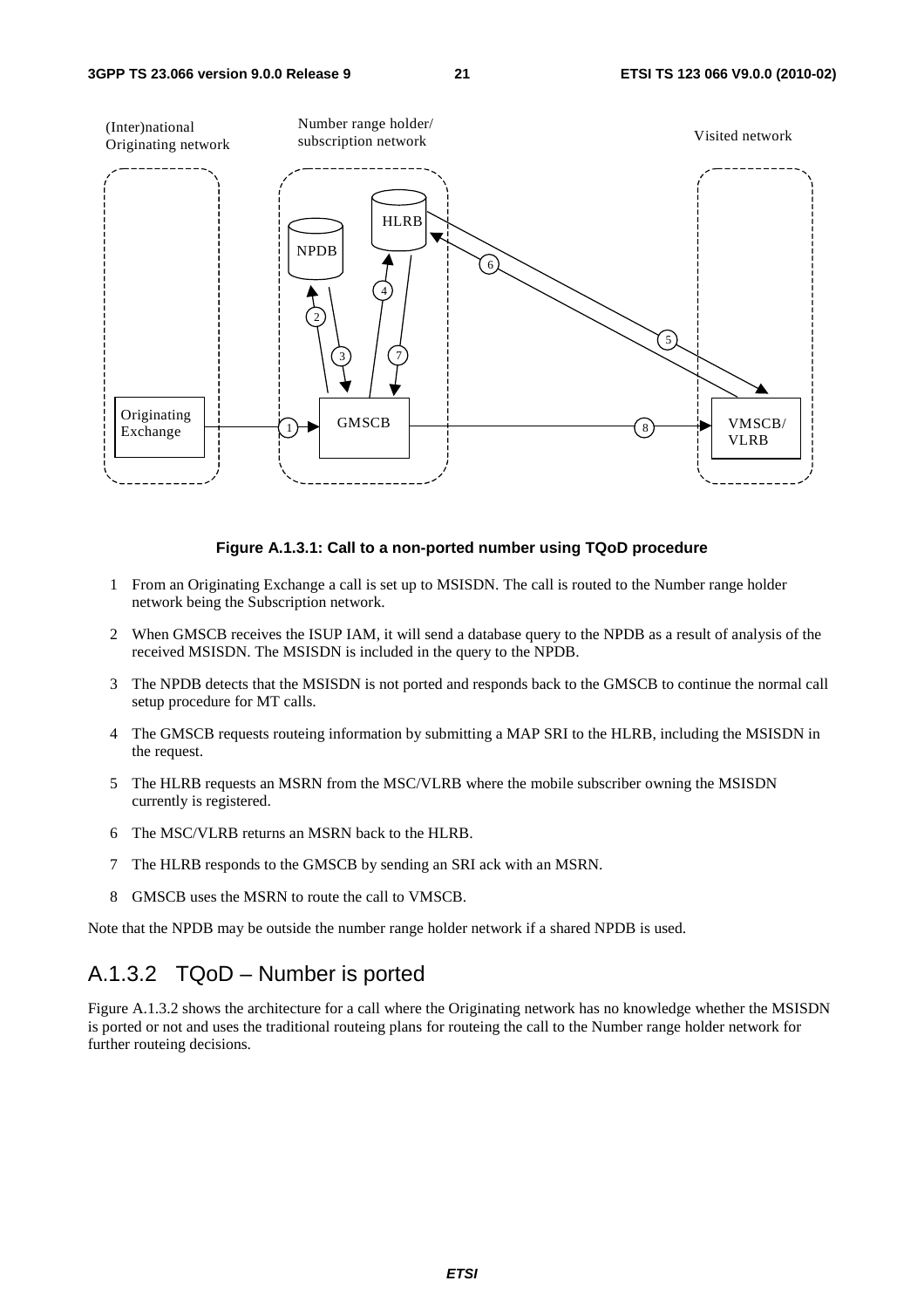**Figure A.1.3.1: Call to a non-ported number using TQoD procedure**

1. From an Originating Exchange a call is set up to MSISDN. The call is routed to the Number range holder network being the Subscription network.
2. When GMSCB receives the ISUP IAM, it will send a database query to the NPDB as a result of analysis of the received MSISDN. The MSISDN is included in the query to the NPDB.
3. The NPDB detects that the MSISDN is not ported and responds back to the GMSCB to continue the normal call setup procedure for MT calls.
4. The GMSCB requests routeing information by submitting a MAP SRI to the HLRB, including the MSISDN in the request.
5. The HLRB requests an MSRN from the MSC/VLRB where the mobile subscriber owning the MSISDN currently is registered.
6. The MSC/VLRB returns an MSRN back to the HLRB.
7. The HLRB responds to the GMSCB by sending an SRI ack with an MSRN.
8. GMSCB uses the MSRN to route the call to VMSCB.

Note that the NPDB may be outside the number range holder network if a shared NPDB is used.

### A.1.3.2 TQoD – Number is ported

Figure A.1.3.2 shows the architecture for a call where the Originating network has no knowledge whether the MSISDN is ported or not and uses the traditional routeing plans for routeing the call to the Number range holder network for further routeing decisions.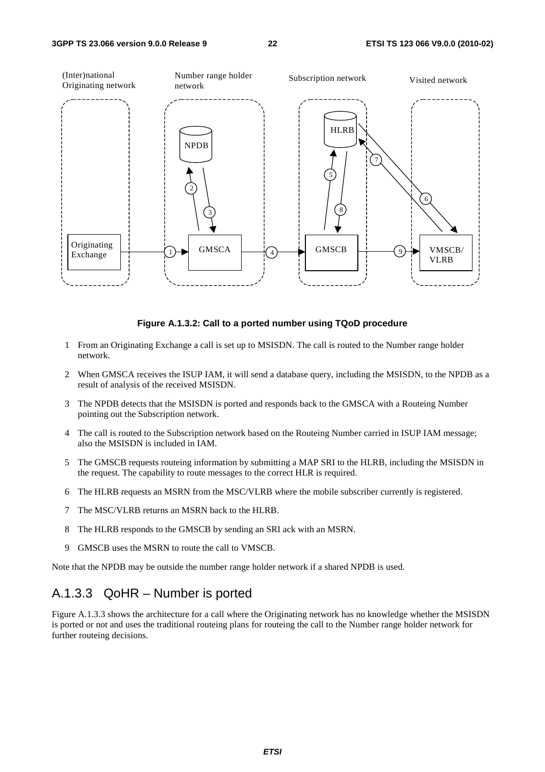**Figure A.1.3.2: Call to a ported number using TQoD procedure**

1 From an Originating Exchange a call is set up to MSISDN. The call is routed to the Number range holder network.

2 When GMSCA receives the ISUP IAM, it will send a database query, including the MSISDN, to the NPDB as a result of analysis of the received MSISDN.

3 The NPDB detects that the MSISDN is ported and responds back to the GMSCA with a Routeing Number pointing out the Subscription network.

4 The call is routed to the Subscription network based on the Routeing Number carried in ISUP IAM message; also the MSISDN is included in IAM.

5 The GMSCB requests routeing information by submitting a MAP SRI to the HLRB, including the MSISDN in the request. The capability to route messages to the correct HLR is required.

6 The HLRB requests an MSRN from the MSC/VLRB where the mobile subscriber currently is registered.

7 The MSC/VLRB returns an MSRN back to the HLRB.

8 The HLRB responds to the GMSCB by sending an SRI ack with an MSRN.

9 GMSCB uses the MSRN to route the call to VMSCB.

Note that the NPDB may be outside the number range holder network if a shared NPDB is used.

## A.1.3.3 QoHR – Number is ported

Figure A.1.3.3 shows the architecture for a call where the Originating network has no knowledge whether the MSISDN is ported or not and uses the traditional routeing plans for routeing the call to the Number range holder network for further routeing decisions.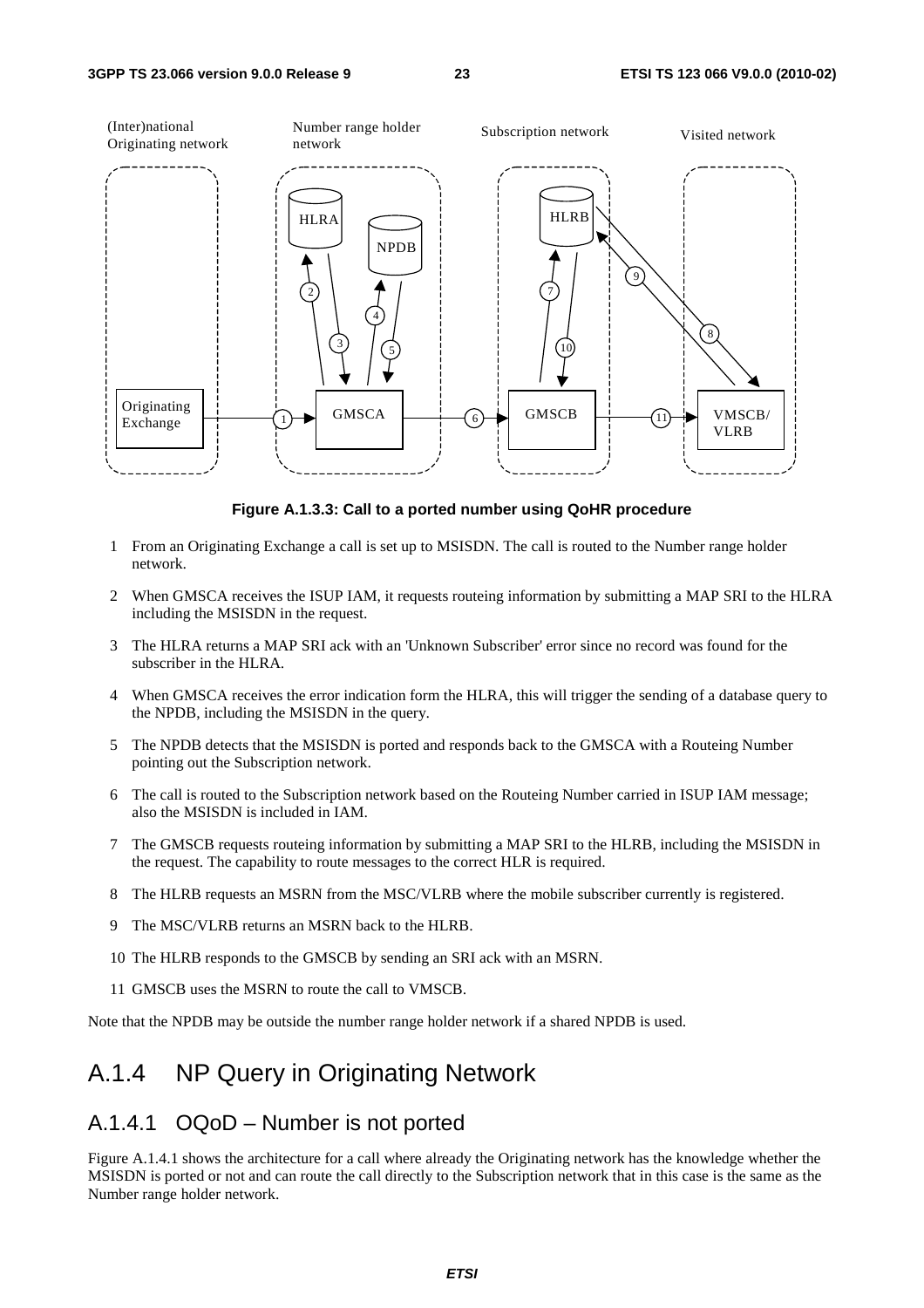**Figure A.1.3.3: Call to a ported number using QoHR procedure**

1 From an Originating Exchange a call is set up to MSISDN. The call is routed to the Number range holder network.

2 When GMSCA receives the ISUP IAM, it requests routeing information by submitting a MAP SRI to the HLRA including the MSISDN in the request.

3 The HLRA returns a MAP SRI ack with an 'Unknown Subscriber' error since no record was found for the subscriber in the HLRA.

4 When GMSCA receives the error indication form the HLRA, this will trigger the sending of a database query to the NPDB, including the MSISDN in the query.

5 The NPDB detects that the MSISDN is ported and responds back to the GMSCA with a Routeing Number pointing out the Subscription network.

6 The call is routed to the Subscription network based on the Routeing Number carried in ISUP IAM message; also the MSISDN is included in IAM.

7 The GMSCB requests routeing information by submitting a MAP SRI to the HLRB, including the MSISDN in the request. The capability to route messages to the correct HLR is required.

8 The HLRB requests an MSRN from the MSC/VLRB where the mobile subscriber currently is registered.

9 The MSC/VLRB returns an MSRN back to the HLRB.

10 The HLRB responds to the GMSCB by sending an SRI ack with an MSRN.

11 GMSCB uses the MSRN to route the call to VMSCB.

Note that the NPDB may be outside the number range holder network if a shared NPDB is used.

## A.1.4 NP Query in Originating Network

### A.1.4.1 OQoD – Number is not ported

Figure A.1.4.1 shows the architecture for a call where already the Originating network has the knowledge whether the MSISDN is ported or not and can route the call directly to the Subscription network that in this case is the same as the Number range holder network.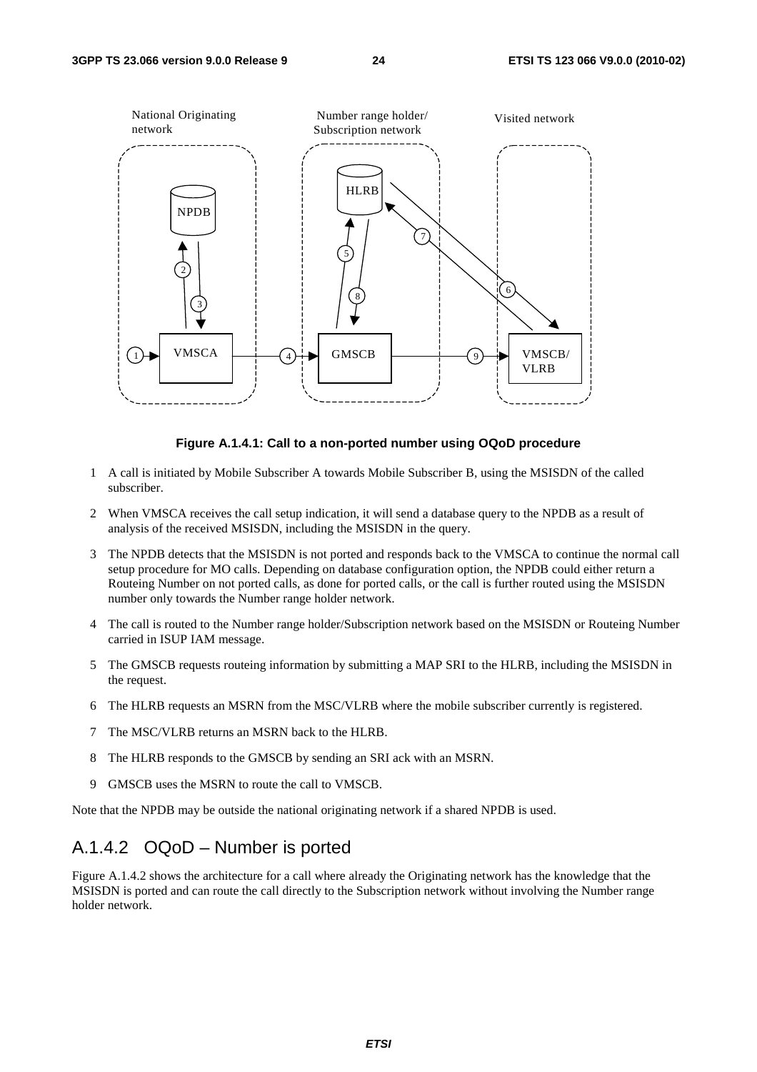Figure A.1.4.1: Call to a non-ported number using OQoD procedure

1 A call is initiated by Mobile Subscriber A towards Mobile Subscriber B, using the MSISDN of the called subscriber.

2 When VMSCA receives the call setup indication, it will send a database query to the NPDB as a result of analysis of the received MSISDN, including the MSISDN in the query.

3 The NPDB detects that the MSISDN is not ported and responds back to the VMSCA to continue the normal call setup procedure for MO calls. Depending on database configuration option, the NPDB could either return a Routeing Number on not ported calls, as done for ported calls, or the call is further routed using the MSISDN number only towards the Number range holder network.

4 The call is routed to the Number range holder/Subscription network based on the MSISDN or Routeing Number carried in ISUP IAM message.

5 The GMSCB requests routeing information by submitting a MAP SRI to the HLRB, including the MSISDN in the request.

6 The HLRB requests an MSRN from the MSC/VLRB where the mobile subscriber currently is registered.

7 The MSC/VLRB returns an MSRN back to the HLRB.

8 The HLRB responds to the GMSCB by sending an SRI ack with an MSRN.

9 GMSCB uses the MSRN to route the call to VMSCB.

Note that the NPDB may be outside the national originating network if a shared NPDB is used.

## A.1.4.2 OQoD – Number is ported

Figure A.1.4.2 shows the architecture for a call where already the Originating network has the knowledge that the MSISDN is ported and can route the call directly to the Subscription network without involving the Number range holder network.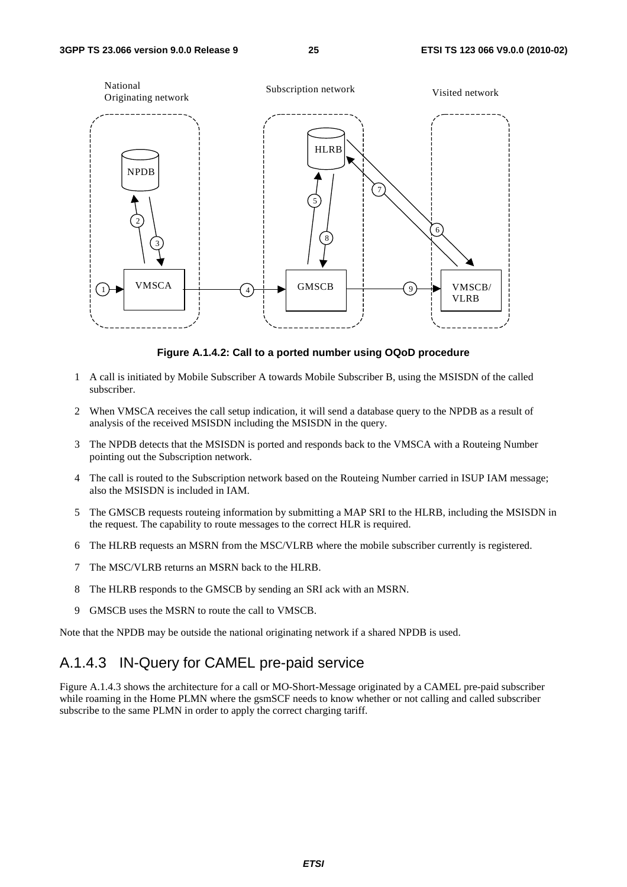**Figure A.1.4.2: Call to a ported number using OQoD procedure**

1 A call is initiated by Mobile Subscriber A towards Mobile Subscriber B, using the MSISDN of the called subscriber.

2 When VMSCA receives the call setup indication, it will send a database query to the NPDB as a result of analysis of the received MSISDN including the MSISDN in the query.

3 The NPDB detects that the MSISDN is ported and responds back to the VMSCA with a Routeing Number pointing out the Subscription network.

4 The call is routed to the Subscription network based on the Routeing Number carried in ISUP IAM message; also the MSISDN is included in IAM.

5 The GMSCB requests routeing information by submitting a MAP SRI to the HLRB, including the MSISDN in the request. The capability to route messages to the correct HLR is required.

6 The HLRB requests an MSRN from the MSC/VLRB where the mobile subscriber currently is registered.

7 The MSC/VLRB returns an MSRN back to the HLRB.

8 The HLRB responds to the GMSCB by sending an SRI ack with an MSRN.

9 GMSCB uses the MSRN to route the call to VMSCB.

Note that the NPDB may be outside the national originating network if a shared NPDB is used.

### A.1.4.3 IN-Query for CAMEL pre-paid service

Figure A.1.4.3 shows the architecture for a call or MO-Short-Message originated by a CAMEL pre-paid subscriber while roaming in the Home PLMN where the gsmSCF needs to know whether or not calling and called subscriber subscribe to the same PLMN in order to apply the correct charging tariff.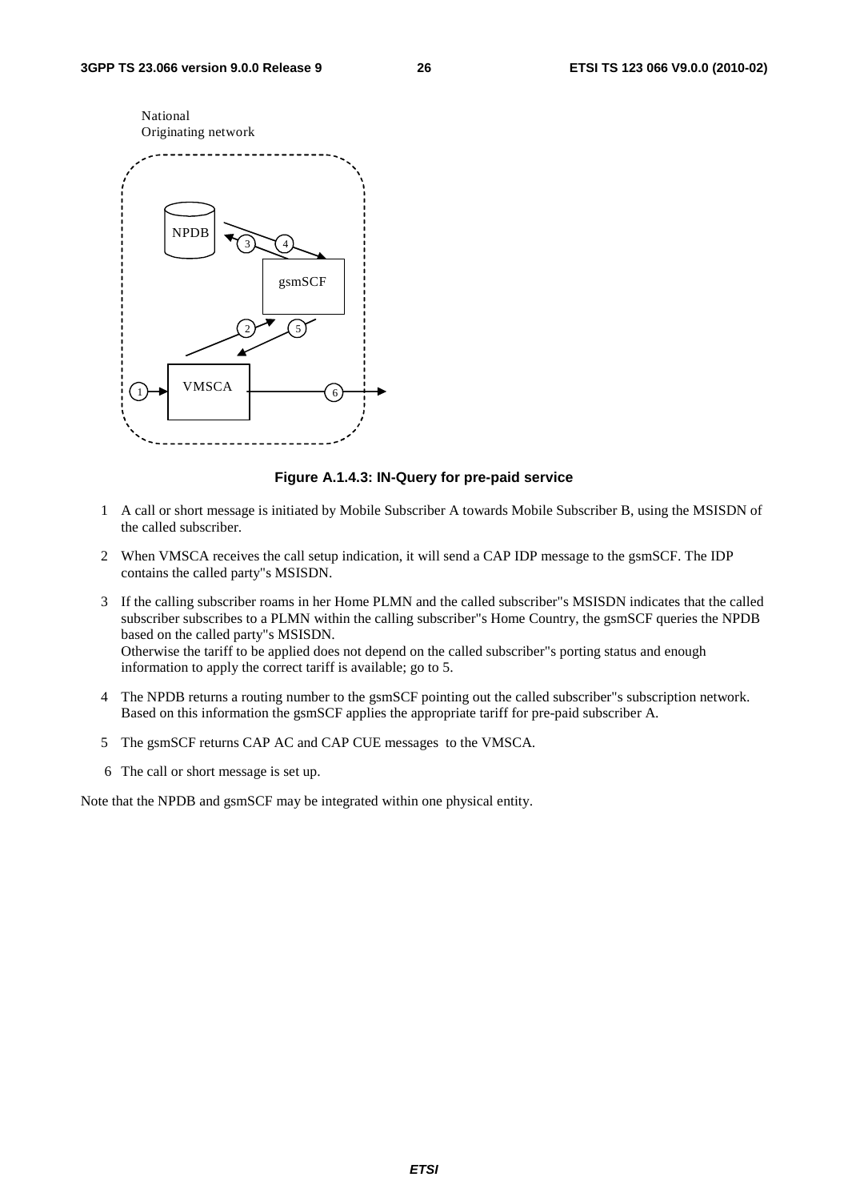National
Originating network

Figure A.1.4.3: IN-Query for pre-paid service

1 A call or short message is initiated by Mobile Subscriber A towards Mobile Subscriber B, using the MSISDN of the called subscriber.

2 When VMSCA receives the call setup indication, it will send a CAP IDP message to the gsmSCF. The IDP contains the called party"s MSISDN.

3 If the calling subscriber roams in her Home PLMN and the called subscriber"s MSISDN indicates that the called subscriber subscribes to a PLMN within the calling subscriber"s Home Country, the gsmSCF queries the NPDB based on the called party"s MSISDN.
Otherwise the tariff to be applied does not depend on the called subscriber"s porting status and enough information to apply the correct tariff is available; go to 5.

4 The NPDB returns a routing number to the gsmSCF pointing out the called subscriber"s subscription network. Based on this information the gsmSCF applies the appropriate tariff for pre-paid subscriber A.

5 The gsmSCF returns CAP AC and CAP CUE messages to the VMSCA.

6 The call or short message is set up.

Note that the NPDB and gsmSCF may be integrated within one physical entity.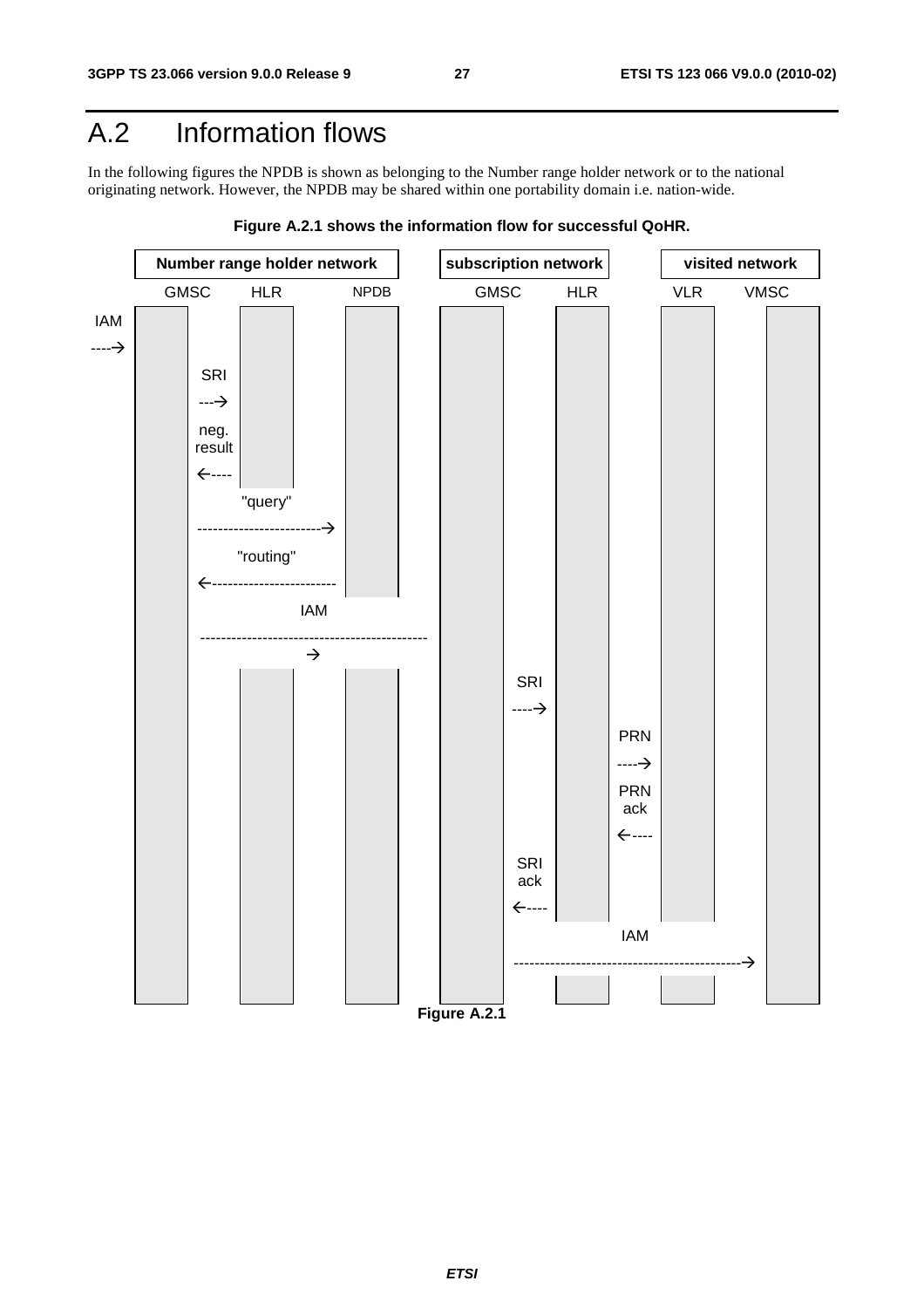# A.2 Information flows

In the following figures the NPDB is shown as belonging to the Number range holder network or to the national originating network. However, the NPDB may be shared within one portability domain i.e. nation-wide.

**Figure A.2.1 shows the information flow for successful QoHR.**

| Number range holder network | | | subscription network | | visited network | |
|---|---|---|---|---|---|---|
| GMSC | HLR | NPDB | GMSC | HLR | VLR | VMSC |

IAM ---->

SRI --->

neg. result <----

"query" ------------------------>

"routing" <------------------------

IAM -------------------------------------------->

SRI ---->

PRN ---->

PRN ack <----

SRI ack <----

IAM -------------------------------------------->

**Figure A.2.1**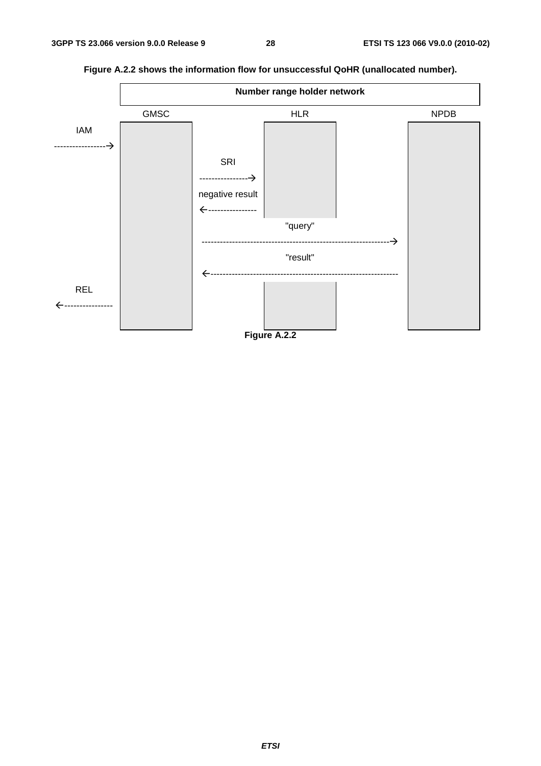**Figure A.2.2 shows the information flow for unsuccessful QoHR (unallocated number).**

```
                          Number range holder network

                    GMSC                HLR                     NPDB
 IAM
 ----------------->
                           SRI
                          ---------------->
                          negative result
                          <----------------
                                      "query"
                          -------------------------------------------->
                                      "result"
                          <--------------------------------------------
 REL
 <----------------
```

**Figure A.2.2**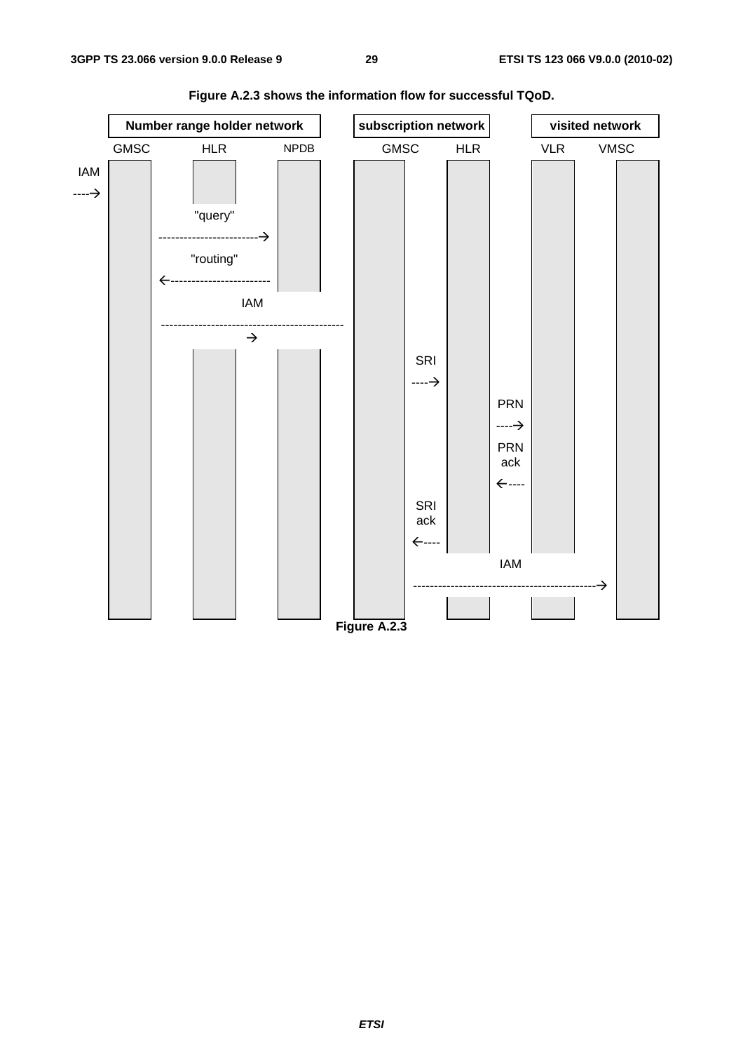Figure A.2.3 shows the information flow for successful TQoD.

| Number range holder network | | | subscription network | | visited network | |
|---|---|---|---|---|---|---|
| GMSC | HLR | NPDB | GMSC | HLR | VLR | VMSC |

- IAM ----> (to Number range holder GMSC)
- "query" ------------------------> (HLR to NPDB)
- "routing" <------------------------ (NPDB to HLR)
- IAM -------------------------------------------> (Number range holder GMSC to subscription network GMSC)
- SRI ----> (subscription GMSC to HLR)
- PRN ----> (HLR to VLR)
- PRN ack <---- (VLR to HLR)
- SRI ack <---- (HLR to subscription GMSC)
- IAM -------------------------------------------> (subscription GMSC to VMSC)

**Figure A.2.3**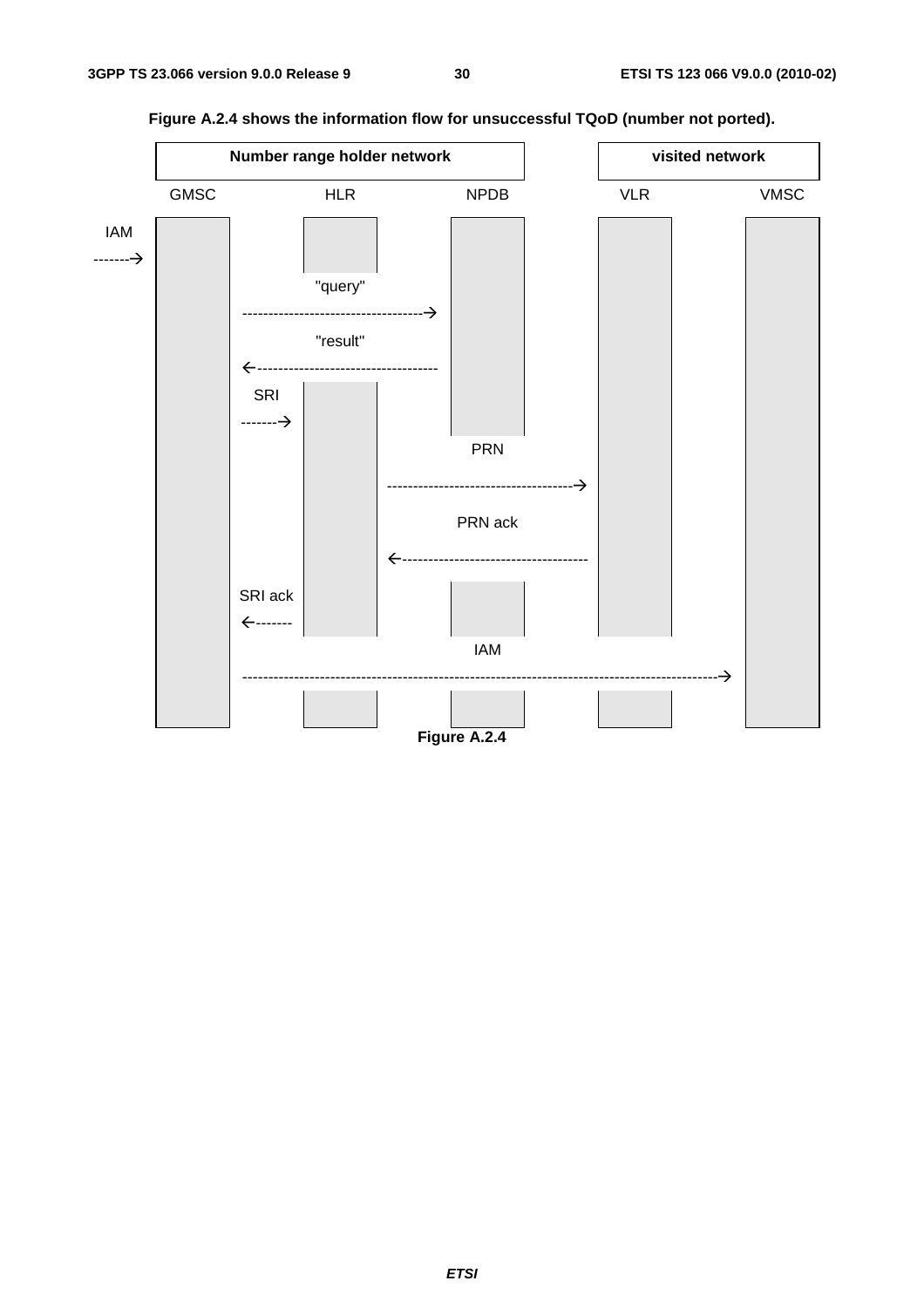**Figure A.2.4 shows the information flow for unsuccessful TQoD (number not ported).**

```
           Number range holder network                    visited network
    GMSC            HLR             NPDB              VLR             VMSC
IAM
------->
                   "query"
          ---------------------------------->
                   "result"
          <----------------------------------
          SRI
          ------->
                                     PRN
                          ------------------------------------>
                                   PRN ack
                          <------------------------------------
          SRI ack
          <-------
                                     IAM
          ------------------------------------------------------------------------------->
```

**Figure A.2.4**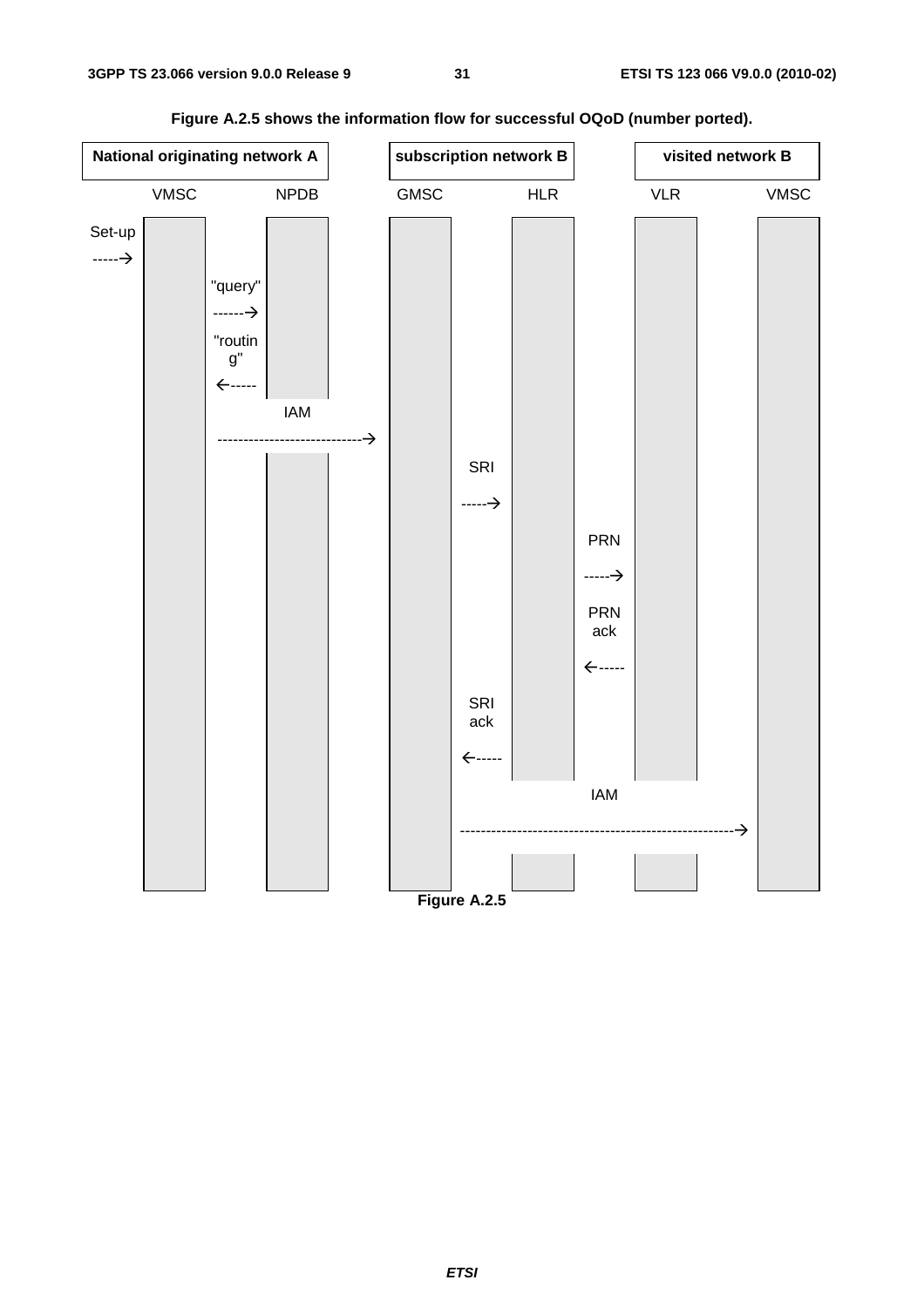**Figure A.2.5 shows the information flow for successful OQoD (number ported).**

| National originating network A | | subscription network B | | visited network B | |
|---|---|---|---|---|---|
| VMSC | NPDB | GMSC | HLR | VLR | VMSC |

Set-up -----→ VMSC

VMSC "query" ------→ NPDB

NPDB "routing" ←----- VMSC

VMSC IAM ----------------------------→ GMSC

GMSC SRI -----→ HLR

HLR PRN -----→ VLR

VLR PRN ack ←----- HLR

HLR SRI ack ←----- GMSC

GMSC IAM ----------------------------------------------------→ VMSC

**Figure A.2.5**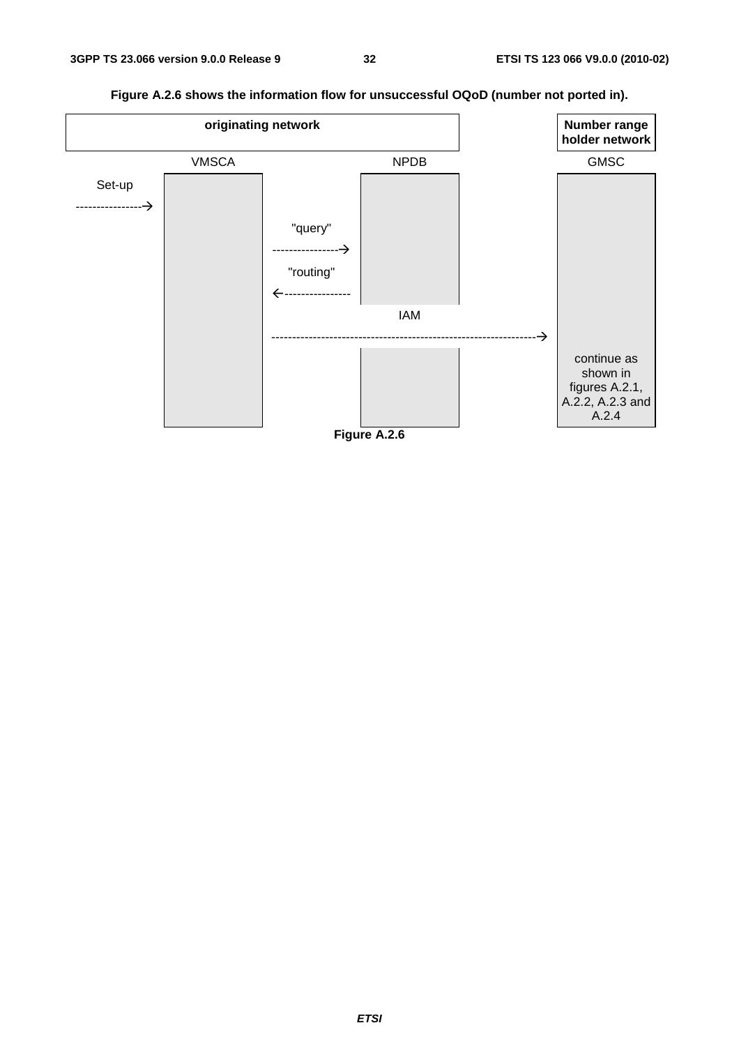**Figure A.2.6 shows the information flow for unsuccessful OQoD (number not ported in).**

| originating network | | Number range holder network |
|---|---|---|
| VMSCA | NPDB | GMSC |

```
          VMSCA                    NPDB                     GMSC
Set-up
---------------->
                  "query"
                  ---------------->
                  "routing"
                  <----------------
                                   IAM
                  ------------------------------------------>
                                                            continue as
                                                            shown in
                                                            figures A.2.1,
                                                            A.2.2, A.2.3 and
                                                            A.2.4
```

**Figure A.2.6**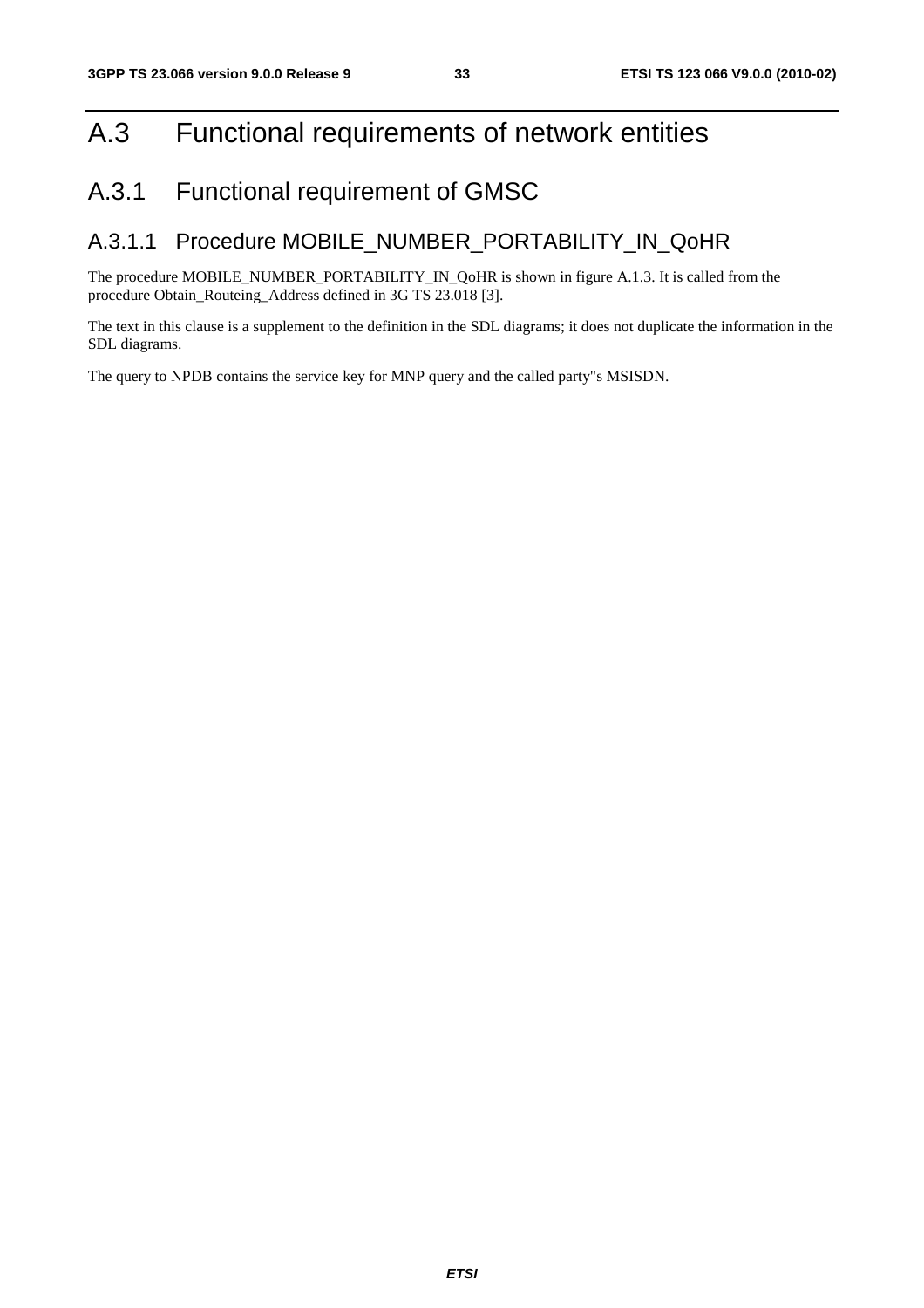# A.3 Functional requirements of network entities

## A.3.1 Functional requirement of GMSC

### A.3.1.1 Procedure MOBILE_NUMBER_PORTABILITY_IN_QoHR

The procedure MOBILE_NUMBER_PORTABILITY_IN_QoHR is shown in figure A.1.3. It is called from the procedure Obtain_Routeing_Address defined in 3G TS 23.018 [3].

The text in this clause is a supplement to the definition in the SDL diagrams; it does not duplicate the information in the SDL diagrams.

The query to NPDB contains the service key for MNP query and the called party"s MSISDN.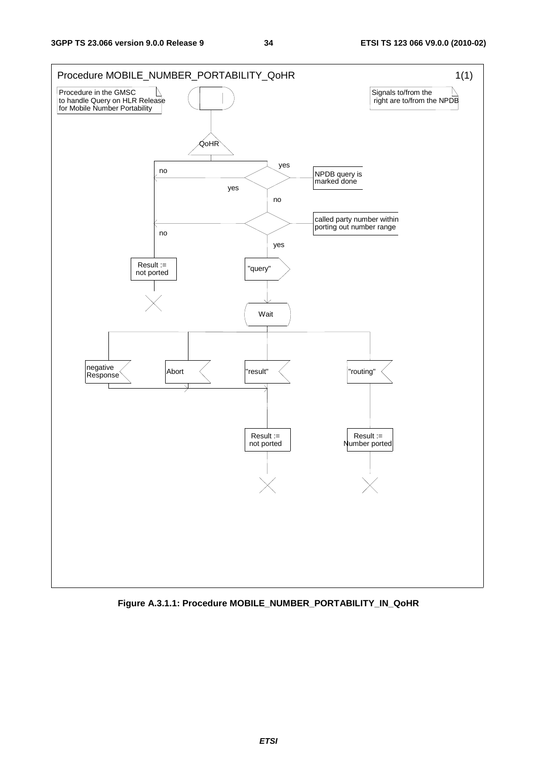Procedure MOBILE_NUMBER_PORTABILITY_QoHR 1(1)

Procedure in the GMSC to handle Query on HLR Release for Mobile Number Portability

Signals to/from the right are to/from the NPDB

QoHR

NPDB query is marked done

yes

no

yes

no

called party number within porting out number range

no

yes

Result := not ported

"query"

Wait

negative Response

Abort

"result"

"routing"

Result := not ported

Result := Number ported

**Figure A.3.1.1: Procedure MOBILE_NUMBER_PORTABILITY_IN_QoHR**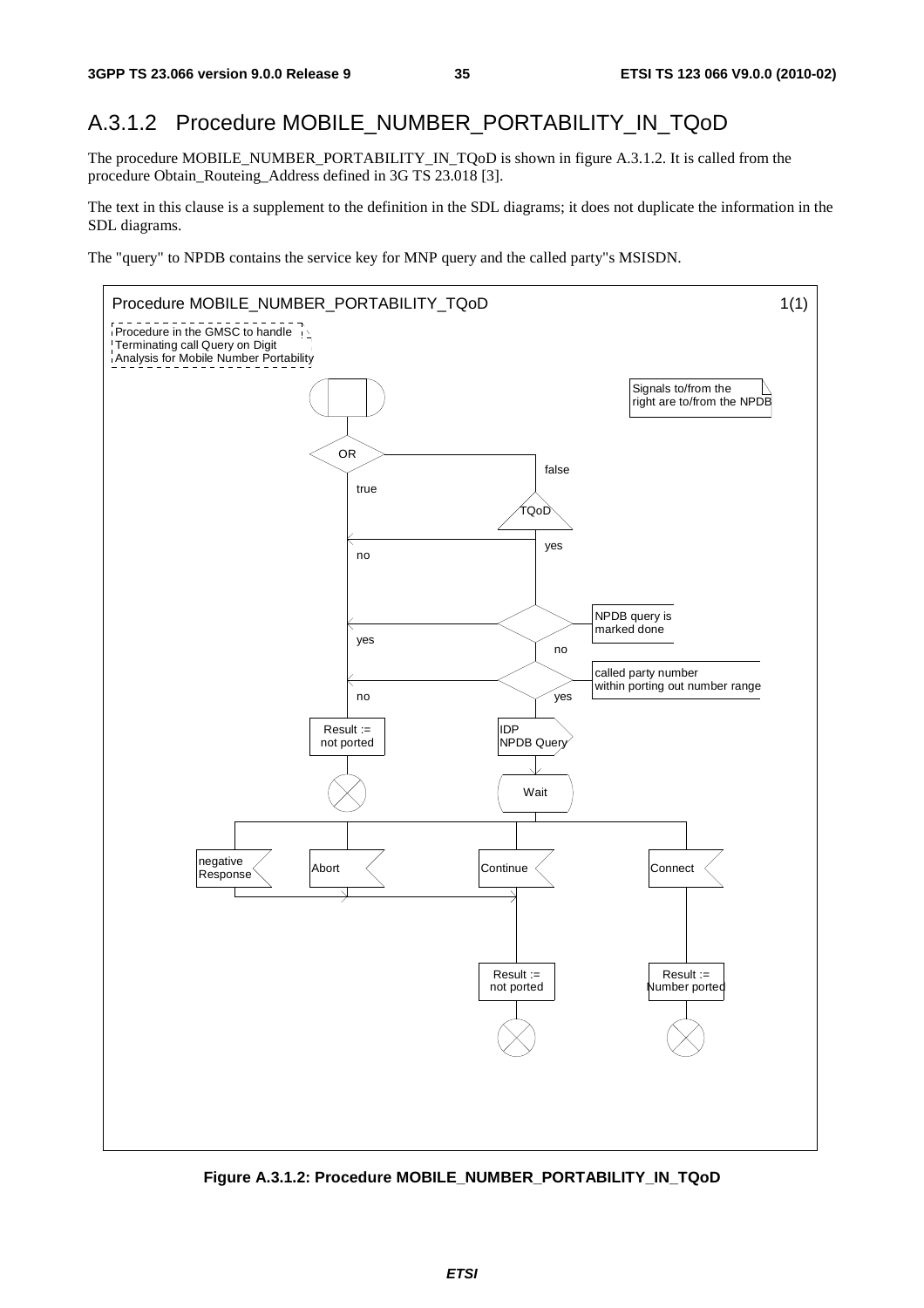## A.3.1.2 Procedure MOBILE_NUMBER_PORTABILITY_IN_TQoD

The procedure MOBILE_NUMBER_PORTABILITY_IN_TQoD is shown in figure A.3.1.2. It is called from the procedure Obtain_Routeing_Address defined in 3G TS 23.018 [3].

The text in this clause is a supplement to the definition in the SDL diagrams; it does not duplicate the information in the SDL diagrams.

The "query" to NPDB contains the service key for MNP query and the called party"s MSISDN.

Procedure MOBILE_NUMBER_PORTABILITY_TQoD 1(1)

Procedure in the GMSC to handle Terminating call Query on Digit Analysis for Mobile Number Portability

Signals to/from the right are to/from the NPDB

OR

true

false

TQoD

yes

no

NPDB query is marked done

yes

no

called party number within porting out number range

no

yes

Result := not ported

IDP NPDB Query

Wait

negative Response

Abort

Continue

Connect

Result := not ported

Result := Number ported

**Figure A.3.1.2: Procedure MOBILE_NUMBER_PORTABILITY_IN_TQoD**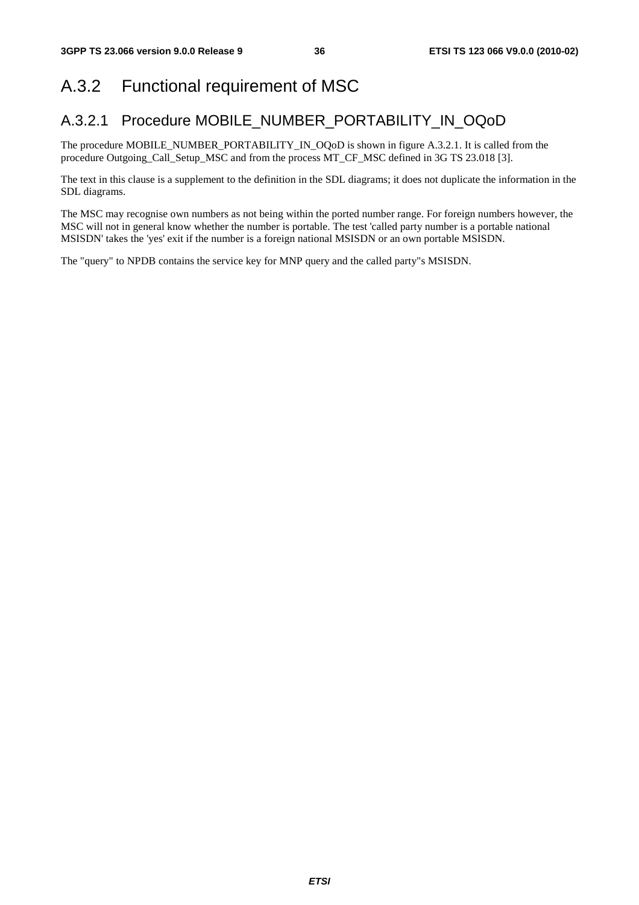# A.3.2 Functional requirement of MSC

## A.3.2.1 Procedure MOBILE_NUMBER_PORTABILITY_IN_OQoD

The procedure MOBILE_NUMBER_PORTABILITY_IN_OQoD is shown in figure A.3.2.1. It is called from the procedure Outgoing_Call_Setup_MSC and from the process MT_CF_MSC defined in 3G TS 23.018 [3].

The text in this clause is a supplement to the definition in the SDL diagrams; it does not duplicate the information in the SDL diagrams.

The MSC may recognise own numbers as not being within the ported number range. For foreign numbers however, the MSC will not in general know whether the number is portable. The test 'called party number is a portable national MSISDN' takes the 'yes' exit if the number is a foreign national MSISDN or an own portable MSISDN.

The "query" to NPDB contains the service key for MNP query and the called party"s MSISDN.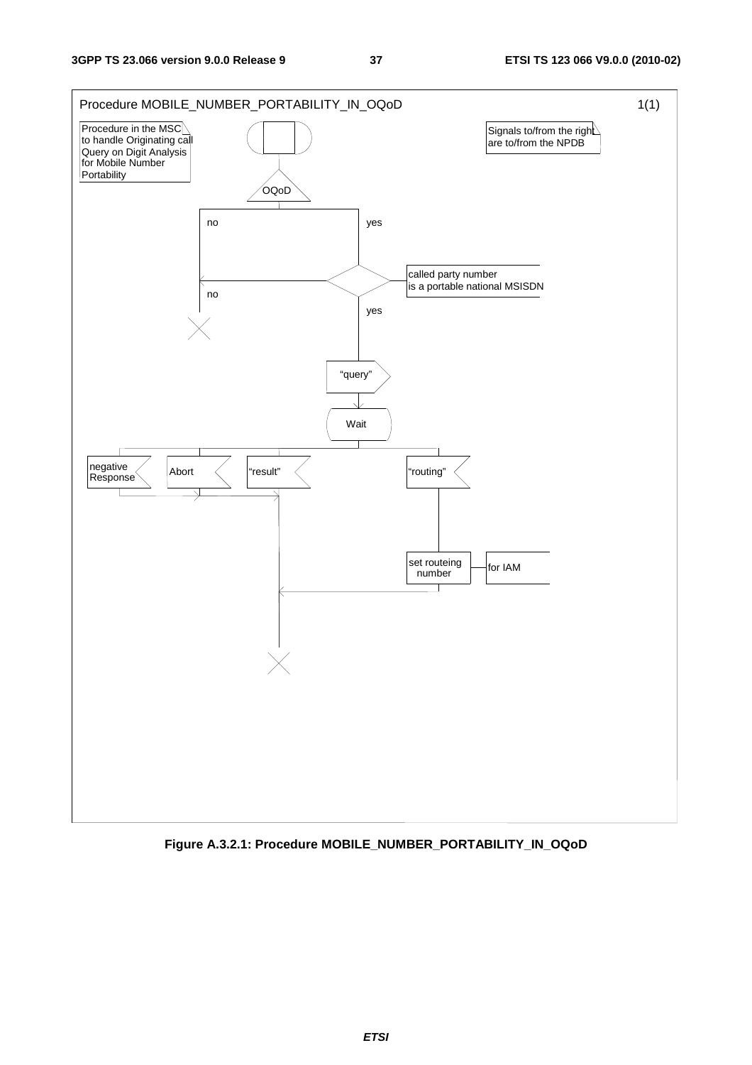Procedure MOBILE_NUMBER_PORTABILITY_IN_OQoD 1(1)

Procedure in the MSC to handle Originating call Query on Digit Analysis for Mobile Number Portability

Signals to/from the right are to/from the NPDB

OQoD

no

yes

called party number is a portable national MSISDN

no

yes

"query"

Wait

negative Response

Abort

"result"

"routing"

set routeing number

for IAM

**Figure A.3.2.1: Procedure MOBILE_NUMBER_PORTABILITY_IN_OQoD**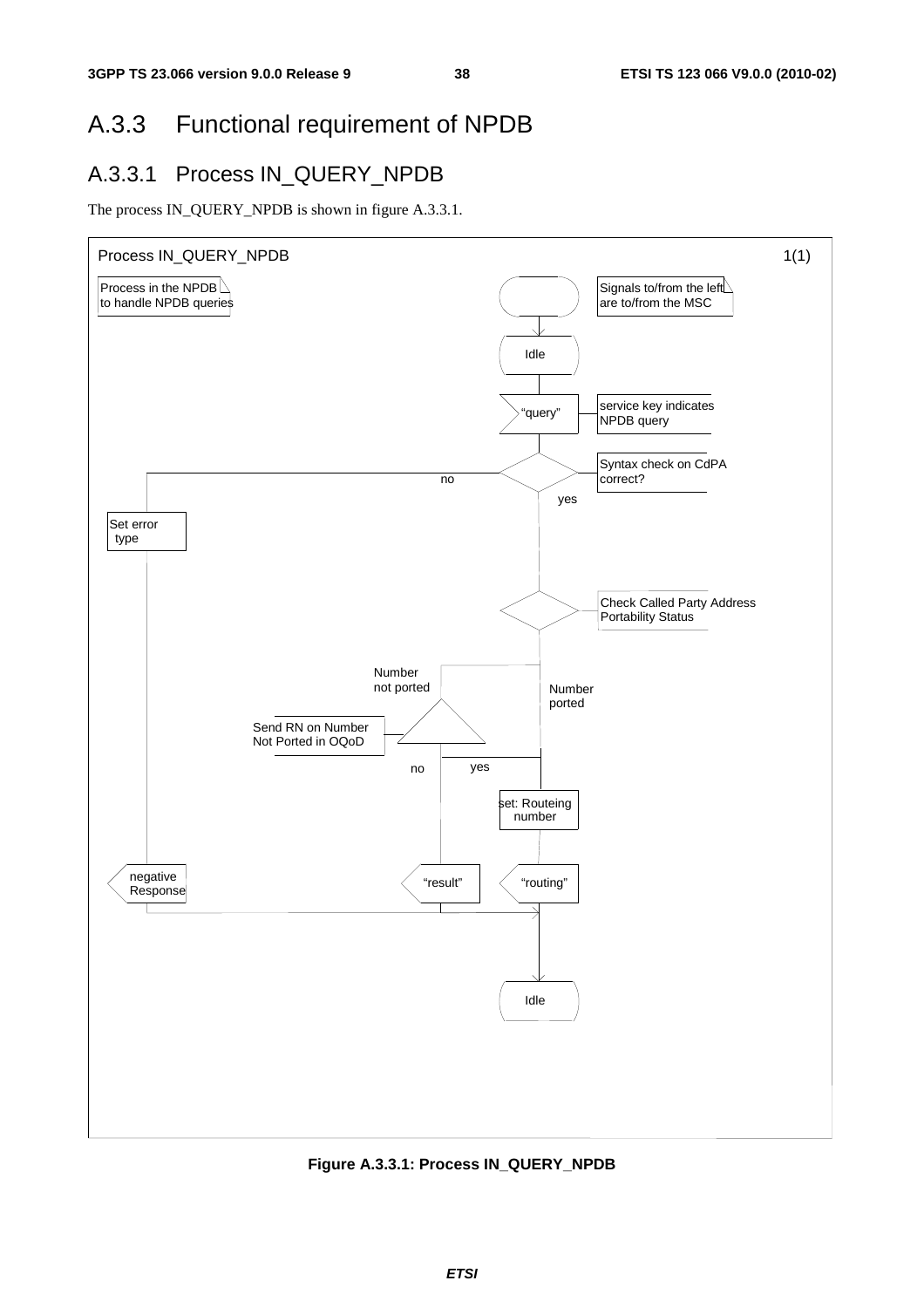## A.3.3 Functional requirement of NPDB

### A.3.3.1 Process IN_QUERY_NPDB

The process IN_QUERY_NPDB is shown in figure A.3.3.1.

Process IN_QUERY_NPDB 1(1)

Process in the NPDB to handle NPDB queries

Signals to/from the left are to/from the MSC

Idle

"query"

service key indicates NPDB query

Syntax check on CdPA correct?

no

yes

Set error type

Check Called Party Address Portability Status

Number not ported

Number ported

Send RN on Number Not Ported in OQoD

no

yes

set: Routeing number

negative Response

"result"

"routing"

Idle

**Figure A.3.3.1: Process IN_QUERY_NPDB**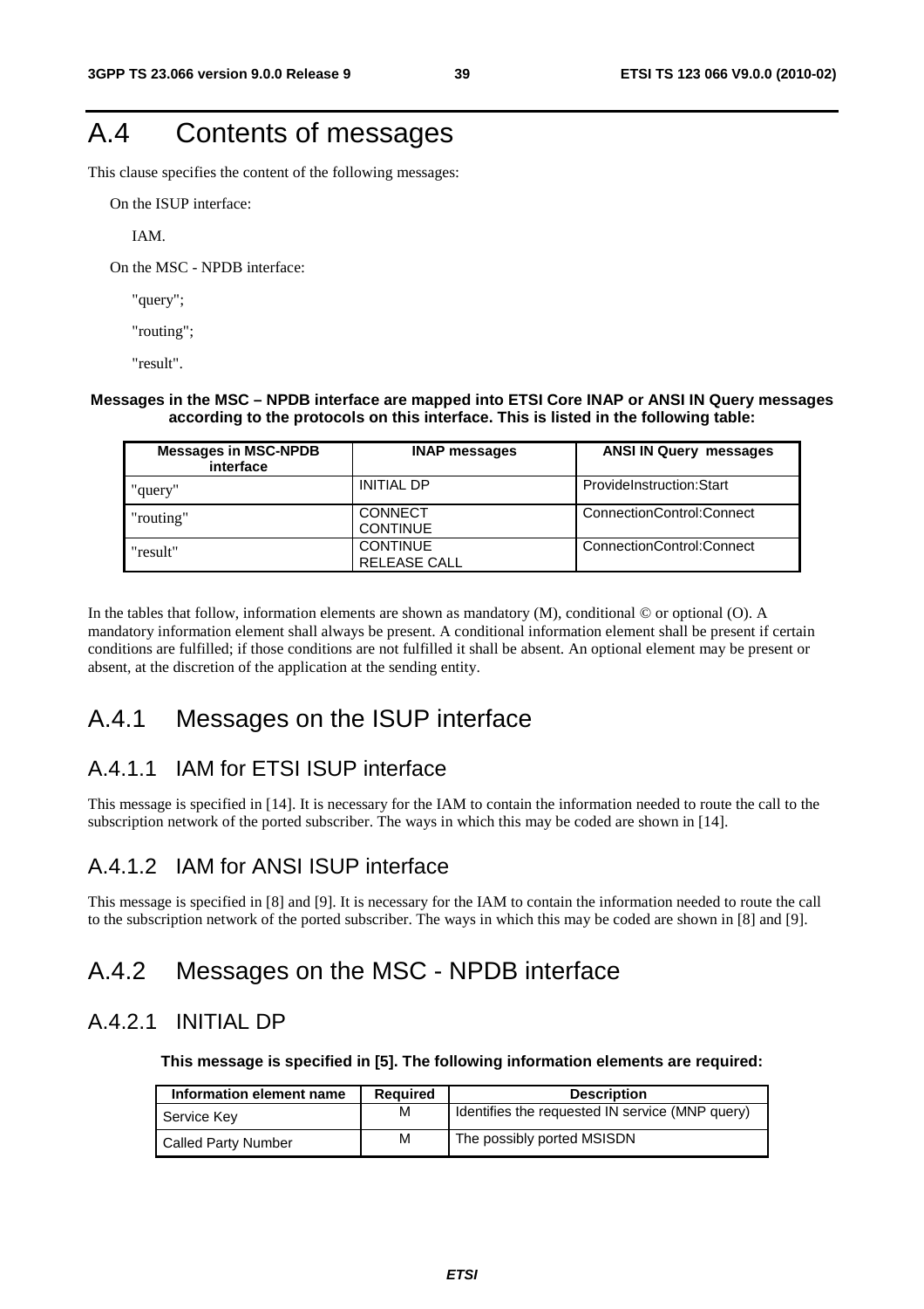# A.4 Contents of messages

This clause specifies the content of the following messages:

On the ISUP interface:

IAM.

On the MSC - NPDB interface:

"query";

"routing";

"result".

**Messages in the MSC – NPDB interface are mapped into ETSI Core INAP or ANSI IN Query messages according to the protocols on this interface. This is listed in the following table:**

| Messages in MSC-NPDB interface | INAP messages | ANSI IN Query messages |
|---|---|---|
| "query" | INITIAL DP | ProvideInstruction:Start |
| "routing" | CONNECT<br>CONTINUE | ConnectionControl:Connect |
| "result" | CONTINUE<br>RELEASE CALL | ConnectionControl:Connect |

In the tables that follow, information elements are shown as mandatory (M), conditional © or optional (O). A mandatory information element shall always be present. A conditional information element shall be present if certain conditions are fulfilled; if those conditions are not fulfilled it shall be absent. An optional element may be present or absent, at the discretion of the application at the sending entity.

## A.4.1 Messages on the ISUP interface

### A.4.1.1 IAM for ETSI ISUP interface

This message is specified in [14]. It is necessary for the IAM to contain the information needed to route the call to the subscription network of the ported subscriber. The ways in which this may be coded are shown in [14].

### A.4.1.2 IAM for ANSI ISUP interface

This message is specified in [8] and [9]. It is necessary for the IAM to contain the information needed to route the call to the subscription network of the ported subscriber. The ways in which this may be coded are shown in [8] and [9].

## A.4.2 Messages on the MSC - NPDB interface

### A.4.2.1 INITIAL DP

**This message is specified in [5]. The following information elements are required:**

| Information element name | Required | Description |
|---|---|---|
| Service Key | M | Identifies the requested IN service (MNP query) |
| Called Party Number | M | The possibly ported MSISDN |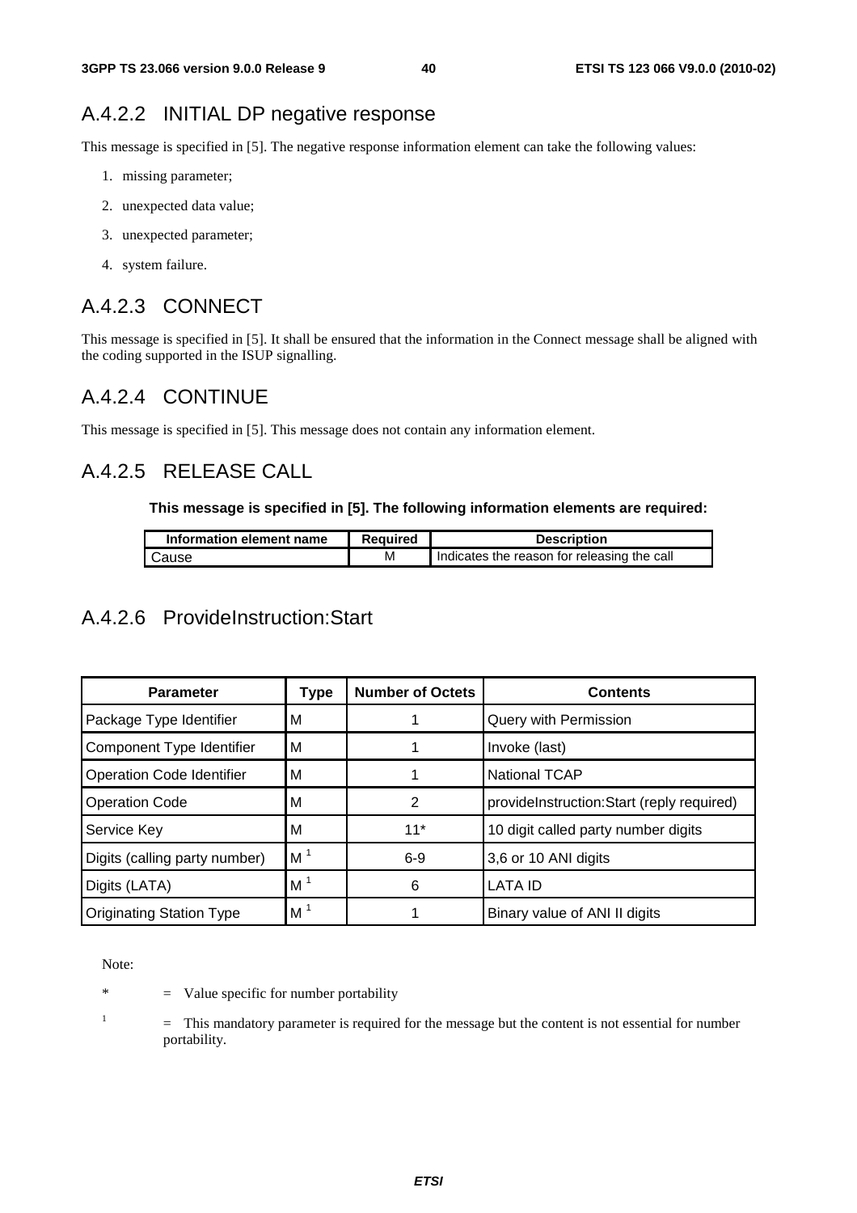### A.4.2.2 INITIAL DP negative response

This message is specified in [5]. The negative response information element can take the following values:

1. missing parameter;
2. unexpected data value;
3. unexpected parameter;
4. system failure.

### A.4.2.3 CONNECT

This message is specified in [5]. It shall be ensured that the information in the Connect message shall be aligned with the coding supported in the ISUP signalling.

### A.4.2.4 CONTINUE

This message is specified in [5]. This message does not contain any information element.

### A.4.2.5 RELEASE CALL

**This message is specified in [5]. The following information elements are required:**

| Information element name | Required | Description |
|---|---|---|
| Cause | M | Indicates the reason for releasing the call |

### A.4.2.6 ProvideInstruction:Start

| Parameter | Type | Number of Octets | Contents |
|---|---|---|---|
| Package Type Identifier | M | 1 | Query with Permission |
| Component Type Identifier | M | 1 | Invoke (last) |
| Operation Code Identifier | M | 1 | National TCAP |
| Operation Code | M | 2 | provideInstruction:Start (reply required) |
| Service Key | M | 11* | 10 digit called party number digits |
| Digits (calling party number) | M [1] | 6-9 | 3,6 or 10 ANI digits |
| Digits (LATA) | M [1] | 6 | LATA ID |
| Originating Station Type | M [1] | 1 | Binary value of ANI II digits |

Note:

\* = Value specific for number portability

[1] = This mandatory parameter is required for the message but the content is not essential for number portability.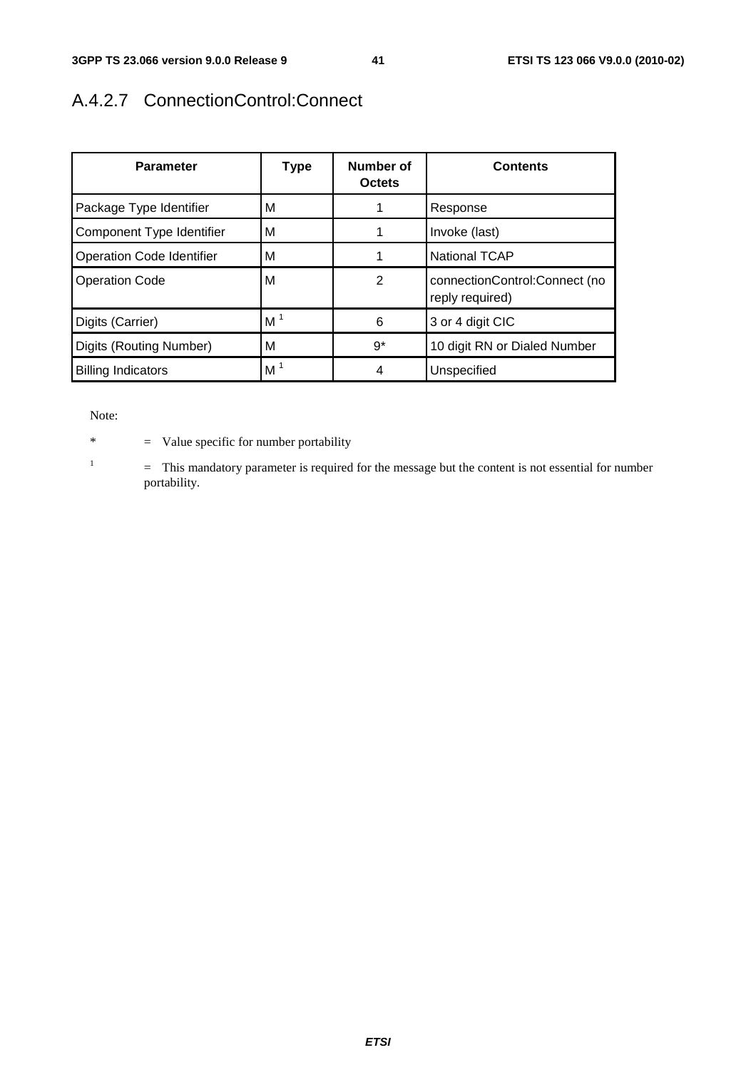## A.4.2.7 ConnectionControl:Connect

| Parameter | Type | Number of Octets | Contents |
|---|---|---|---|
| Package Type Identifier | M | 1 | Response |
| Component Type Identifier | M | 1 | Invoke (last) |
| Operation Code Identifier | M | 1 | National TCAP |
| Operation Code | M | 2 | connectionControl:Connect (no reply required) |
| Digits (Carrier) | M [1] | 6 | 3 or 4 digit CIC |
| Digits (Routing Number) | M | 9* | 10 digit RN or Dialed Number |
| Billing Indicators | M [1] | 4 | Unspecified |

Note:

\* = Value specific for number portability

[1] = This mandatory parameter is required for the message but the content is not essential for number portability.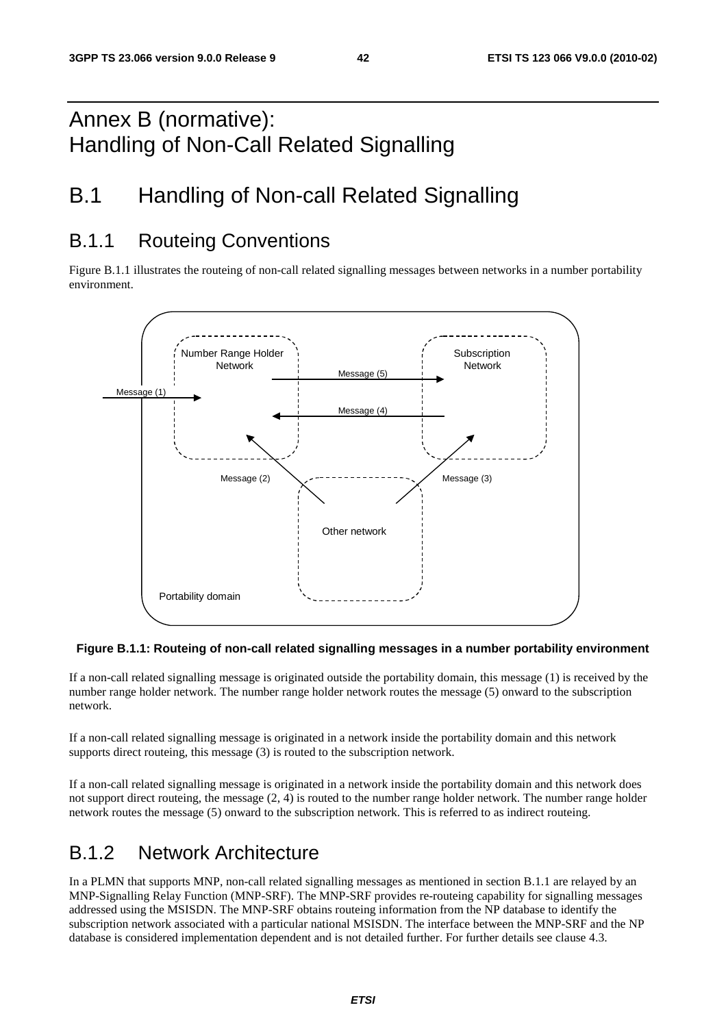# Annex B (normative): Handling of Non-Call Related Signalling

# B.1 Handling of Non-call Related Signalling

## B.1.1 Routeing Conventions

Figure B.1.1 illustrates the routeing of non-call related signalling messages between networks in a number portability environment.

**Figure B.1.1: Routeing of non-call related signalling messages in a number portability environment**

If a non-call related signalling message is originated outside the portability domain, this message (1) is received by the number range holder network. The number range holder network routes the message (5) onward to the subscription network.

If a non-call related signalling message is originated in a network inside the portability domain and this network supports direct routeing, this message (3) is routed to the subscription network.

If a non-call related signalling message is originated in a network inside the portability domain and this network does not support direct routeing, the message (2, 4) is routed to the number range holder network. The number range holder network routes the message (5) onward to the subscription network. This is referred to as indirect routeing.

## B.1.2 Network Architecture

In a PLMN that supports MNP, non-call related signalling messages as mentioned in section B.1.1 are relayed by an MNP-Signalling Relay Function (MNP-SRF). The MNP-SRF provides re-routeing capability for signalling messages addressed using the MSISDN. The MNP-SRF obtains routeing information from the NP database to identify the subscription network associated with a particular national MSISDN. The interface between the MNP-SRF and the NP database is considered implementation dependent and is not detailed further. For further details see clause 4.3.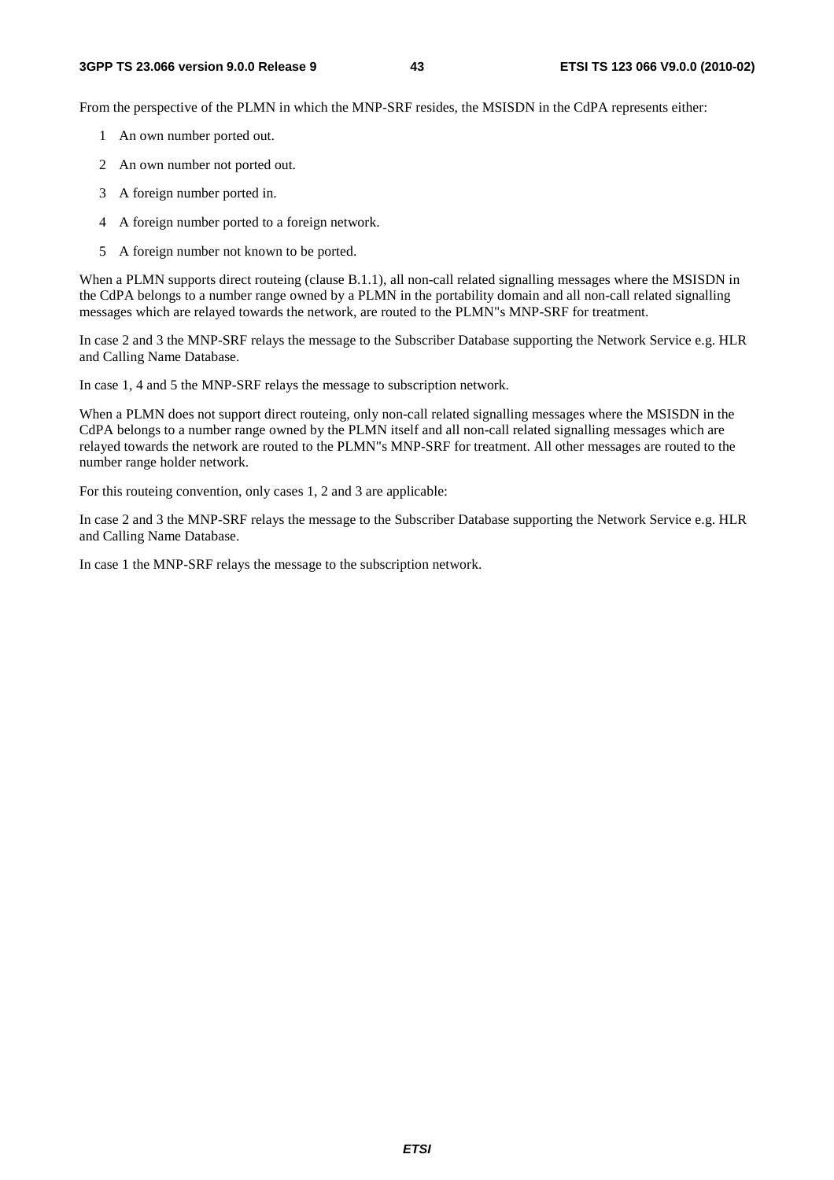From the perspective of the PLMN in which the MNP-SRF resides, the MSISDN in the CdPA represents either:

1 An own number ported out.

2 An own number not ported out.

3 A foreign number ported in.

4 A foreign number ported to a foreign network.

5 A foreign number not known to be ported.

When a PLMN supports direct routeing (clause B.1.1), all non-call related signalling messages where the MSISDN in the CdPA belongs to a number range owned by a PLMN in the portability domain and all non-call related signalling messages which are relayed towards the network, are routed to the PLMN"s MNP-SRF for treatment.

In case 2 and 3 the MNP-SRF relays the message to the Subscriber Database supporting the Network Service e.g. HLR and Calling Name Database.

In case 1, 4 and 5 the MNP-SRF relays the message to subscription network.

When a PLMN does not support direct routeing, only non-call related signalling messages where the MSISDN in the CdPA belongs to a number range owned by the PLMN itself and all non-call related signalling messages which are relayed towards the network are routed to the PLMN"s MNP-SRF for treatment. All other messages are routed to the number range holder network.

For this routeing convention, only cases 1, 2 and 3 are applicable:

In case 2 and 3 the MNP-SRF relays the message to the Subscriber Database supporting the Network Service e.g. HLR and Calling Name Database.

In case 1 the MNP-SRF relays the message to the subscription network.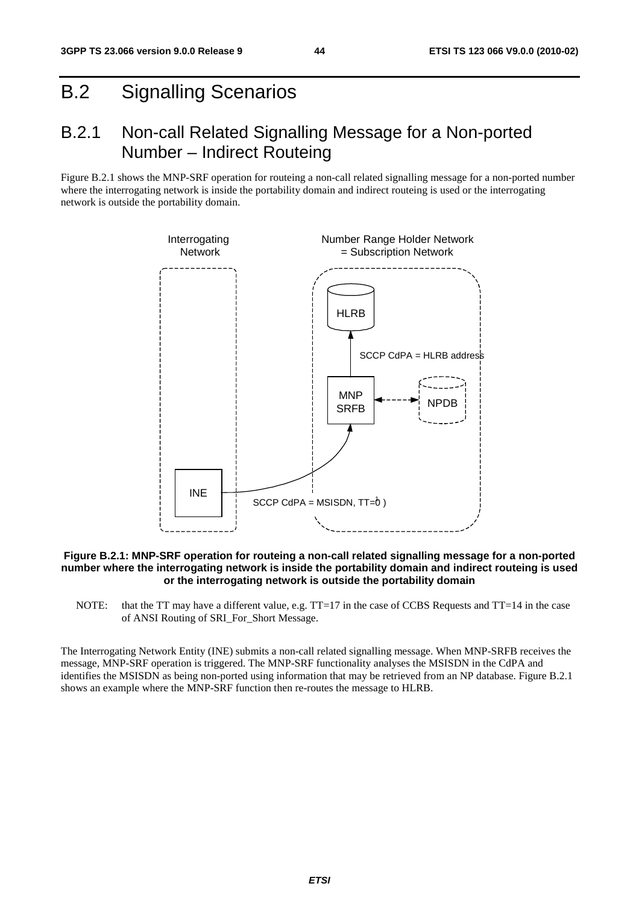# B.2 Signalling Scenarios

## B.2.1 Non-call Related Signalling Message for a Non-ported Number – Indirect Routeing

Figure B.2.1 shows the MNP-SRF operation for routeing a non-call related signalling message for a non-ported number where the interrogating network is inside the portability domain and indirect routeing is used or the interrogating network is outside the portability domain.

**Figure B.2.1: MNP-SRF operation for routeing a non-call related signalling message for a non-ported number where the interrogating network is inside the portability domain and indirect routeing is used or the interrogating network is outside the portability domain**

NOTE: that the TT may have a different value, e.g. TT=17 in the case of CCBS Requests and TT=14 in the case of ANSI Routing of SRI_For_Short Message.

The Interrogating Network Entity (INE) submits a non-call related signalling message. When MNP-SRFB receives the message, MNP-SRF operation is triggered. The MNP-SRF functionality analyses the MSISDN in the CdPA and identifies the MSISDN as being non-ported using information that may be retrieved from an NP database. Figure B.2.1 shows an example where the MNP-SRF function then re-routes the message to HLRB.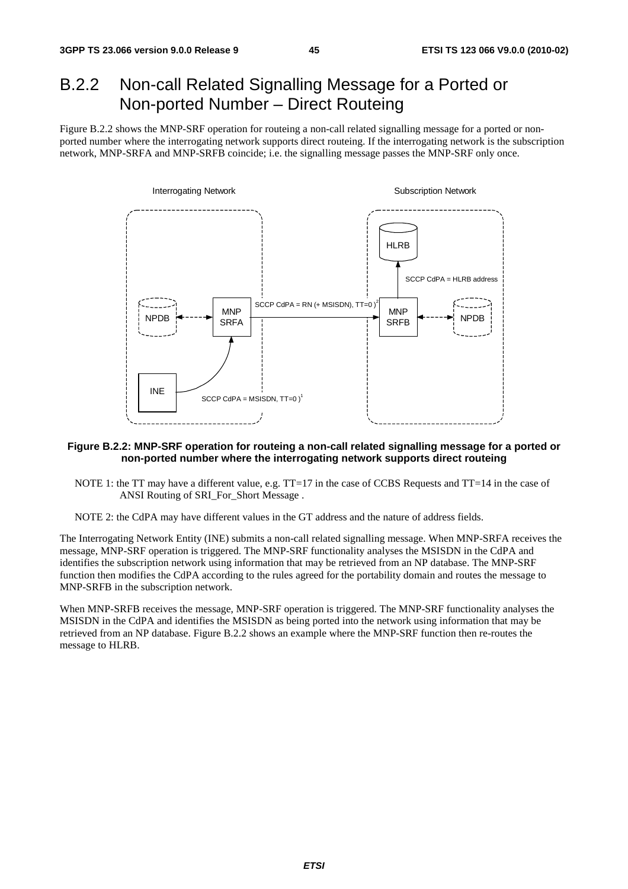## B.2.2 Non-call Related Signalling Message for a Ported or Non-ported Number – Direct Routeing

Figure B.2.2 shows the MNP-SRF operation for routeing a non-call related signalling message for a ported or non-ported number where the interrogating network supports direct routeing. If the interrogating network is the subscription network, MNP-SRFA and MNP-SRFB coincide; i.e. the signalling message passes the MNP-SRF only once.

Interrogating Network | Subscription Network

HLRB

SCCP CdPA = HLRB address

SCCP CdPA = RN (+ MSISDN), TT=0 )[2]

NPDB | MNP SRFA | MNP SRFB | NPDB

INE

SCCP CdPA = MSISDN, TT=0 )[1]

**Figure B.2.2: MNP-SRF operation for routeing a non-call related signalling message for a ported or non-ported number where the interrogating network supports direct routeing**

NOTE 1: the TT may have a different value, e.g. TT=17 in the case of CCBS Requests and TT=14 in the case of ANSI Routing of SRI_For_Short Message .

NOTE 2: the CdPA may have different values in the GT address and the nature of address fields.

The Interrogating Network Entity (INE) submits a non-call related signalling message. When MNP-SRFA receives the message, MNP-SRF operation is triggered. The MNP-SRF functionality analyses the MSISDN in the CdPA and identifies the subscription network using information that may be retrieved from an NP database. The MNP-SRF function then modifies the CdPA according to the rules agreed for the portability domain and routes the message to MNP-SRFB in the subscription network.

When MNP-SRFB receives the message, MNP-SRF operation is triggered. The MNP-SRF functionality analyses the MSISDN in the CdPA and identifies the MSISDN as being ported into the network using information that may be retrieved from an NP database. Figure B.2.2 shows an example where the MNP-SRF function then re-routes the message to HLRB.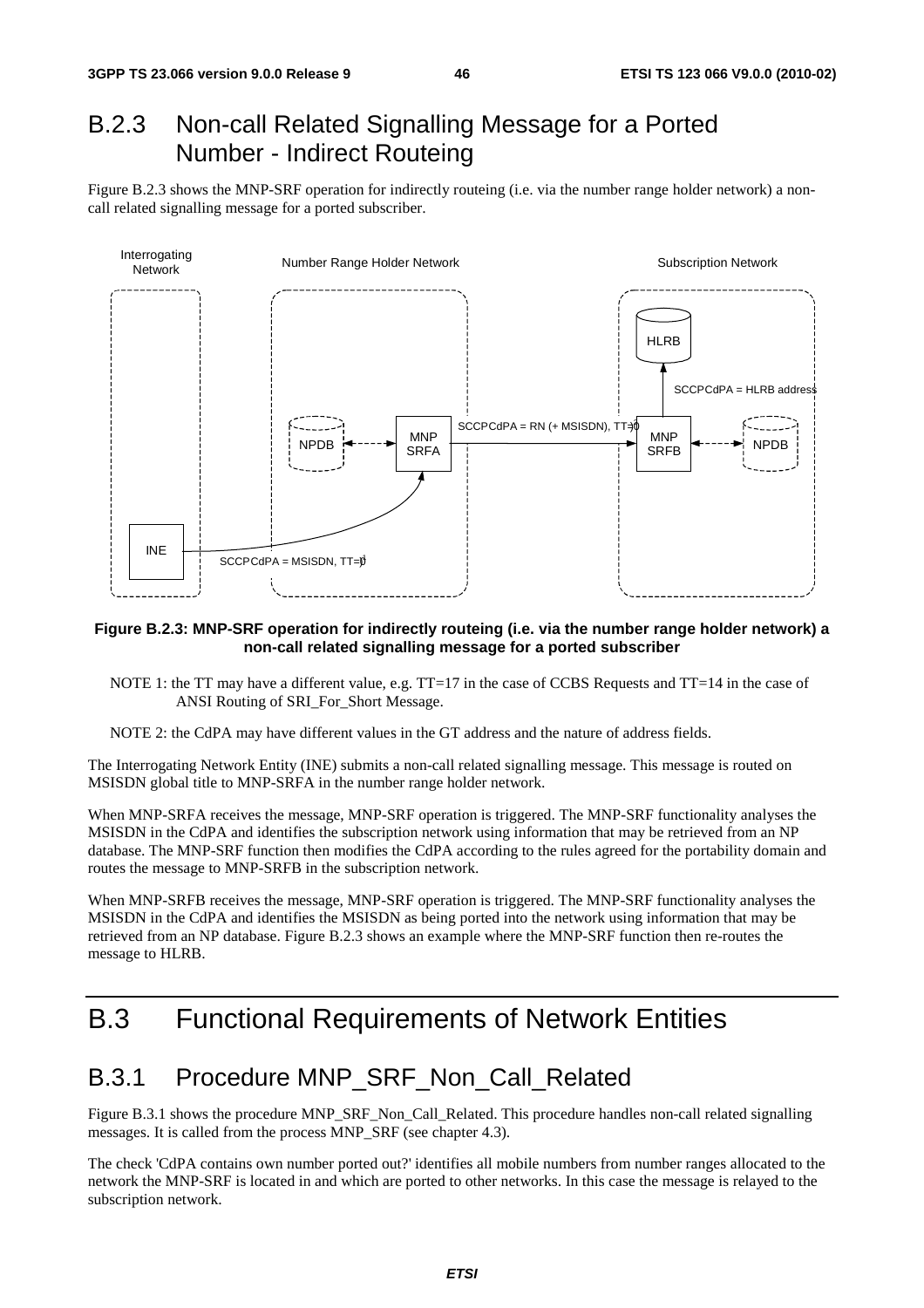## B.2.3 Non-call Related Signalling Message for a Ported Number - Indirect Routeing

Figure B.2.3 shows the MNP-SRF operation for indirectly routeing (i.e. via the number range holder network) a non-call related signalling message for a ported subscriber.

**Figure B.2.3: MNP-SRF operation for indirectly routeing (i.e. via the number range holder network) a non-call related signalling message for a ported subscriber**

NOTE 1: the TT may have a different value, e.g. TT=17 in the case of CCBS Requests and TT=14 in the case of ANSI Routing of SRI_For_Short Message.

NOTE 2: the CdPA may have different values in the GT address and the nature of address fields.

The Interrogating Network Entity (INE) submits a non-call related signalling message. This message is routed on MSISDN global title to MNP-SRFA in the number range holder network.

When MNP-SRFA receives the message, MNP-SRF operation is triggered. The MNP-SRF functionality analyses the MSISDN in the CdPA and identifies the subscription network using information that may be retrieved from an NP database. The MNP-SRF function then modifies the CdPA according to the rules agreed for the portability domain and routes the message to MNP-SRFB in the subscription network.

When MNP-SRFB receives the message, MNP-SRF operation is triggered. The MNP-SRF functionality analyses the MSISDN in the CdPA and identifies the MSISDN as being ported into the network using information that may be retrieved from an NP database. Figure B.2.3 shows an example where the MNP-SRF function then re-routes the message to HLRB.

# B.3 Functional Requirements of Network Entities

## B.3.1 Procedure MNP_SRF_Non_Call_Related

Figure B.3.1 shows the procedure MNP_SRF_Non_Call_Related. This procedure handles non-call related signalling messages. It is called from the process MNP_SRF (see chapter 4.3).

The check 'CdPA contains own number ported out?' identifies all mobile numbers from number ranges allocated to the network the MNP-SRF is located in and which are ported to other networks. In this case the message is relayed to the subscription network.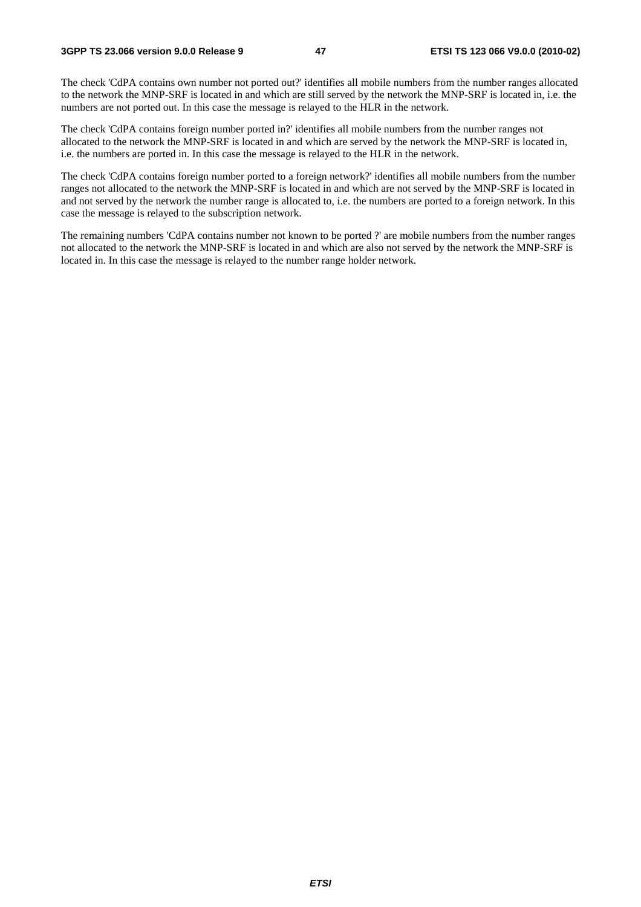The check 'CdPA contains own number not ported out?' identifies all mobile numbers from the number ranges allocated to the network the MNP-SRF is located in and which are still served by the network the MNP-SRF is located in, i.e. the numbers are not ported out. In this case the message is relayed to the HLR in the network.

The check 'CdPA contains foreign number ported in?' identifies all mobile numbers from the number ranges not allocated to the network the MNP-SRF is located in and which are served by the network the MNP-SRF is located in, i.e. the numbers are ported in. In this case the message is relayed to the HLR in the network.

The check 'CdPA contains foreign number ported to a foreign network?' identifies all mobile numbers from the number ranges not allocated to the network the MNP-SRF is located in and which are not served by the MNP-SRF is located in and not served by the network the number range is allocated to, i.e. the numbers are ported to a foreign network. In this case the message is relayed to the subscription network.

The remaining numbers 'CdPA contains number not known to be ported ?' are mobile numbers from the number ranges not allocated to the network the MNP-SRF is located in and which are also not served by the network the MNP-SRF is located in. In this case the message is relayed to the number range holder network.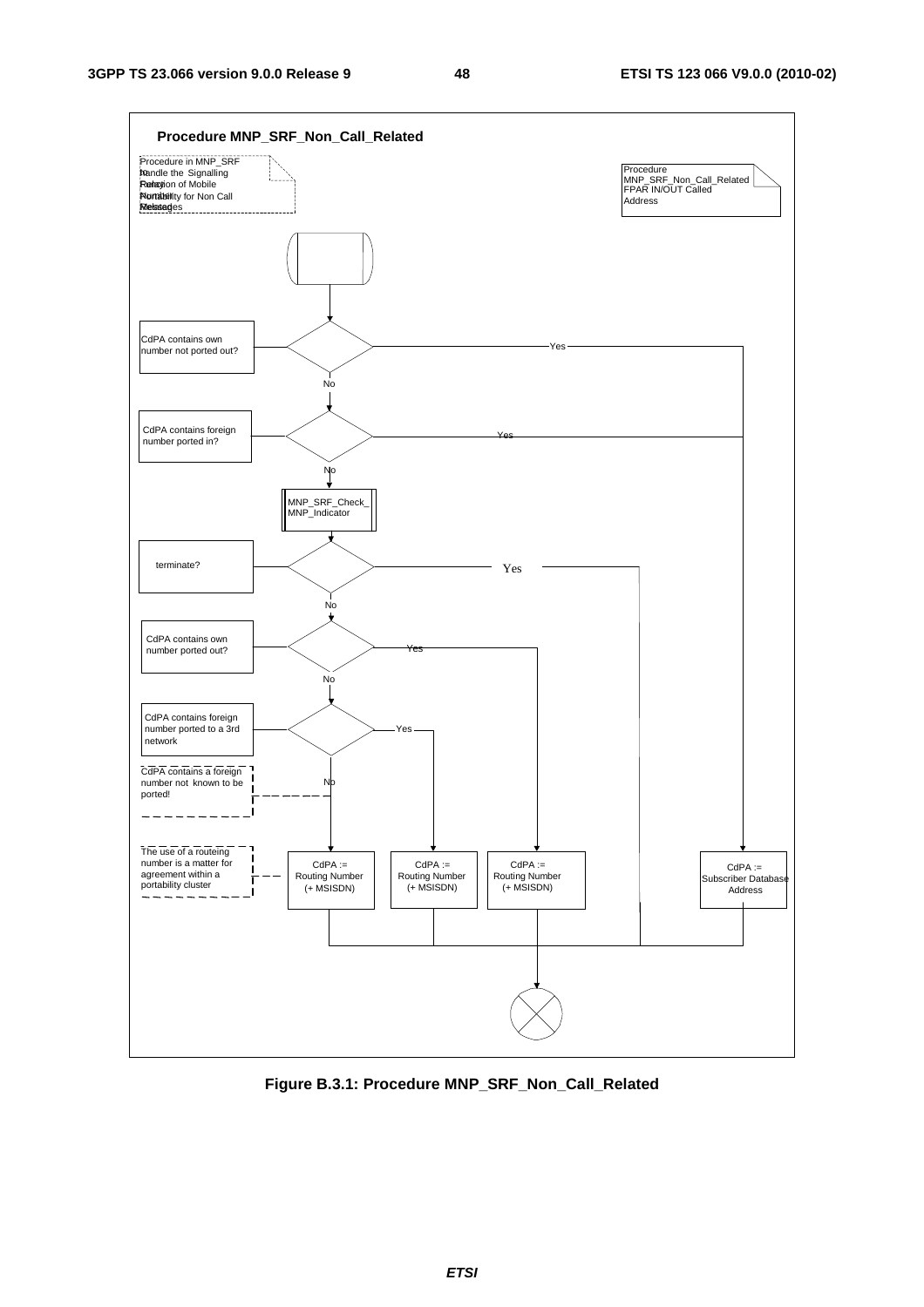**Procedure MNP_SRF_Non_Call_Related**

Procedure in MNP_SRF to handle the Signalling Relay Function of Mobile Number Portability for Non Call Related Messages

Procedure MNP_SRF_Non_Call_Related FPAR IN/OUT Called Address

CdPA contains own number not ported out?
- Yes → CdPA := Subscriber Database Address
- No

CdPA contains foreign number ported in?
- Yes → CdPA := Subscriber Database Address
- No

MNP_SRF_Check_MNP_Indicator

terminate?
- Yes → end
- No

CdPA contains own number ported out?
- Yes → CdPA := Routing Number (+ MSISDN)
- No

CdPA contains foreign number ported to a 3rd network
- Yes → CdPA := Routing Number (+ MSISDN)
- No → CdPA := Routing Number (+ MSISDN)

CdPA contains a foreign number not known to be ported!

The use of a routeing number is a matter for agreement within a portability cluster

Figure B.3.1: Procedure MNP_SRF_Non_Call_Related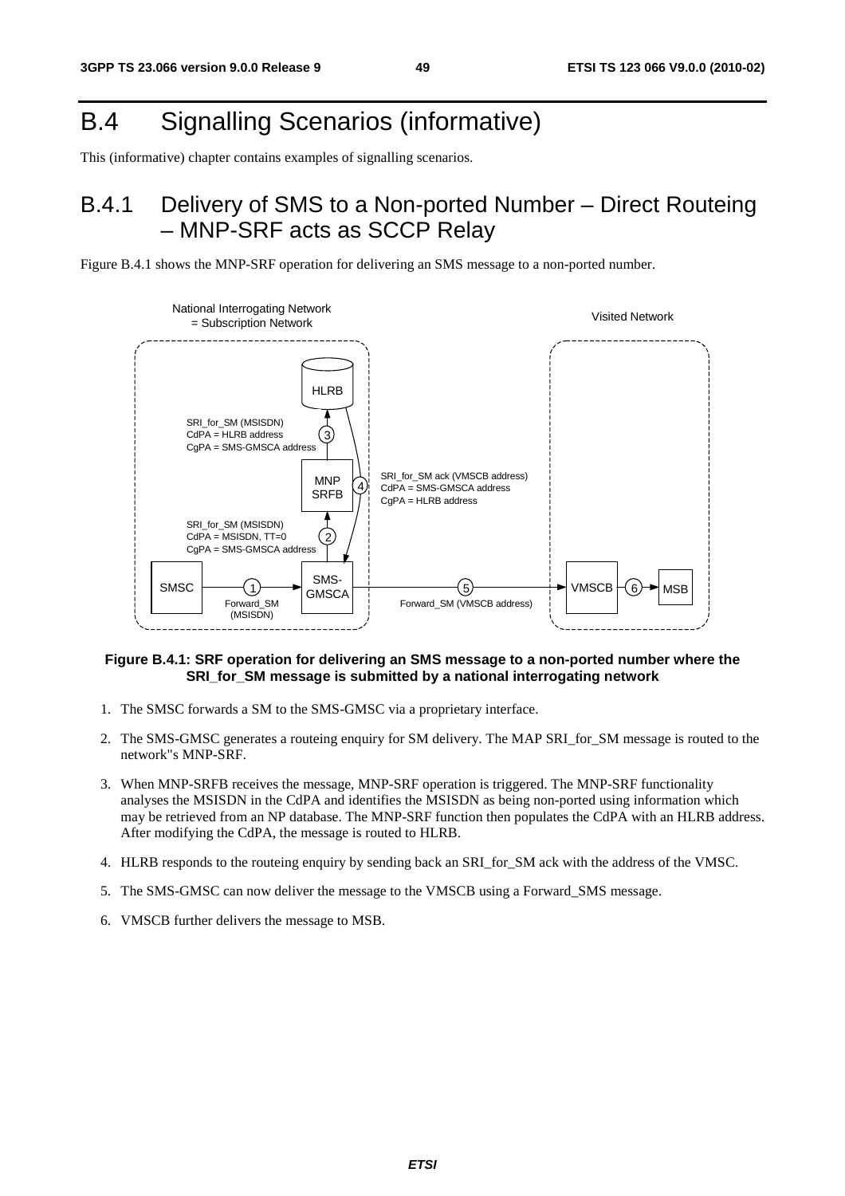# B.4 Signalling Scenarios (informative)

This (informative) chapter contains examples of signalling scenarios.

## B.4.1 Delivery of SMS to a Non-ported Number – Direct Routeing – MNP-SRF acts as SCCP Relay

Figure B.4.1 shows the MNP-SRF operation for delivering an SMS message to a non-ported number.

**Figure B.4.1: SRF operation for delivering an SMS message to a non-ported number where the SRI_for_SM message is submitted by a national interrogating network**

1. The SMSC forwards a SM to the SMS-GMSC via a proprietary interface.
2. The SMS-GMSC generates a routeing enquiry for SM delivery. The MAP SRI_for_SM message is routed to the network"s MNP-SRF.
3. When MNP-SRFB receives the message, MNP-SRF operation is triggered. The MNP-SRF functionality analyses the MSISDN in the CdPA and identifies the MSISDN as being non-ported using information which may be retrieved from an NP database. The MNP-SRF function then populates the CdPA with an HLRB address. After modifying the CdPA, the message is routed to HLRB.
4. HLRB responds to the routeing enquiry by sending back an SRI_for_SM ack with the address of the VMSC.
5. The SMS-GMSC can now deliver the message to the VMSCB using a Forward_SMS message.
6. VMSCB further delivers the message to MSB.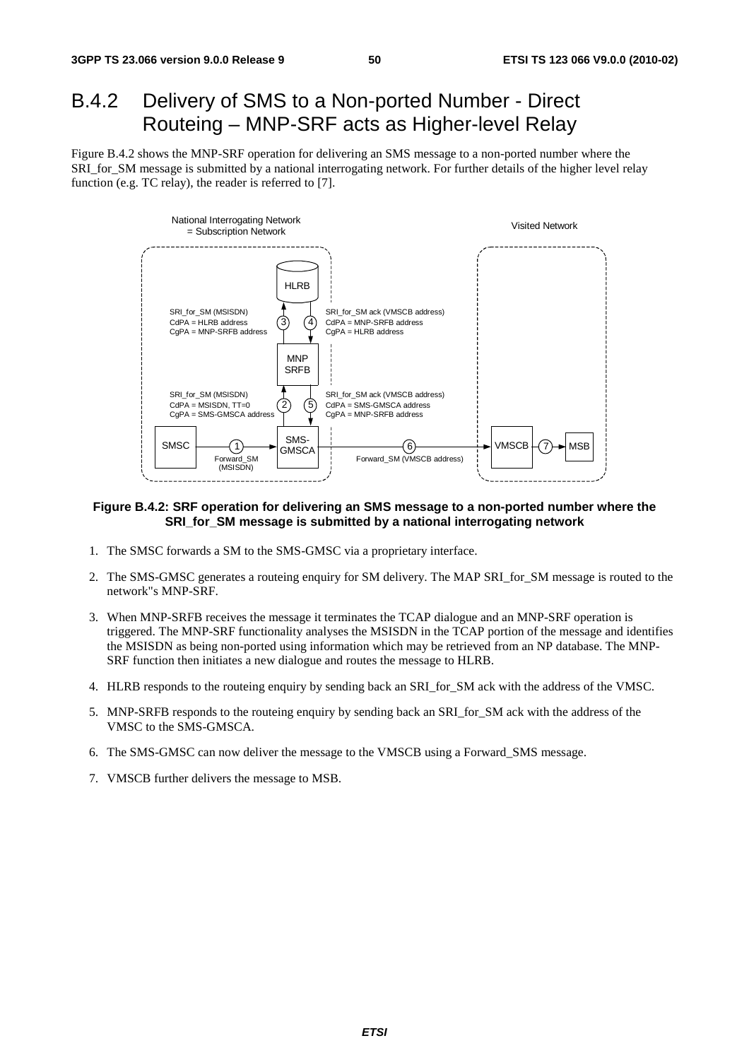## B.4.2 Delivery of SMS to a Non-ported Number - Direct Routeing – MNP-SRF acts as Higher-level Relay

Figure B.4.2 shows the MNP-SRF operation for delivering an SMS message to a non-ported number where the SRI_for_SM message is submitted by a national interrogating network. For further details of the higher level relay function (e.g. TC relay), the reader is referred to [7].

**Figure B.4.2: SRF operation for delivering an SMS message to a non-ported number where the SRI_for_SM message is submitted by a national interrogating network**

1. The SMSC forwards a SM to the SMS-GMSC via a proprietary interface.
2. The SMS-GMSC generates a routeing enquiry for SM delivery. The MAP SRI_for_SM message is routed to the network"s MNP-SRF.
3. When MNP-SRFB receives the message it terminates the TCAP dialogue and an MNP-SRF operation is triggered. The MNP-SRF functionality analyses the MSISDN in the TCAP portion of the message and identifies the MSISDN as being non-ported using information which may be retrieved from an NP database. The MNP-SRF function then initiates a new dialogue and routes the message to HLRB.
4. HLRB responds to the routeing enquiry by sending back an SRI_for_SM ack with the address of the VMSC.
5. MNP-SRFB responds to the routeing enquiry by sending back an SRI_for_SM ack with the address of the VMSC to the SMS-GMSCA.
6. The SMS-GMSC can now deliver the message to the VMSCB using a Forward_SMS message.
7. VMSCB further delivers the message to MSB.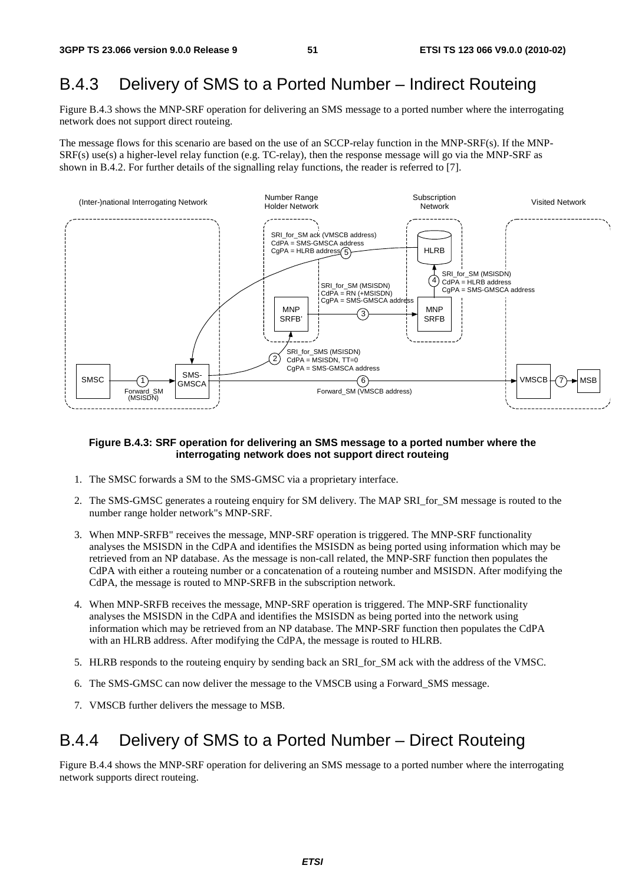## B.4.3 Delivery of SMS to a Ported Number – Indirect Routeing

Figure B.4.3 shows the MNP-SRF operation for delivering an SMS message to a ported number where the interrogating network does not support direct routeing.

The message flows for this scenario are based on the use of an SCCP-relay function in the MNP-SRF(s). If the MNP-SRF(s) use(s) a higher-level relay function (e.g. TC-relay), then the response message will go via the MNP-SRF as shown in B.4.2. For further details of the signalling relay functions, the reader is referred to [7].

**Figure B.4.3: SRF operation for delivering an SMS message to a ported number where the interrogating network does not support direct routeing**

1. The SMSC forwards a SM to the SMS-GMSC via a proprietary interface.
2. The SMS-GMSC generates a routeing enquiry for SM delivery. The MAP SRI_for_SM message is routed to the number range holder network"s MNP-SRF.
3. When MNP-SRFB" receives the message, MNP-SRF operation is triggered. The MNP-SRF functionality analyses the MSISDN in the CdPA and identifies the MSISDN as being ported using information which may be retrieved from an NP database. As the message is non-call related, the MNP-SRF function then populates the CdPA with either a routeing number or a concatenation of a routeing number and MSISDN. After modifying the CdPA, the message is routed to MNP-SRFB in the subscription network.
4. When MNP-SRFB receives the message, MNP-SRF operation is triggered. The MNP-SRF functionality analyses the MSISDN in the CdPA and identifies the MSISDN as being ported into the network using information which may be retrieved from an NP database. The MNP-SRF function then populates the CdPA with an HLRB address. After modifying the CdPA, the message is routed to HLRB.
5. HLRB responds to the routeing enquiry by sending back an SRI_for_SM ack with the address of the VMSC.
6. The SMS-GMSC can now deliver the message to the VMSCB using a Forward_SMS message.
7. VMSCB further delivers the message to MSB.

## B.4.4 Delivery of SMS to a Ported Number – Direct Routeing

Figure B.4.4 shows the MNP-SRF operation for delivering an SMS message to a ported number where the interrogating network supports direct routeing.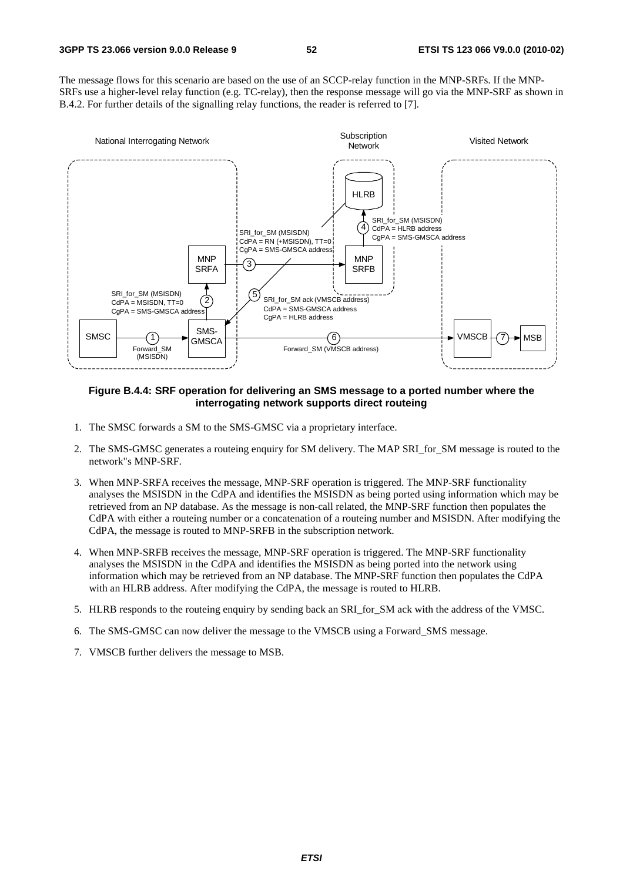The message flows for this scenario are based on the use of an SCCP-relay function in the MNP-SRFs. If the MNP-SRFs use a higher-level relay function (e.g. TC-relay), then the response message will go via the MNP-SRF as shown in B.4.2. For further details of the signalling relay functions, the reader is referred to [7].

**Figure B.4.4: SRF operation for delivering an SMS message to a ported number where the interrogating network supports direct routeing**

1. The SMSC forwards a SM to the SMS-GMSC via a proprietary interface.
2. The SMS-GMSC generates a routeing enquiry for SM delivery. The MAP SRI_for_SM message is routed to the network"s MNP-SRF.
3. When MNP-SRFA receives the message, MNP-SRF operation is triggered. The MNP-SRF functionality analyses the MSISDN in the CdPA and identifies the MSISDN as being ported using information which may be retrieved from an NP database. As the message is non-call related, the MNP-SRF function then populates the CdPA with either a routeing number or a concatenation of a routeing number and MSISDN. After modifying the CdPA, the message is routed to MNP-SRFB in the subscription network.
4. When MNP-SRFB receives the message, MNP-SRF operation is triggered. The MNP-SRF functionality analyses the MSISDN in the CdPA and identifies the MSISDN as being ported into the network using information which may be retrieved from an NP database. The MNP-SRF function then populates the CdPA with an HLRB address. After modifying the CdPA, the message is routed to HLRB.
5. HLRB responds to the routeing enquiry by sending back an SRI_for_SM ack with the address of the VMSC.
6. The SMS-GMSC can now deliver the message to the VMSCB using a Forward_SMS message.
7. VMSCB further delivers the message to MSB.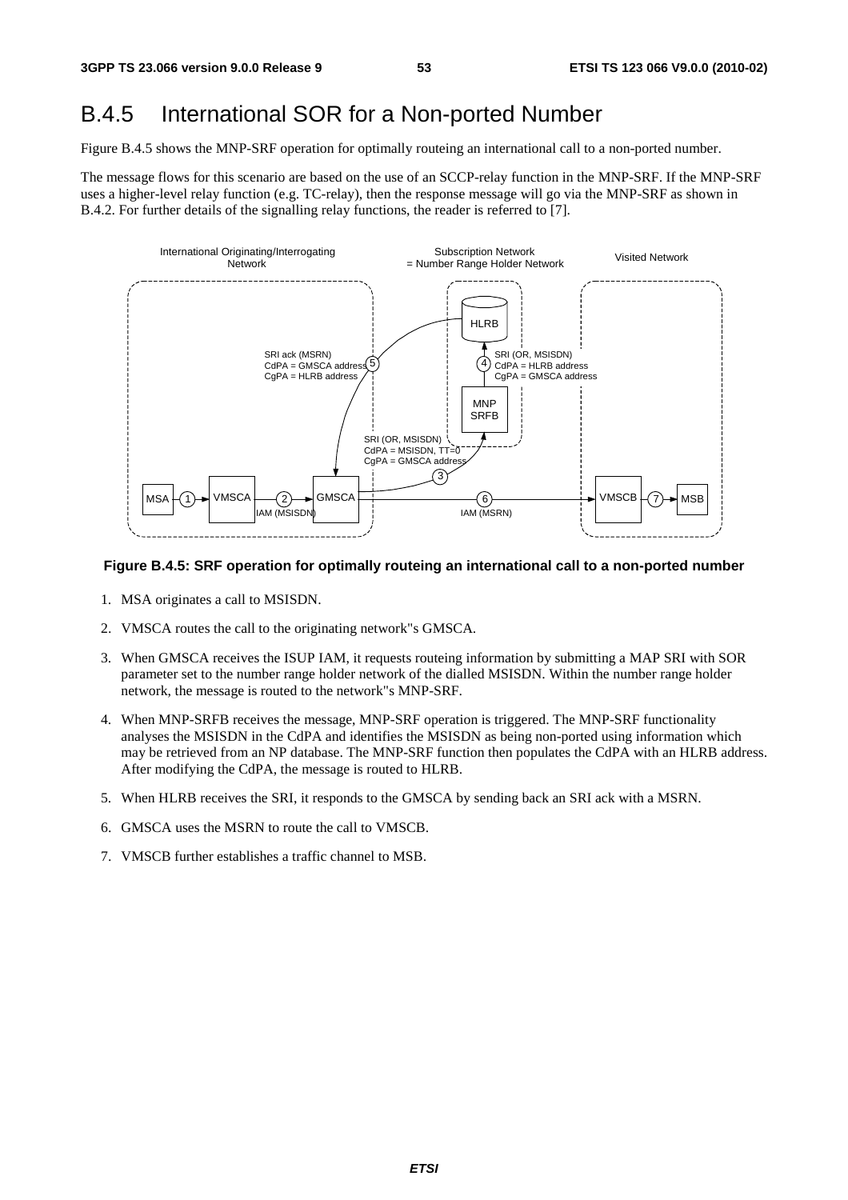# B.4.5 International SOR for a Non-ported Number

Figure B.4.5 shows the MNP-SRF operation for optimally routeing an international call to a non-ported number.

The message flows for this scenario are based on the use of an SCCP-relay function in the MNP-SRF. If the MNP-SRF uses a higher-level relay function (e.g. TC-relay), then the response message will go via the MNP-SRF as shown in B.4.2. For further details of the signalling relay functions, the reader is referred to [7].

**Figure B.4.5: SRF operation for optimally routeing an international call to a non-ported number**

1. MSA originates a call to MSISDN.
2. VMSCA routes the call to the originating network"s GMSCA.
3. When GMSCA receives the ISUP IAM, it requests routeing information by submitting a MAP SRI with SOR parameter set to the number range holder network of the dialled MSISDN. Within the number range holder network, the message is routed to the network"s MNP-SRF.
4. When MNP-SRFB receives the message, MNP-SRF operation is triggered. The MNP-SRF functionality analyses the MSISDN in the CdPA and identifies the MSISDN as being non-ported using information which may be retrieved from an NP database. The MNP-SRF function then populates the CdPA with an HLRB address. After modifying the CdPA, the message is routed to HLRB.
5. When HLRB receives the SRI, it responds to the GMSCA by sending back an SRI ack with a MSRN.
6. GMSCA uses the MSRN to route the call to VMSCB.
7. VMSCB further establishes a traffic channel to MSB.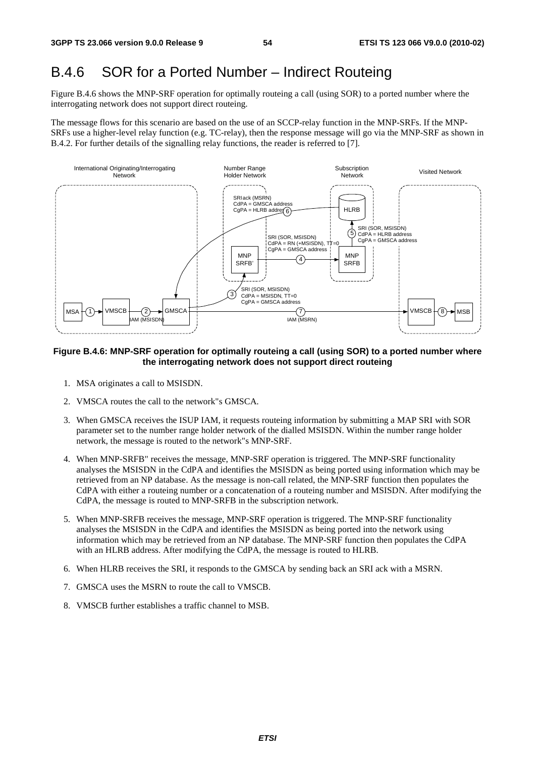# B.4.6 SOR for a Ported Number – Indirect Routeing

Figure B.4.6 shows the MNP-SRF operation for optimally routeing a call (using SOR) to a ported number where the interrogating network does not support direct routeing.

The message flows for this scenario are based on the use of an SCCP-relay function in the MNP-SRFs. If the MNP-SRFs use a higher-level relay function (e.g. TC-relay), then the response message will go via the MNP-SRF as shown in B.4.2. For further details of the signalling relay functions, the reader is referred to [7].

**Figure B.4.6: MNP-SRF operation for optimally routeing a call (using SOR) to a ported number where the interrogating network does not support direct routeing**

1. MSA originates a call to MSISDN.
2. VMSCA routes the call to the network"s GMSCA.
3. When GMSCA receives the ISUP IAM, it requests routeing information by submitting a MAP SRI with SOR parameter set to the number range holder network of the dialled MSISDN. Within the number range holder network, the message is routed to the network"s MNP-SRF.
4. When MNP-SRFB" receives the message, MNP-SRF operation is triggered. The MNP-SRF functionality analyses the MSISDN in the CdPA and identifies the MSISDN as being ported using information which may be retrieved from an NP database. As the message is non-call related, the MNP-SRF function then populates the CdPA with either a routeing number or a concatenation of a routeing number and MSISDN. After modifying the CdPA, the message is routed to MNP-SRFB in the subscription network.
5. When MNP-SRFB receives the message, MNP-SRF operation is triggered. The MNP-SRF functionality analyses the MSISDN in the CdPA and identifies the MSISDN as being ported into the network using information which may be retrieved from an NP database. The MNP-SRF function then populates the CdPA with an HLRB address. After modifying the CdPA, the message is routed to HLRB.
6. When HLRB receives the SRI, it responds to the GMSCA by sending back an SRI ack with a MSRN.
7. GMSCA uses the MSRN to route the call to VMSCB.
8. VMSCB further establishes a traffic channel to MSB.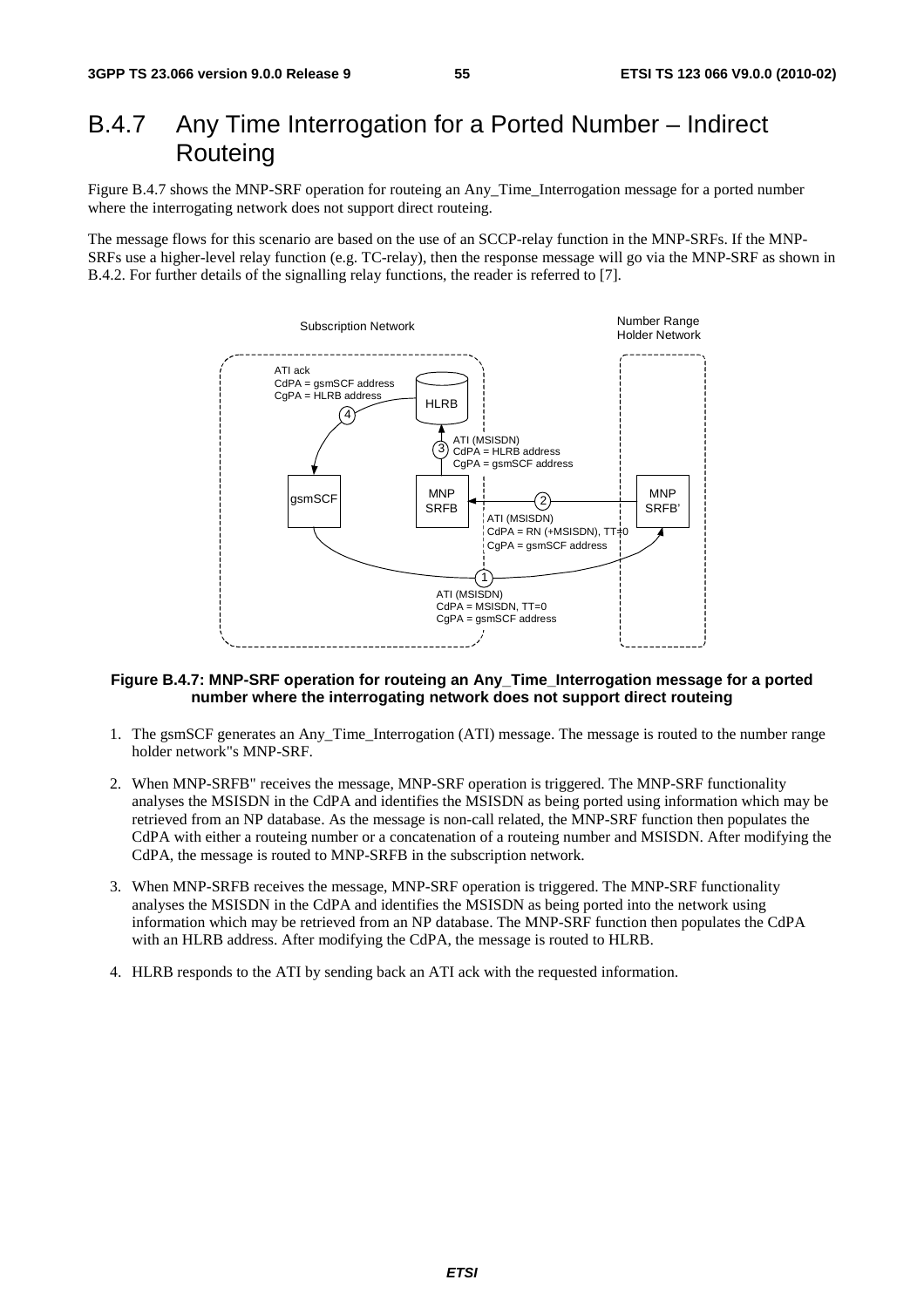## B.4.7 Any Time Interrogation for a Ported Number – Indirect Routeing

Figure B.4.7 shows the MNP-SRF operation for routeing an Any_Time_Interrogation message for a ported number where the interrogating network does not support direct routeing.

The message flows for this scenario are based on the use of an SCCP-relay function in the MNP-SRFs. If the MNP-SRFs use a higher-level relay function (e.g. TC-relay), then the response message will go via the MNP-SRF as shown in B.4.2. For further details of the signalling relay functions, the reader is referred to [7].

**Figure B.4.7: MNP-SRF operation for routeing an Any_Time_Interrogation message for a ported number where the interrogating network does not support direct routeing**

1. The gsmSCF generates an Any_Time_Interrogation (ATI) message. The message is routed to the number range holder network"s MNP-SRF.
2. When MNP-SRFB" receives the message, MNP-SRF operation is triggered. The MNP-SRF functionality analyses the MSISDN in the CdPA and identifies the MSISDN as being ported using information which may be retrieved from an NP database. As the message is non-call related, the MNP-SRF function then populates the CdPA with either a routeing number or a concatenation of a routeing number and MSISDN. After modifying the CdPA, the message is routed to MNP-SRFB in the subscription network.
3. When MNP-SRFB receives the message, MNP-SRF operation is triggered. The MNP-SRF functionality analyses the MSISDN in the CdPA and identifies the MSISDN as being ported into the network using information which may be retrieved from an NP database. The MNP-SRF function then populates the CdPA with an HLRB address. After modifying the CdPA, the message is routed to HLRB.
4. HLRB responds to the ATI by sending back an ATI ack with the requested information.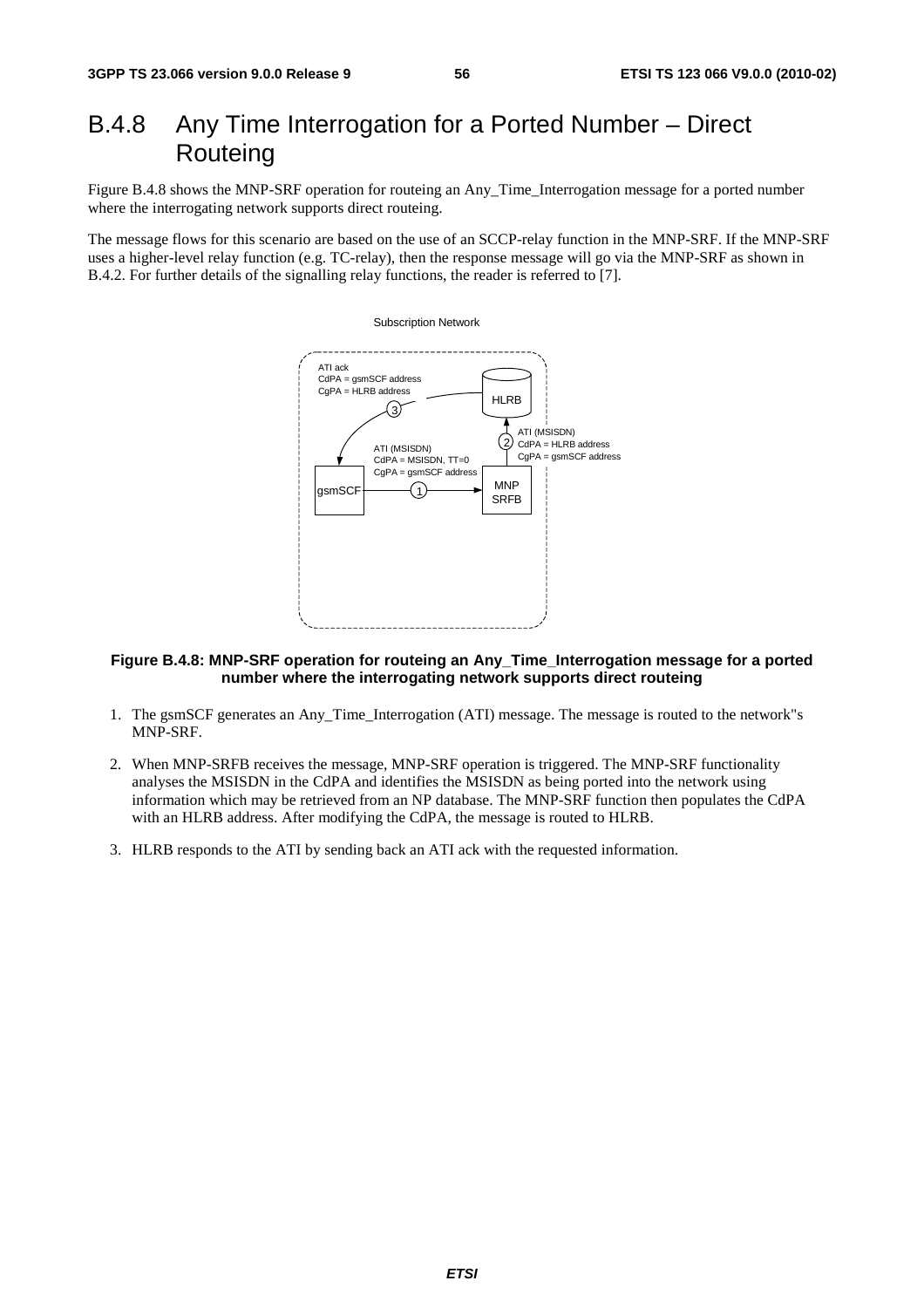## B.4.8 Any Time Interrogation for a Ported Number – Direct Routeing

Figure B.4.8 shows the MNP-SRF operation for routeing an Any_Time_Interrogation message for a ported number where the interrogating network supports direct routeing.

The message flows for this scenario are based on the use of an SCCP-relay function in the MNP-SRF. If the MNP-SRF uses a higher-level relay function (e.g. TC-relay), then the response message will go via the MNP-SRF as shown in B.4.2. For further details of the signalling relay functions, the reader is referred to [7].

Subscription Network

ATI ack
CdPA = gsmSCF address
CgPA = HLRB address

HLRB

ATI (MSISDN)
CdPA = HLRB address
CgPA = gsmSCF address

ATI (MSISDN)
CdPA = MSISDN, TT=0
CgPA = gsmSCF address

gsmSCF

MNP SRFB

**Figure B.4.8: MNP-SRF operation for routeing an Any_Time_Interrogation message for a ported number where the interrogating network supports direct routeing**

1. The gsmSCF generates an Any_Time_Interrogation (ATI) message. The message is routed to the network"s MNP-SRF.
2. When MNP-SRFB receives the message, MNP-SRF operation is triggered. The MNP-SRF functionality analyses the MSISDN in the CdPA and identifies the MSISDN as being ported into the network using information which may be retrieved from an NP database. The MNP-SRF function then populates the CdPA with an HLRB address. After modifying the CdPA, the message is routed to HLRB.
3. HLRB responds to the ATI by sending back an ATI ack with the requested information.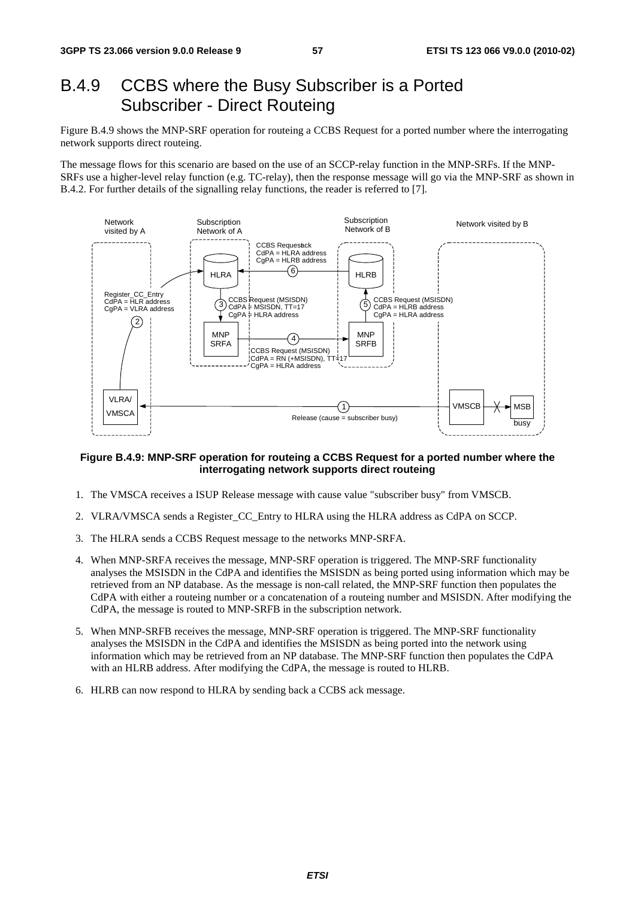# B.4.9 CCBS where the Busy Subscriber is a Ported Subscriber - Direct Routeing

Figure B.4.9 shows the MNP-SRF operation for routeing a CCBS Request for a ported number where the interrogating network supports direct routeing.

The message flows for this scenario are based on the use of an SCCP-relay function in the MNP-SRFs. If the MNP-SRFs use a higher-level relay function (e.g. TC-relay), then the response message will go via the MNP-SRF as shown in B.4.2. For further details of the signalling relay functions, the reader is referred to [7].

**Figure B.4.9: MNP-SRF operation for routeing a CCBS Request for a ported number where the interrogating network supports direct routeing**

1. The VMSCA receives a ISUP Release message with cause value "subscriber busy" from VMSCB.
2. VLRA/VMSCA sends a Register_CC_Entry to HLRA using the HLRA address as CdPA on SCCP.
3. The HLRA sends a CCBS Request message to the networks MNP-SRFA.
4. When MNP-SRFA receives the message, MNP-SRF operation is triggered. The MNP-SRF functionality analyses the MSISDN in the CdPA and identifies the MSISDN as being ported using information which may be retrieved from an NP database. As the message is non-call related, the MNP-SRF function then populates the CdPA with either a routeing number or a concatenation of a routeing number and MSISDN. After modifying the CdPA, the message is routed to MNP-SRFB in the subscription network.
5. When MNP-SRFB receives the message, MNP-SRF operation is triggered. The MNP-SRF functionality analyses the MSISDN in the CdPA and identifies the MSISDN as being ported into the network using information which may be retrieved from an NP database. The MNP-SRF function then populates the CdPA with an HLRB address. After modifying the CdPA, the message is routed to HLRB.
6. HLRB can now respond to HLRA by sending back a CCBS ack message.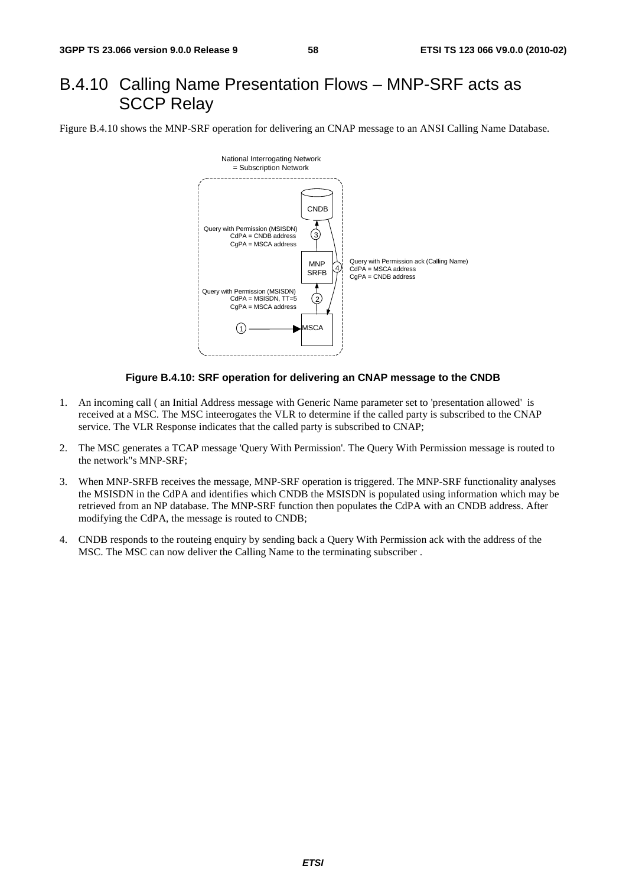# B.4.10 Calling Name Presentation Flows – MNP-SRF acts as SCCP Relay

Figure B.4.10 shows the MNP-SRF operation for delivering an CNAP message to an ANSI Calling Name Database.

**Figure B.4.10: SRF operation for delivering an CNAP message to the CNDB**

1. An incoming call ( an Initial Address message with Generic Name parameter set to 'presentation allowed' is received at a MSC. The MSC inteerogates the VLR to determine if the called party is subscribed to the CNAP service. The VLR Response indicates that the called party is subscribed to CNAP;

2. The MSC generates a TCAP message 'Query With Permission'. The Query With Permission message is routed to the network"s MNP-SRF;

3. When MNP-SRFB receives the message, MNP-SRF operation is triggered. The MNP-SRF functionality analyses the MSISDN in the CdPA and identifies which CNDB the MSISDN is populated using information which may be retrieved from an NP database. The MNP-SRF function then populates the CdPA with an CNDB address. After modifying the CdPA, the message is routed to CNDB;

4. CNDB responds to the routeing enquiry by sending back a Query With Permission ack with the address of the MSC. The MSC can now deliver the Calling Name to the terminating subscriber .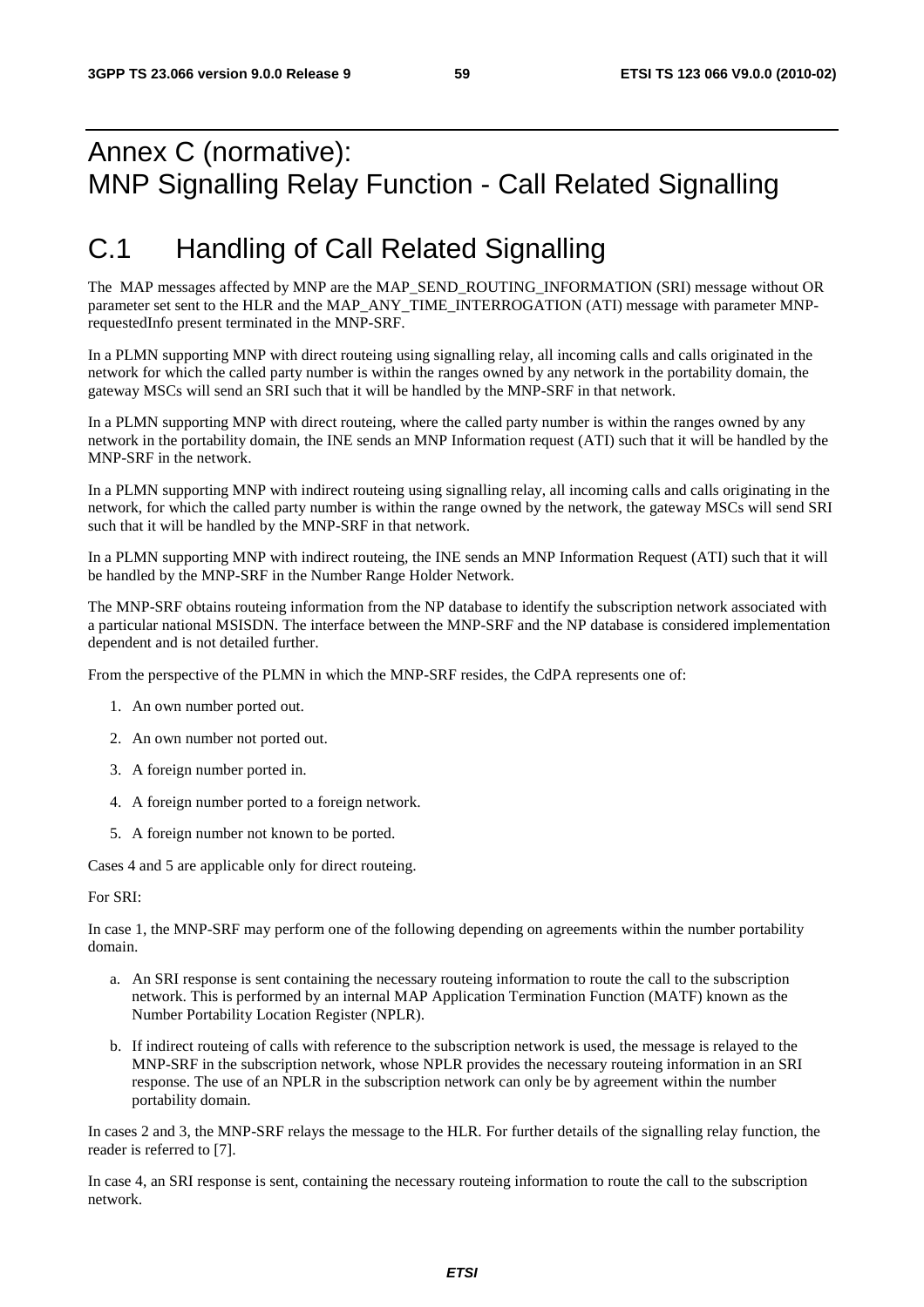# Annex C (normative): MNP Signalling Relay Function - Call Related Signalling

# C.1 Handling of Call Related Signalling

The MAP messages affected by MNP are the MAP_SEND_ROUTING_INFORMATION (SRI) message without OR parameter set sent to the HLR and the MAP_ANY_TIME_INTERROGATION (ATI) message with parameter MNP-requestedInfo present terminated in the MNP-SRF.

In a PLMN supporting MNP with direct routeing using signalling relay, all incoming calls and calls originated in the network for which the called party number is within the ranges owned by any network in the portability domain, the gateway MSCs will send an SRI such that it will be handled by the MNP-SRF in that network.

In a PLMN supporting MNP with direct routeing, where the called party number is within the ranges owned by any network in the portability domain, the INE sends an MNP Information request (ATI) such that it will be handled by the MNP-SRF in the network.

In a PLMN supporting MNP with indirect routeing using signalling relay, all incoming calls and calls originating in the network, for which the called party number is within the range owned by the network, the gateway MSCs will send SRI such that it will be handled by the MNP-SRF in that network.

In a PLMN supporting MNP with indirect routeing, the INE sends an MNP Information Request (ATI) such that it will be handled by the MNP-SRF in the Number Range Holder Network.

The MNP-SRF obtains routeing information from the NP database to identify the subscription network associated with a particular national MSISDN. The interface between the MNP-SRF and the NP database is considered implementation dependent and is not detailed further.

From the perspective of the PLMN in which the MNP-SRF resides, the CdPA represents one of:

1. An own number ported out.
2. An own number not ported out.
3. A foreign number ported in.
4. A foreign number ported to a foreign network.
5. A foreign number not known to be ported.

Cases 4 and 5 are applicable only for direct routeing.

For SRI:

In case 1, the MNP-SRF may perform one of the following depending on agreements within the number portability domain.

a. An SRI response is sent containing the necessary routeing information to route the call to the subscription network. This is performed by an internal MAP Application Termination Function (MATF) known as the Number Portability Location Register (NPLR).
b. If indirect routeing of calls with reference to the subscription network is used, the message is relayed to the MNP-SRF in the subscription network, whose NPLR provides the necessary routeing information in an SRI response. The use of an NPLR in the subscription network can only be by agreement within the number portability domain.

In cases 2 and 3, the MNP-SRF relays the message to the HLR. For further details of the signalling relay function, the reader is referred to [7].

In case 4, an SRI response is sent, containing the necessary routeing information to route the call to the subscription network.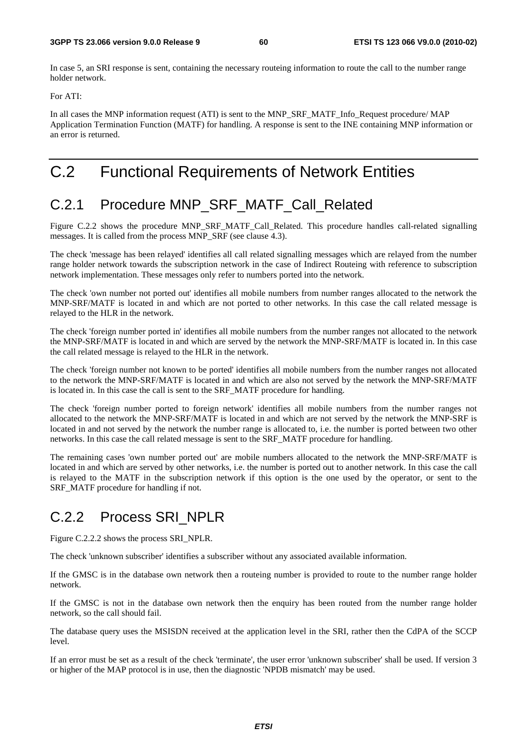In case 5, an SRI response is sent, containing the necessary routeing information to route the call to the number range holder network.

For ATI:

In all cases the MNP information request (ATI) is sent to the MNP_SRF_MATF_Info_Request procedure/ MAP Application Termination Function (MATF) for handling. A response is sent to the INE containing MNP information or an error is returned.

# C.2 Functional Requirements of Network Entities

## C.2.1 Procedure MNP_SRF_MATF_Call_Related

Figure C.2.2 shows the procedure MNP_SRF_MATF_Call_Related. This procedure handles call-related signalling messages. It is called from the process MNP_SRF (see clause 4.3).

The check 'message has been relayed' identifies all call related signalling messages which are relayed from the number range holder network towards the subscription network in the case of Indirect Routeing with reference to subscription network implementation. These messages only refer to numbers ported into the network.

The check 'own number not ported out' identifies all mobile numbers from number ranges allocated to the network the MNP-SRF/MATF is located in and which are not ported to other networks. In this case the call related message is relayed to the HLR in the network.

The check 'foreign number ported in' identifies all mobile numbers from the number ranges not allocated to the network the MNP-SRF/MATF is located in and which are served by the network the MNP-SRF/MATF is located in. In this case the call related message is relayed to the HLR in the network.

The check 'foreign number not known to be ported' identifies all mobile numbers from the number ranges not allocated to the network the MNP-SRF/MATF is located in and which are also not served by the network the MNP-SRF/MATF is located in. In this case the call is sent to the SRF_MATF procedure for handling.

The check 'foreign number ported to foreign network' identifies all mobile numbers from the number ranges not allocated to the network the MNP-SRF/MATF is located in and which are not served by the network the MNP-SRF is located in and not served by the network the number range is allocated to, i.e. the number is ported between two other networks. In this case the call related message is sent to the SRF_MATF procedure for handling.

The remaining cases 'own number ported out' are mobile numbers allocated to the network the MNP-SRF/MATF is located in and which are served by other networks, i.e. the number is ported out to another network. In this case the call is relayed to the MATF in the subscription network if this option is the one used by the operator, or sent to the SRF_MATF procedure for handling if not.

## C.2.2 Process SRI_NPLR

Figure C.2.2.2 shows the process SRI_NPLR.

The check 'unknown subscriber' identifies a subscriber without any associated available information.

If the GMSC is in the database own network then a routeing number is provided to route to the number range holder network.

If the GMSC is not in the database own network then the enquiry has been routed from the number range holder network, so the call should fail.

The database query uses the MSISDN received at the application level in the SRI, rather then the CdPA of the SCCP level.

If an error must be set as a result of the check 'terminate', the user error 'unknown subscriber' shall be used. If version 3 or higher of the MAP protocol is in use, then the diagnostic 'NPDB mismatch' may be used.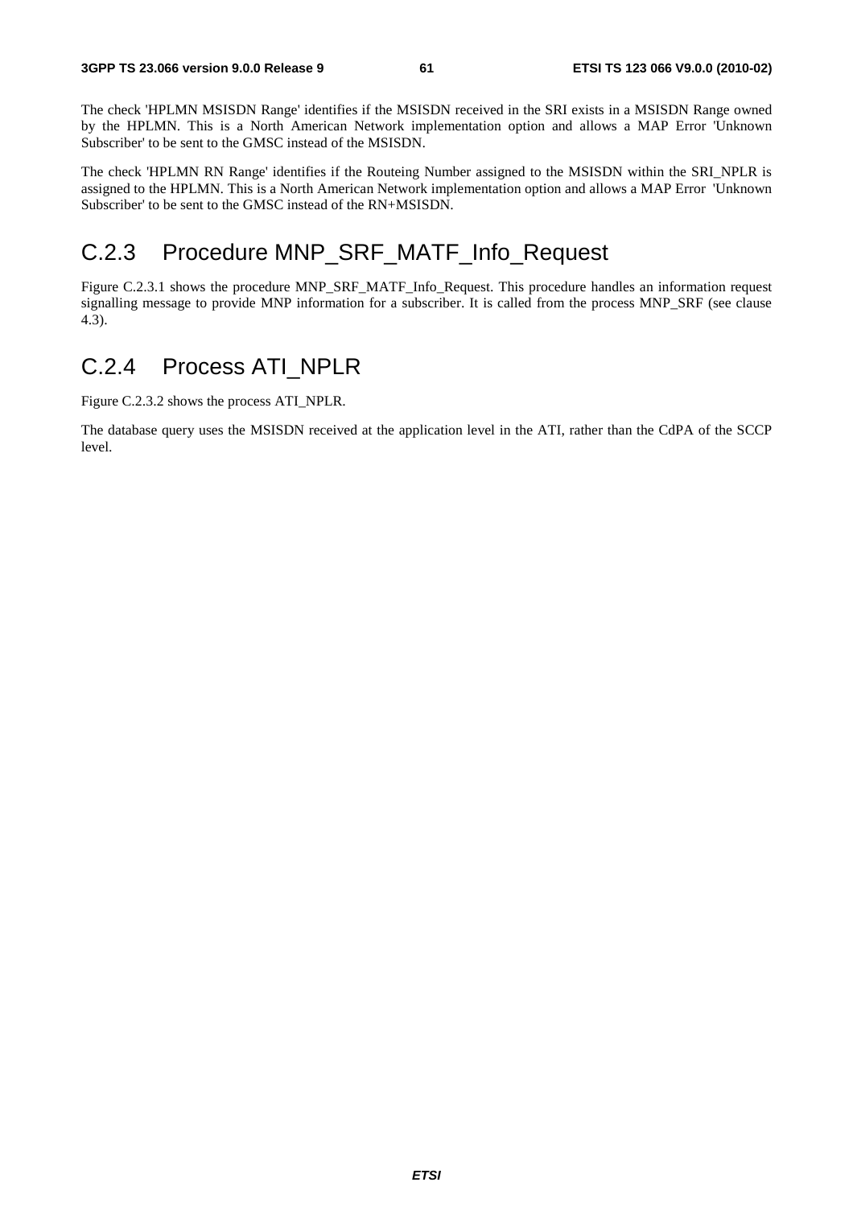The check 'HPLMN MSISDN Range' identifies if the MSISDN received in the SRI exists in a MSISDN Range owned by the HPLMN. This is a North American Network implementation option and allows a MAP Error 'Unknown Subscriber' to be sent to the GMSC instead of the MSISDN.

The check 'HPLMN RN Range' identifies if the Routeing Number assigned to the MSISDN within the SRI_NPLR is assigned to the HPLMN. This is a North American Network implementation option and allows a MAP Error 'Unknown Subscriber' to be sent to the GMSC instead of the RN+MSISDN.

## C.2.3 Procedure MNP_SRF_MATF_Info_Request

Figure C.2.3.1 shows the procedure MNP_SRF_MATF_Info_Request. This procedure handles an information request signalling message to provide MNP information for a subscriber. It is called from the process MNP_SRF (see clause 4.3).

## C.2.4 Process ATI_NPLR

Figure C.2.3.2 shows the process ATI_NPLR.

The database query uses the MSISDN received at the application level in the ATI, rather than the CdPA of the SCCP level.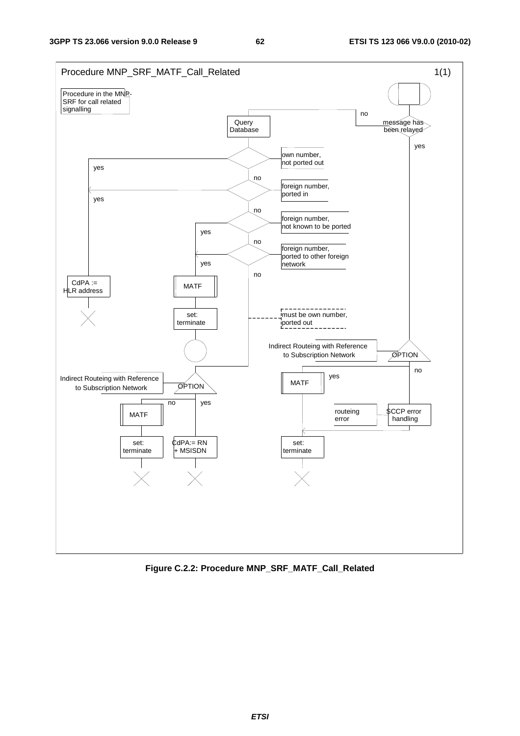Procedure MNP_SRF_MATF_Call_Related

1(1)

Procedure in the MNP-SRF for call related signalling

message has been relayed

no

yes

Query Database

own number, not ported out

yes

no

foreign number, ported in

yes

no

foreign number, not known to be ported

yes

no

foreign number, ported to other foreign network

yes

no

CdPA := HLR address

MATF

set: terminate

must be own number, ported out

Indirect Routeing with Reference to Subscription Network

OPTION

no

yes

MATF

Indirect Routeing with Reference to Subscription Network

OPTION

no

yes

MATF

set: terminate

CdPA:= RN + MSISDN

routeing error

SCCP error handling

set: terminate

**Figure C.2.2: Procedure MNP_SRF_MATF_Call_Related**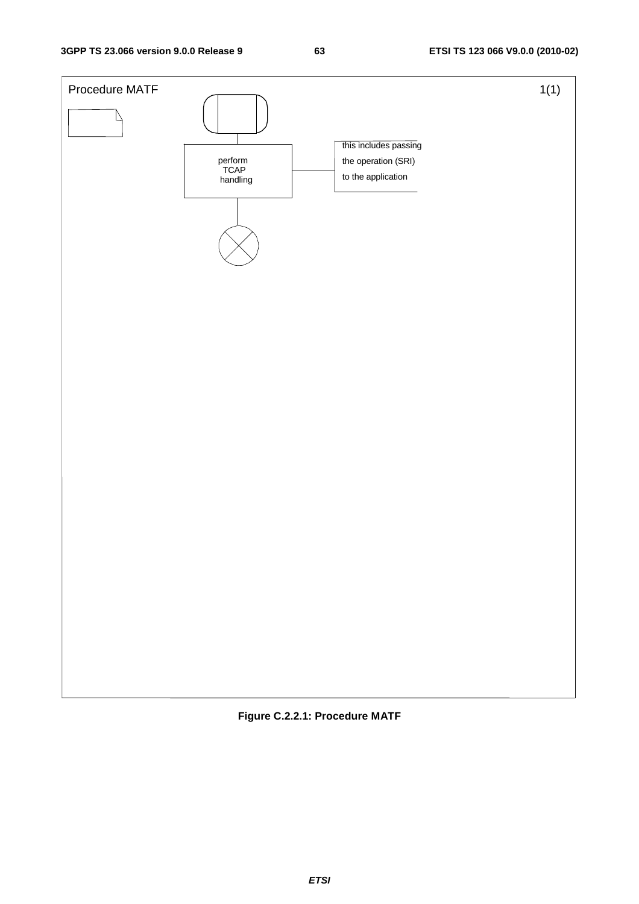Procedure MATF 1(1)

perform TCAP handling

this includes passing the operation (SRI) to the application

**Figure C.2.2.1: Procedure MATF**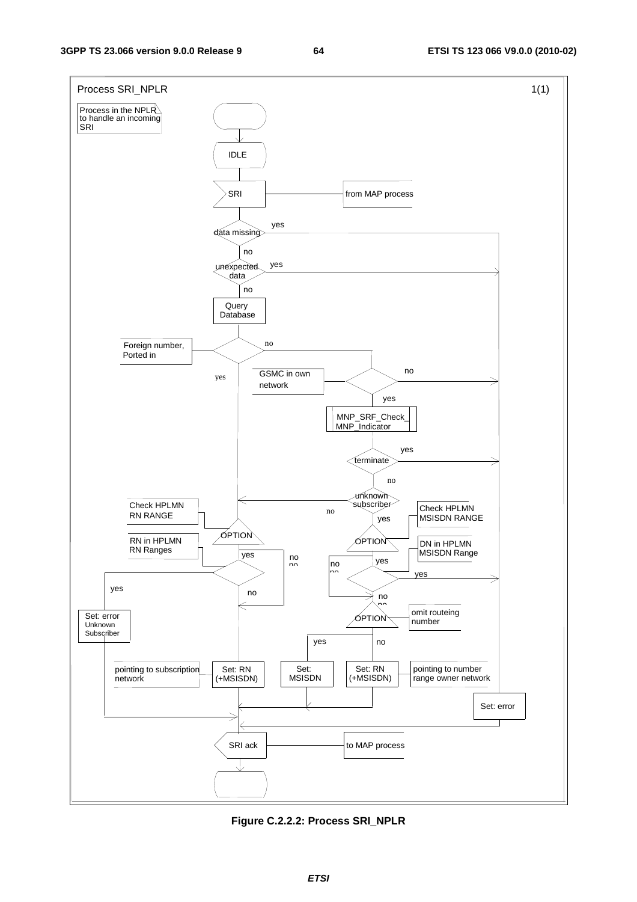Process SRI_NPLR 1(1)

Process in the NPLR to handle an incoming SRI

IDLE

SRI — from MAP process

data missing — yes / no

unexpected data — yes / no

Query Database

Foreign number, Ported in — yes / no

GSMC in own network — yes / no

MNP_SRF_Check_MNP_Indicator

terminate — yes / no

unknown subscriber — yes / no

Check HPLMN RN RANGE — OPTION

RN in HPLMN RN Ranges — yes / no

Check HPLMN MSISDN RANGE — OPTION

DN in HPLMN MSISDN Range — yes / no

omit routeing number — OPTION — yes / no

Set: error Unknown Subscriber

Set: RN (+MSISDN) — pointing to subscription network

Set: MSISDN

Set: RN (+MSISDN) — pointing to number range owner network

Set: error

SRI ack — to MAP process

**Figure C.2.2.2: Process SRI_NPLR**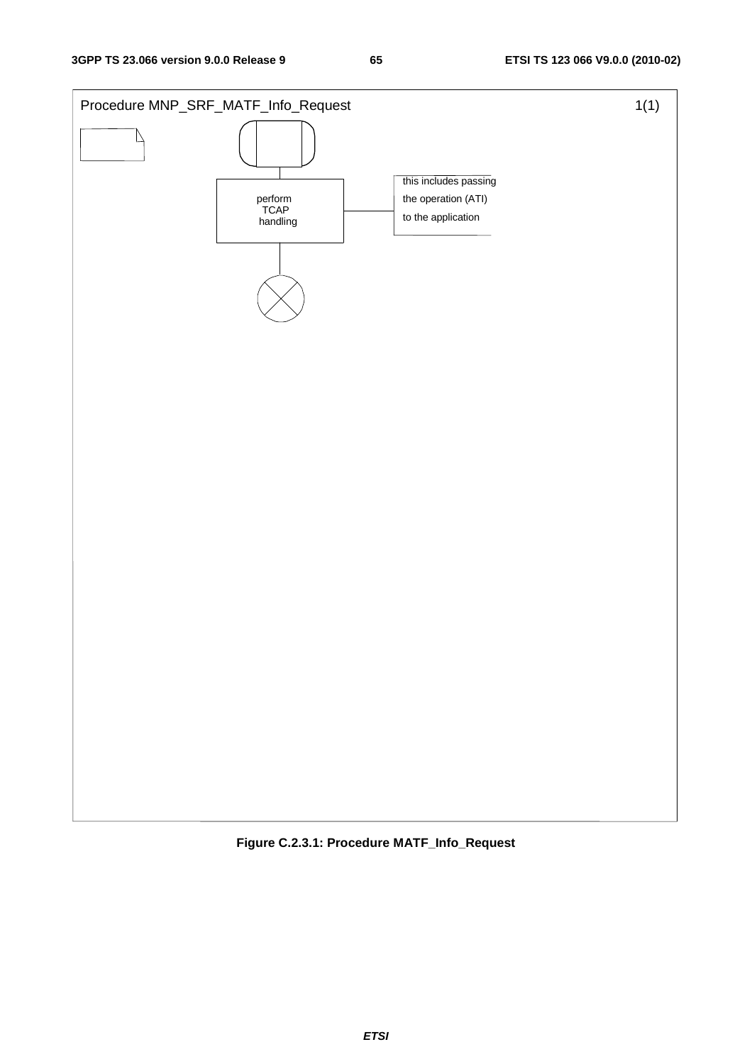Procedure MNP_SRF_MATF_Info_Request 1(1)

perform TCAP handling

this includes passing the operation (ATI) to the application

**Figure C.2.3.1: Procedure MATF_Info_Request**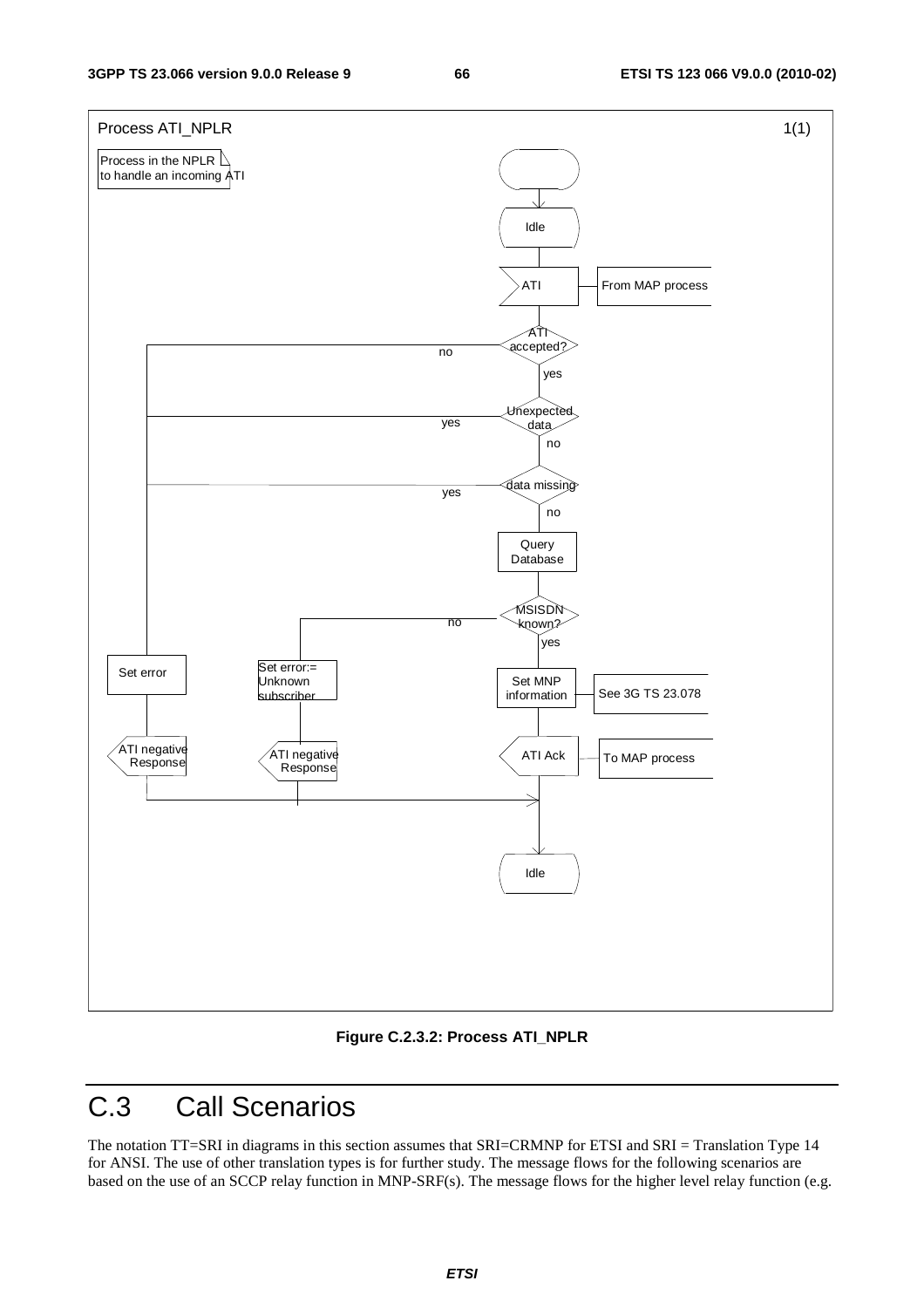Process ATI_NPLR 1(1)

Process in the NPLR to handle an incoming ATI

Idle

ATI — From MAP process

ATI accepted? (no / yes)

Unexpected data (yes / no)

data missing (yes / no)

Query Database

MSISDN known? (no / yes)

Set error

Set error:= Unknown subscriber

Set MNP information — See 3G TS 23.078

ATI negative Response

ATI negative Response

ATI Ack — To MAP process

Idle

**Figure C.2.3.2: Process ATI_NPLR**

# C.3 Call Scenarios

The notation TT=SRI in diagrams in this section assumes that SRI=CRMNP for ETSI and SRI = Translation Type 14 for ANSI. The use of other translation types is for further study. The message flows for the following scenarios are based on the use of an SCCP relay function in MNP-SRF(s). The message flows for the higher level relay function (e.g.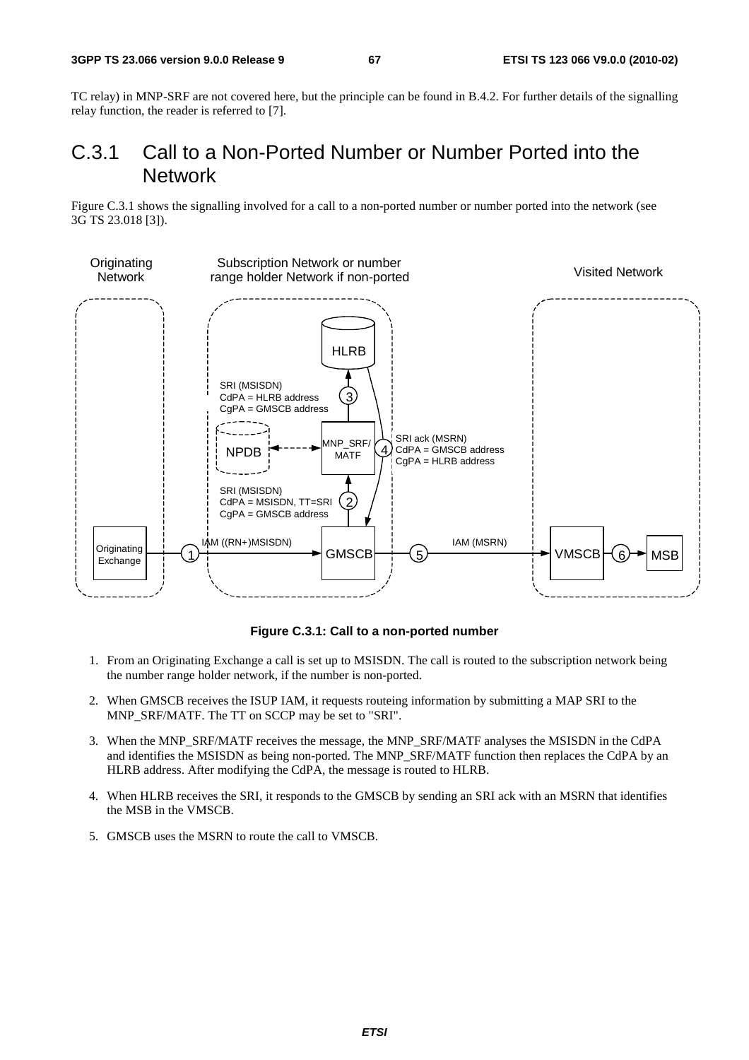TC relay) in MNP-SRF are not covered here, but the principle can be found in B.4.2. For further details of the signalling relay function, the reader is referred to [7].

# C.3.1 Call to a Non-Ported Number or Number Ported into the Network

Figure C.3.1 shows the signalling involved for a call to a non-ported number or number ported into the network (see 3G TS 23.018 [3]).

**Figure C.3.1: Call to a non-ported number**

1. From an Originating Exchange a call is set up to MSISDN. The call is routed to the subscription network being the number range holder network, if the number is non-ported.
2. When GMSCB receives the ISUP IAM, it requests routeing information by submitting a MAP SRI to the MNP_SRF/MATF. The TT on SCCP may be set to "SRI".
3. When the MNP_SRF/MATF receives the message, the MNP_SRF/MATF analyses the MSISDN in the CdPA and identifies the MSISDN as being non-ported. The MNP_SRF/MATF function then replaces the CdPA by an HLRB address. After modifying the CdPA, the message is routed to HLRB.
4. When HLRB receives the SRI, it responds to the GMSCB by sending an SRI ack with an MSRN that identifies the MSB in the VMSCB.
5. GMSCB uses the MSRN to route the call to VMSCB.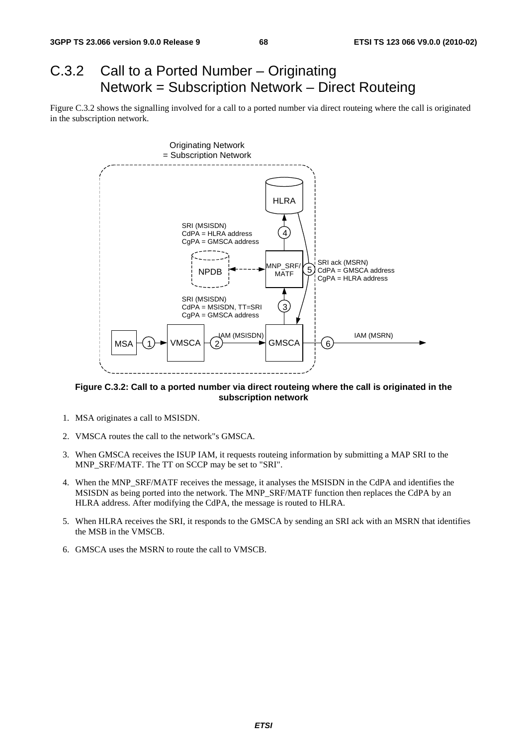## C.3.2 Call to a Ported Number – Originating Network = Subscription Network – Direct Routeing

Figure C.3.2 shows the signalling involved for a call to a ported number via direct routeing where the call is originated in the subscription network.

**Figure C.3.2: Call to a ported number via direct routeing where the call is originated in the subscription network**

1. MSA originates a call to MSISDN.

2. VMSCA routes the call to the network"s GMSCA.

3. When GMSCA receives the ISUP IAM, it requests routeing information by submitting a MAP SRI to the MNP_SRF/MATF. The TT on SCCP may be set to "SRI".

4. When the MNP_SRF/MATF receives the message, it analyses the MSISDN in the CdPA and identifies the MSISDN as being ported into the network. The MNP_SRF/MATF function then replaces the CdPA by an HLRA address. After modifying the CdPA, the message is routed to HLRA.

5. When HLRA receives the SRI, it responds to the GMSCA by sending an SRI ack with an MSRN that identifies the MSB in the VMSCB.

6. GMSCA uses the MSRN to route the call to VMSCB.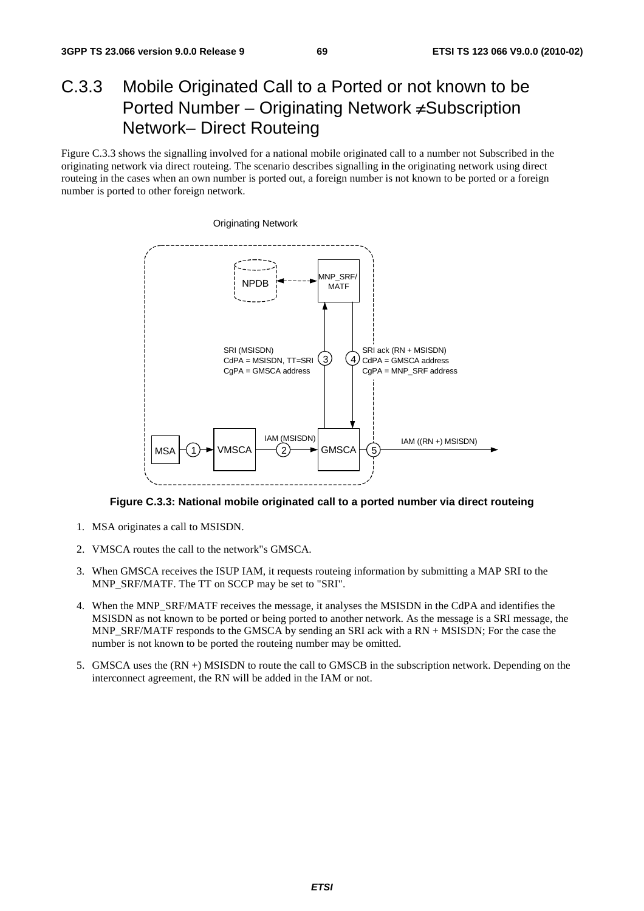# C.3.3 Mobile Originated Call to a Ported or not known to be Ported Number – Originating Network ≠Subscription Network– Direct Routeing

Figure C.3.3 shows the signalling involved for a national mobile originated call to a number not Subscribed in the originating network via direct routeing. The scenario describes signalling in the originating network using direct routeing in the cases when an own number is ported out, a foreign number is not known to be ported or a foreign number is ported to other foreign network.

Originating Network

NPDB

MNP_SRF/ MATF

SRI (MSISDN)
CdPA = MSISDN, TT=SRI
CgPA = GMSCA address

SRI ack (RN + MSISDN)
CdPA = GMSCA address
CgPA = MNP_SRF address

MSA → 1 → VMSCA → IAM (MSISDN) 2 → GMSCA → 5 IAM ((RN +) MSISDN)

**Figure C.3.3: National mobile originated call to a ported number via direct routeing**

1. MSA originates a call to MSISDN.
2. VMSCA routes the call to the network"s GMSCA.
3. When GMSCA receives the ISUP IAM, it requests routeing information by submitting a MAP SRI to the MNP_SRF/MATF. The TT on SCCP may be set to "SRI".
4. When the MNP_SRF/MATF receives the message, it analyses the MSISDN in the CdPA and identifies the MSISDN as not known to be ported or being ported to another network. As the message is a SRI message, the MNP_SRF/MATF responds to the GMSCA by sending an SRI ack with a RN + MSISDN; For the case the number is not known to be ported the routeing number may be omitted.
5. GMSCA uses the (RN +) MSISDN to route the call to GMSCB in the subscription network. Depending on the interconnect agreement, the RN will be added in the IAM or not.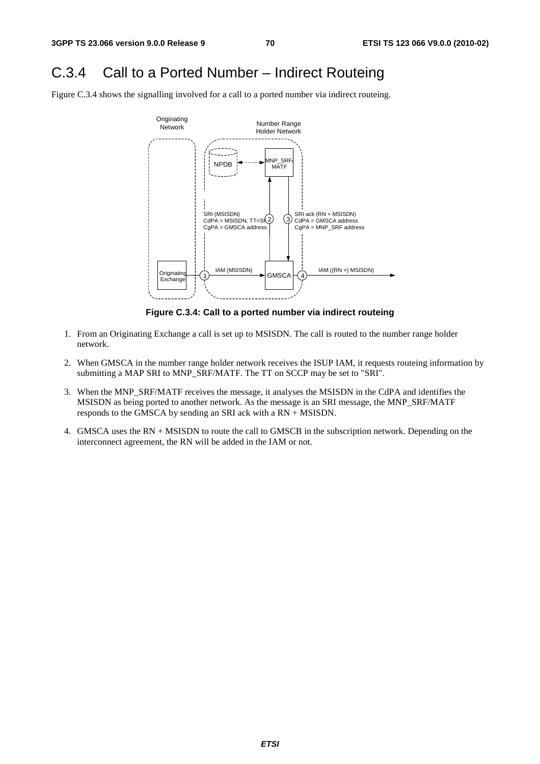# C.3.4 Call to a Ported Number – Indirect Routeing

Figure C.3.4 shows the signalling involved for a call to a ported number via indirect routeing.

**Figure C.3.4: Call to a ported number via indirect routeing**

1. From an Originating Exchange a call is set up to MSISDN. The call is routed to the number range holder network.

2. When GMSCA in the number range holder network receives the ISUP IAM, it requests routeing information by submitting a MAP SRI to MNP_SRF/MATF. The TT on SCCP may be set to "SRI".

3. When the MNP_SRF/MATF receives the message, it analyses the MSISDN in the CdPA and identifies the MSISDN as being ported to another network. As the message is an SRI message, the MNP_SRF/MATF responds to the GMSCA by sending an SRI ack with a RN + MSISDN.

4. GMSCA uses the RN + MSISDN to route the call to GMSCB in the subscription network. Depending on the interconnect agreement, the RN will be added in the IAM or not.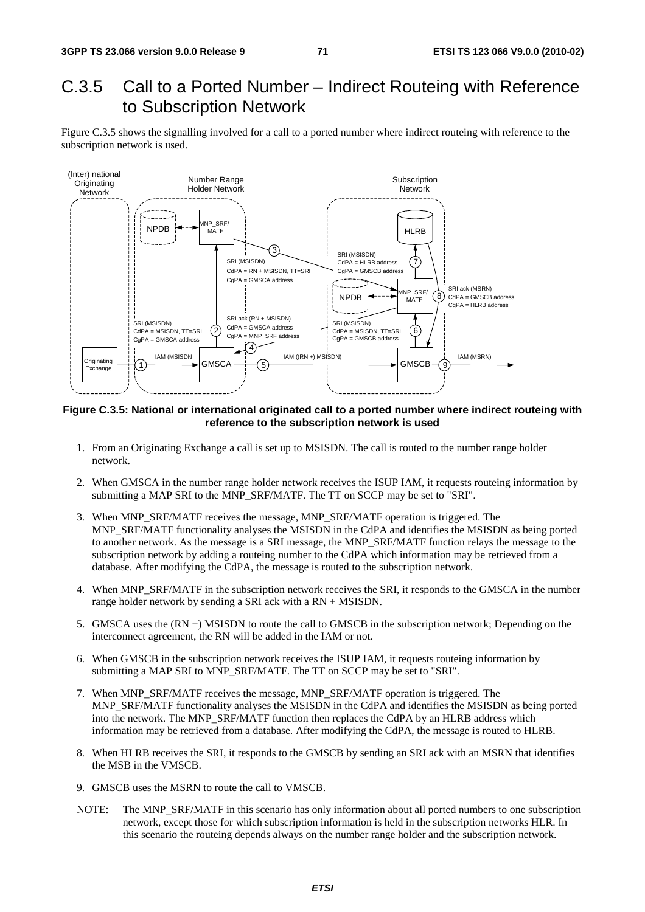# C.3.5 Call to a Ported Number – Indirect Routeing with Reference to Subscription Network

Figure C.3.5 shows the signalling involved for a call to a ported number where indirect routeing with reference to the subscription network is used.

**Figure C.3.5: National or international originated call to a ported number where indirect routeing with reference to the subscription network is used**

1. From an Originating Exchange a call is set up to MSISDN. The call is routed to the number range holder network.
2. When GMSCA in the number range holder network receives the ISUP IAM, it requests routeing information by submitting a MAP SRI to the MNP_SRF/MATF. The TT on SCCP may be set to "SRI".
3. When MNP_SRF/MATF receives the message, MNP_SRF/MATF operation is triggered. The MNP_SRF/MATF functionality analyses the MSISDN in the CdPA and identifies the MSISDN as being ported to another network. As the message is a SRI message, the MNP_SRF/MATF function relays the message to the subscription network by adding a routeing number to the CdPA which information may be retrieved from a database. After modifying the CdPA, the message is routed to the subscription network.
4. When MNP_SRF/MATF in the subscription network receives the SRI, it responds to the GMSCA in the number range holder network by sending a SRI ack with a RN + MSISDN.
5. GMSCA uses the (RN +) MSISDN to route the call to GMSCB in the subscription network; Depending on the interconnect agreement, the RN will be added in the IAM or not.
6. When GMSCB in the subscription network receives the ISUP IAM, it requests routeing information by submitting a MAP SRI to MNP_SRF/MATF. The TT on SCCP may be set to "SRI".
7. When MNP_SRF/MATF receives the message, MNP_SRF/MATF operation is triggered. The MNP_SRF/MATF functionality analyses the MSISDN in the CdPA and identifies the MSISDN as being ported into the network. The MNP_SRF/MATF function then replaces the CdPA by an HLRB address which information may be retrieved from a database. After modifying the CdPA, the message is routed to HLRB.
8. When HLRB receives the SRI, it responds to the GMSCB by sending an SRI ack with an MSRN that identifies the MSB in the VMSCB.
9. GMSCB uses the MSRN to route the call to VMSCB.

NOTE: The MNP_SRF/MATF in this scenario has only information about all ported numbers to one subscription network, except those for which subscription information is held in the subscription networks HLR. In this scenario the routeing depends always on the number range holder and the subscription network.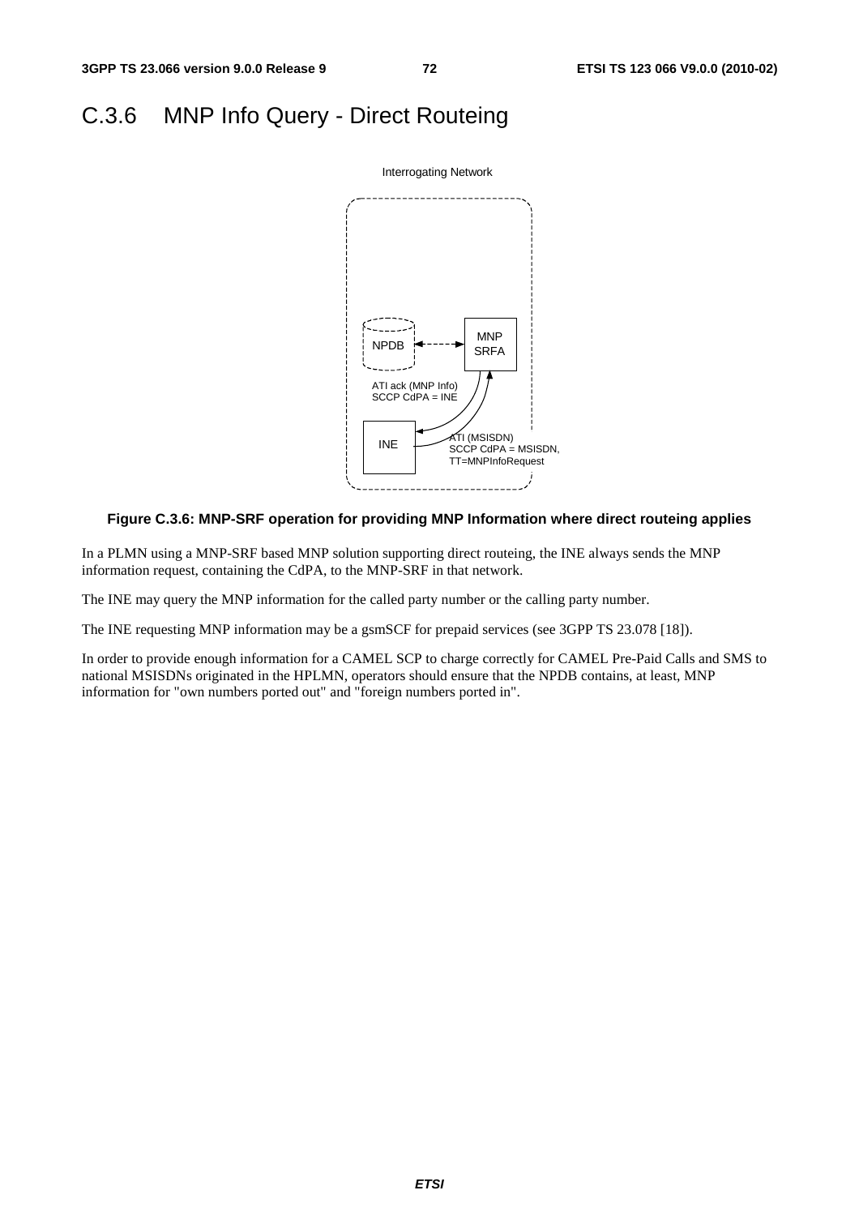# C.3.6 MNP Info Query - Direct Routeing

**Figure C.3.6: MNP-SRF operation for providing MNP Information where direct routeing applies**

In a PLMN using a MNP-SRF based MNP solution supporting direct routeing, the INE always sends the MNP information request, containing the CdPA, to the MNP-SRF in that network.

The INE may query the MNP information for the called party number or the calling party number.

The INE requesting MNP information may be a gsmSCF for prepaid services (see 3GPP TS 23.078 [18]).

In order to provide enough information for a CAMEL SCP to charge correctly for CAMEL Pre-Paid Calls and SMS to national MSISDNs originated in the HPLMN, operators should ensure that the NPDB contains, at least, MNP information for "own numbers ported out" and "foreign numbers ported in".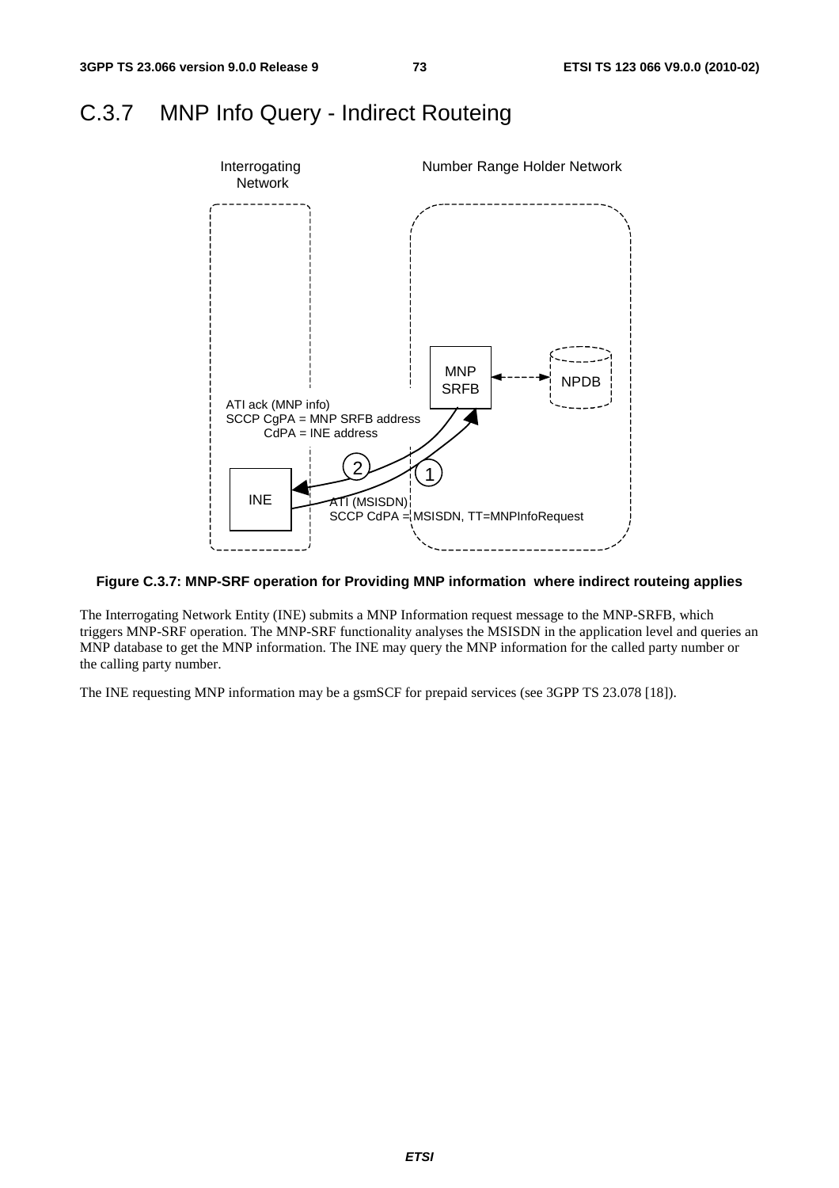# C.3.7 MNP Info Query - Indirect Routeing

Figure C.3.7: MNP-SRF operation for Providing MNP information where indirect routeing applies

The Interrogating Network Entity (INE) submits a MNP Information request message to the MNP-SRFB, which triggers MNP-SRF operation. The MNP-SRF functionality analyses the MSISDN in the application level and queries an MNP database to get the MNP information. The INE may query the MNP information for the called party number or the calling party number.

The INE requesting MNP information may be a gsmSCF for prepaid services (see 3GPP TS 23.078 [18]).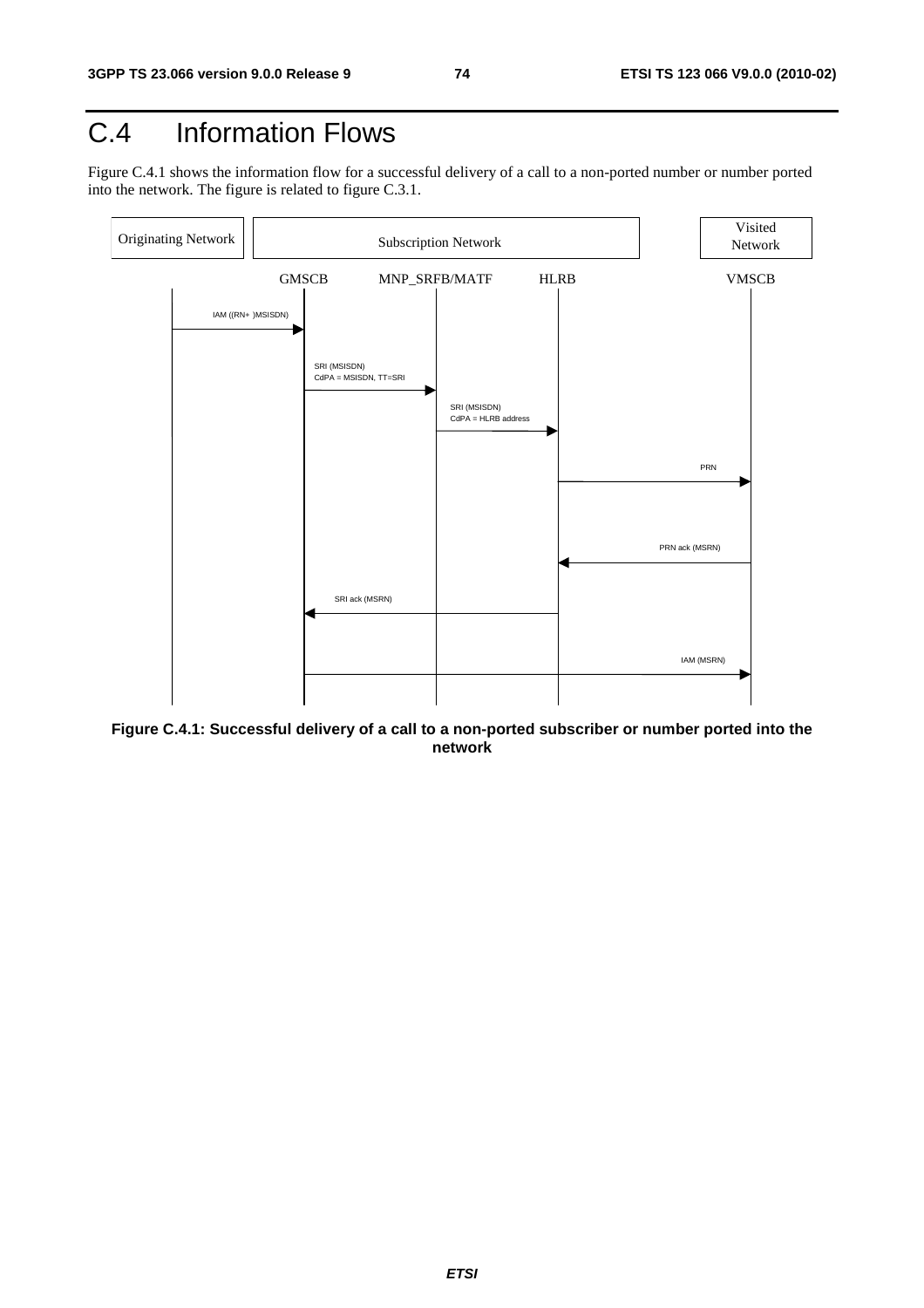# C.4 Information Flows

Figure C.4.1 shows the information flow for a successful delivery of a call to a non-ported number or number ported into the network. The figure is related to figure C.3.1.

Originating Network | Subscription Network | Visited Network

GMSCB | MNP_SRFB/MATF | HLRB | VMSCB

IAM ((RN+ )MSISDN)

SRI (MSISDN)
CdPA = MSISDN, TT=SRI

SRI (MSISDN)
CdPA = HLRB address

PRN

PRN ack (MSRN)

SRI ack (MSRN)

IAM (MSRN)

**Figure C.4.1: Successful delivery of a call to a non-ported subscriber or number ported into the network**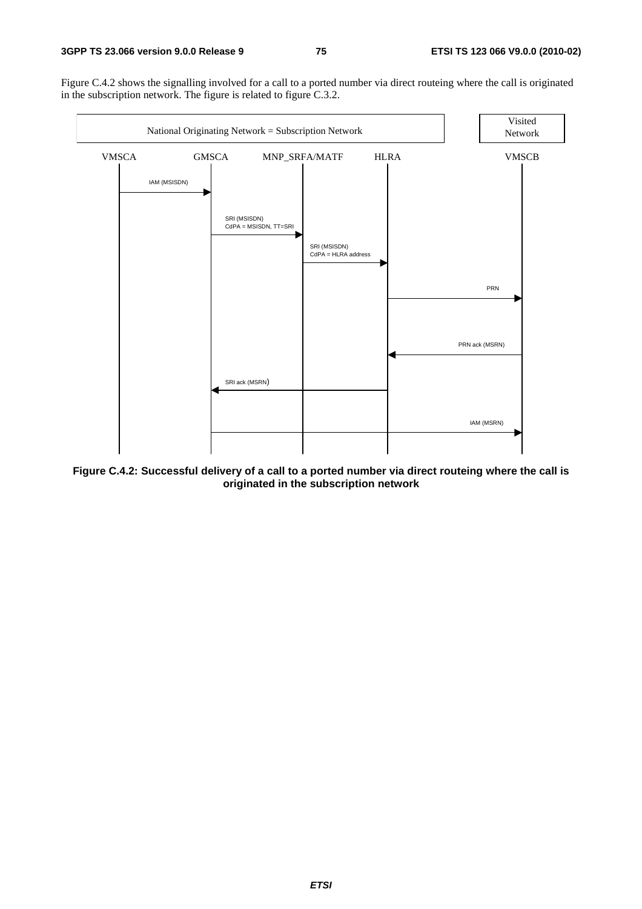Figure C.4.2 shows the signalling involved for a call to a ported number via direct routeing where the call is originated in the subscription network. The figure is related to figure C.3.2.

| National Originating Network = Subscription Network | | | | Visited Network |
|---|---|---|---|---|
| VMSCA | GMSCA | MNP_SRFA/MATF | HLRA | VMSCB |

1. VMSCA → GMSCA: IAM (MSISDN)
2. GMSCA → MNP_SRFA/MATF: SRI (MSISDN) CdPA = MSISDN, TT=SRI
3. MNP_SRFA/MATF → HLRA: SRI (MSISDN) CdPA = HLRA address
4. HLRA → VMSCB: PRN
5. VMSCB → HLRA: PRN ack (MSRN)
6. HLRA → GMSCA: SRI ack (MSRN)
7. GMSCA → VMSCB: IAM (MSRN)

**Figure C.4.2: Successful delivery of a call to a ported number via direct routeing where the call is originated in the subscription network**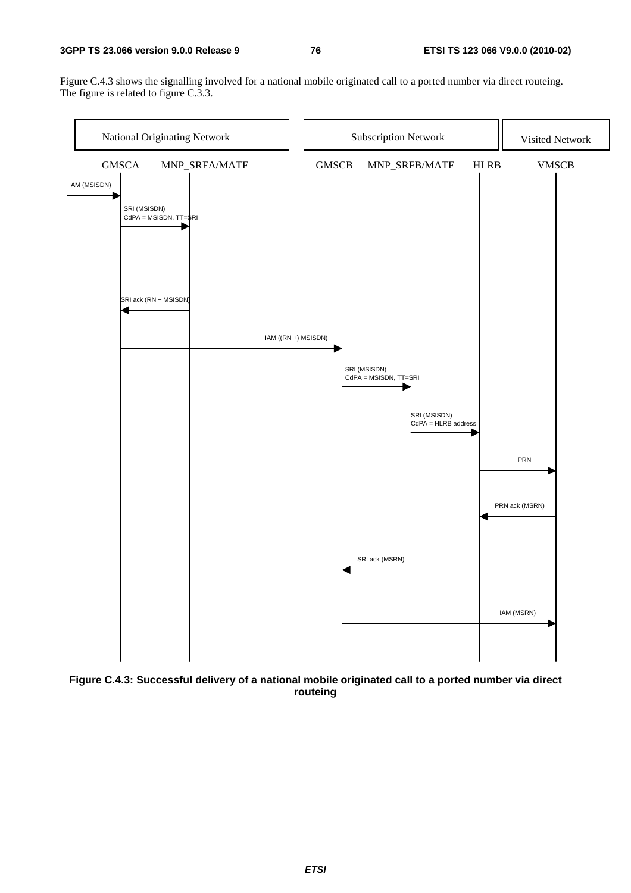Figure C.4.3 shows the signalling involved for a national mobile originated call to a ported number via direct routeing. The figure is related to figure C.3.3.

| National Originating Network | | Subscription Network | | | Visited Network |
|---|---|---|---|---|---|
| GMSCA | MNP_SRFA/MATF | GMSCB | MNP_SRFB/MATF | HLRB | VMSCB |

- IAM (MSISDN) → GMSCA
- GMSCA → MNP_SRFA/MATF: SRI (MSISDN) CdPA = MSISDN, TT=SRI
- MNP_SRFA/MATF → GMSCA: SRI ack (RN + MSISDN)
- GMSCA → GMSCB: IAM ((RN +) MSISDN)
- GMSCB → MNP_SRFB/MATF: SRI (MSISDN) CdPA = MSISDN, TT=SRI
- MNP_SRFB/MATF → HLRB: SRI (MSISDN) CdPA = HLRB address
- HLRB → VMSCB: PRN
- VMSCB → HLRB: PRN ack (MSRN)
- HLRB → GMSCB: SRI ack (MSRN)
- GMSCB → VMSCB: IAM (MSRN)

**Figure C.4.3: Successful delivery of a national mobile originated call to a ported number via direct routeing**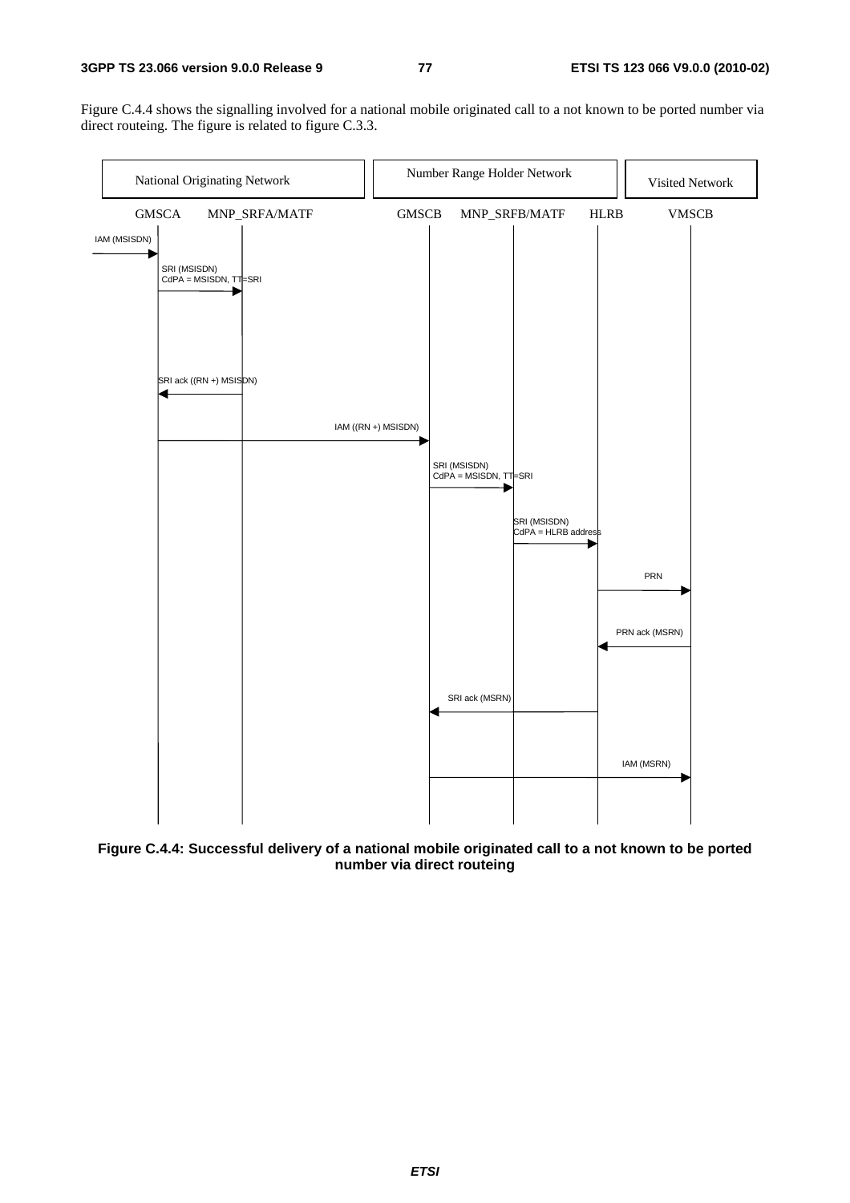Figure C.4.4 shows the signalling involved for a national mobile originated call to a not known to be ported number via direct routeing. The figure is related to figure C.3.3.

| National Originating Network | | Number Range Holder Network | | | Visited Network |
|---|---|---|---|---|---|
| GMSCA | MNP_SRFA/MATF | GMSCB | MNP_SRFB/MATF | HLRB | VMSCB |

IAM (MSISDN)

SRI (MSISDN)
CdPA = MSISDN, TT=SRI

SRI ack ((RN +) MSISDN)

IAM ((RN +) MSISDN)

SRI (MSISDN)
CdPA = MSISDN, TT=SRI

SRI (MSISDN)
CdPA = HLRB address

PRN

PRN ack (MSRN)

SRI ack (MSRN)

IAM (MSRN)

**Figure C.4.4: Successful delivery of a national mobile originated call to a not known to be ported number via direct routeing**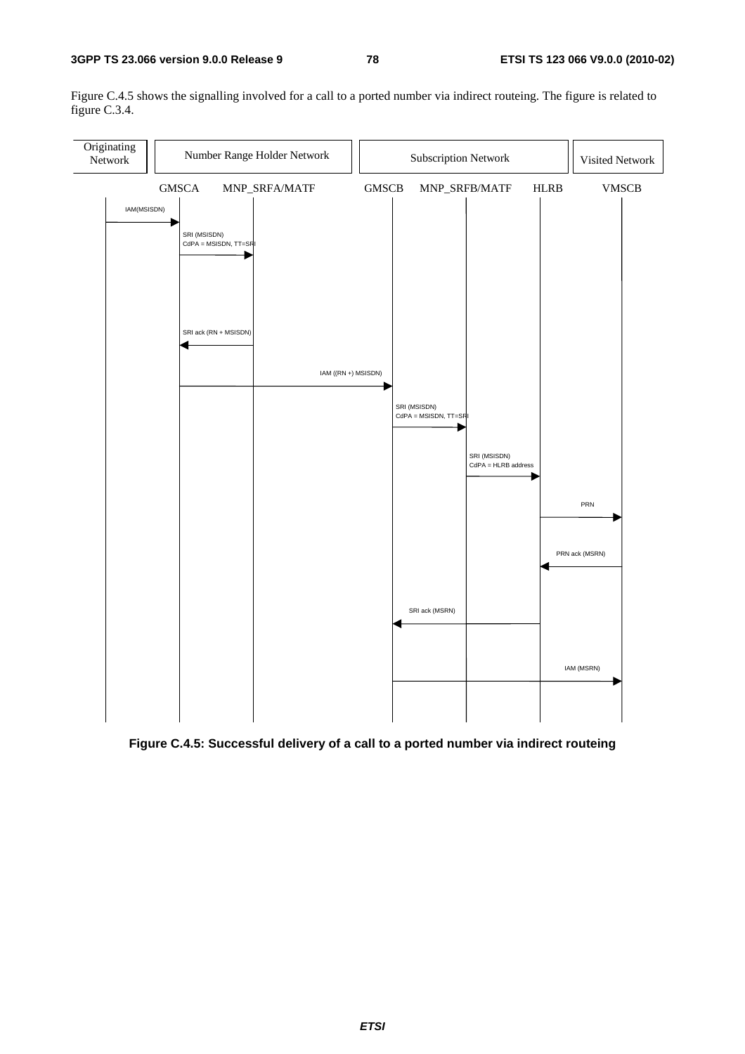Figure C.4.5 shows the signalling involved for a call to a ported number via indirect routeing. The figure is related to figure C.3.4.

| Originating Network | Number Range Holder Network | | Subscription Network | | | Visited Network |
|---|---|---|---|---|---|---|
| | GMSCA | MNP_SRFA/MATF | GMSCB | MNP_SRFB/MATF | HLRB | VMSCB |

1. Originating Network → GMSCA: IAM(MSISDN)
2. GMSCA → MNP_SRFA/MATF: SRI (MSISDN) CdPA = MSISDN, TT=SRI
3. MNP_SRFA/MATF → GMSCA: SRI ack (RN + MSISDN)
4. GMSCA → GMSCB: IAM ((RN +) MSISDN)
5. GMSCB → MNP_SRFB/MATF: SRI (MSISDN) CdPA = MSISDN, TT=SRI
6. MNP_SRFB/MATF → HLRB: SRI (MSISDN) CdPA = HLRB address
7. HLRB → VMSCB: PRN
8. VMSCB → HLRB: PRN ack (MSRN)
9. HLRB → GMSCB: SRI ack (MSRN)
10. GMSCB → VMSCB: IAM (MSRN)

**Figure C.4.5: Successful delivery of a call to a ported number via indirect routeing**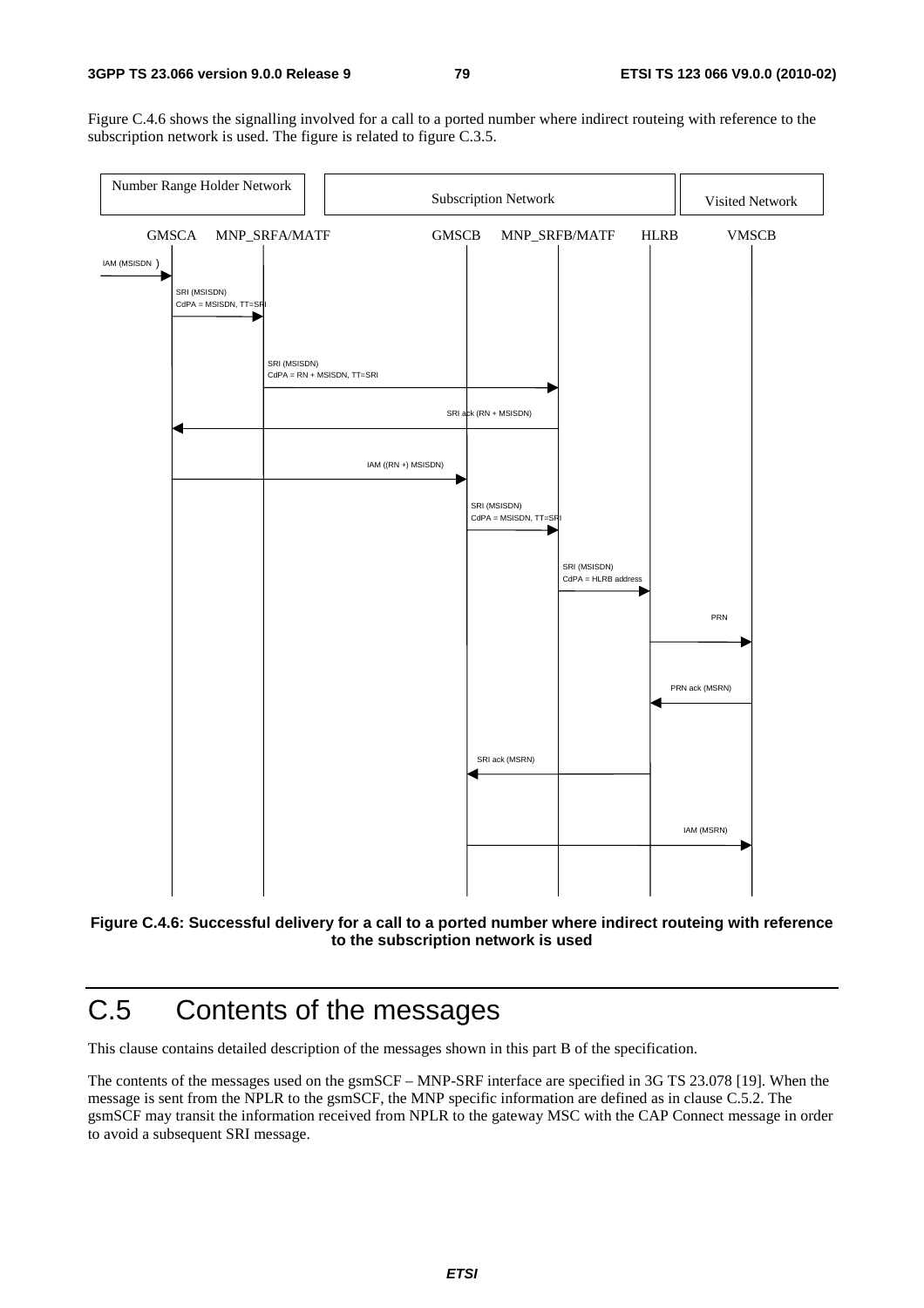Figure C.4.6 shows the signalling involved for a call to a ported number where indirect routeing with reference to the subscription network is used. The figure is related to figure C.3.5.

| Number Range Holder Network | | Subscription Network | | | Visited Network |
|---|---|---|---|---|---|
| GMSCA | MNP_SRFA/MATF | GMSCB | MNP_SRFB/MATF | HLRB | VMSCB |

| Step | Message | From | To |
|---|---|---|---|
| 1 | IAM (MSISDN) | | GMSCA |
| 2 | SRI (MSISDN) CdPA = MSISDN, TT=SRI | GMSCA | MNP_SRFA/MATF |
| 3 | SRI (MSISDN) CdPA = RN + MSISDN, TT=SRI | MNP_SRFA/MATF | MNP_SRFB/MATF |
| 4 | SRI ack (RN + MSISDN) | MNP_SRFB/MATF | GMSCA |
| 5 | IAM ((RN +) MSISDN) | GMSCA | GMSCB |
| 6 | SRI (MSISDN) CdPA = MSISDN, TT=SRI | GMSCB | MNP_SRFB/MATF |
| 7 | SRI (MSISDN) CdPA = HLRB address | MNP_SRFB/MATF | HLRB |
| 8 | PRN | HLRB | VMSCB |
| 9 | PRN ack (MSRN) | VMSCB | HLRB |
| 10 | SRI ack (MSRN) | HLRB | GMSCB |
| 11 | IAM (MSRN) | GMSCB | VMSCB |

**Figure C.4.6: Successful delivery for a call to a ported number where indirect routeing with reference to the subscription network is used**

# C.5 Contents of the messages

This clause contains detailed description of the messages shown in this part B of the specification.

The contents of the messages used on the gsmSCF – MNP-SRF interface are specified in 3G TS 23.078 [19]. When the message is sent from the NPLR to the gsmSCF, the MNP specific information are defined as in clause C.5.2. The gsmSCF may transit the information received from NPLR to the gateway MSC with the CAP Connect message in order to avoid a subsequent SRI message.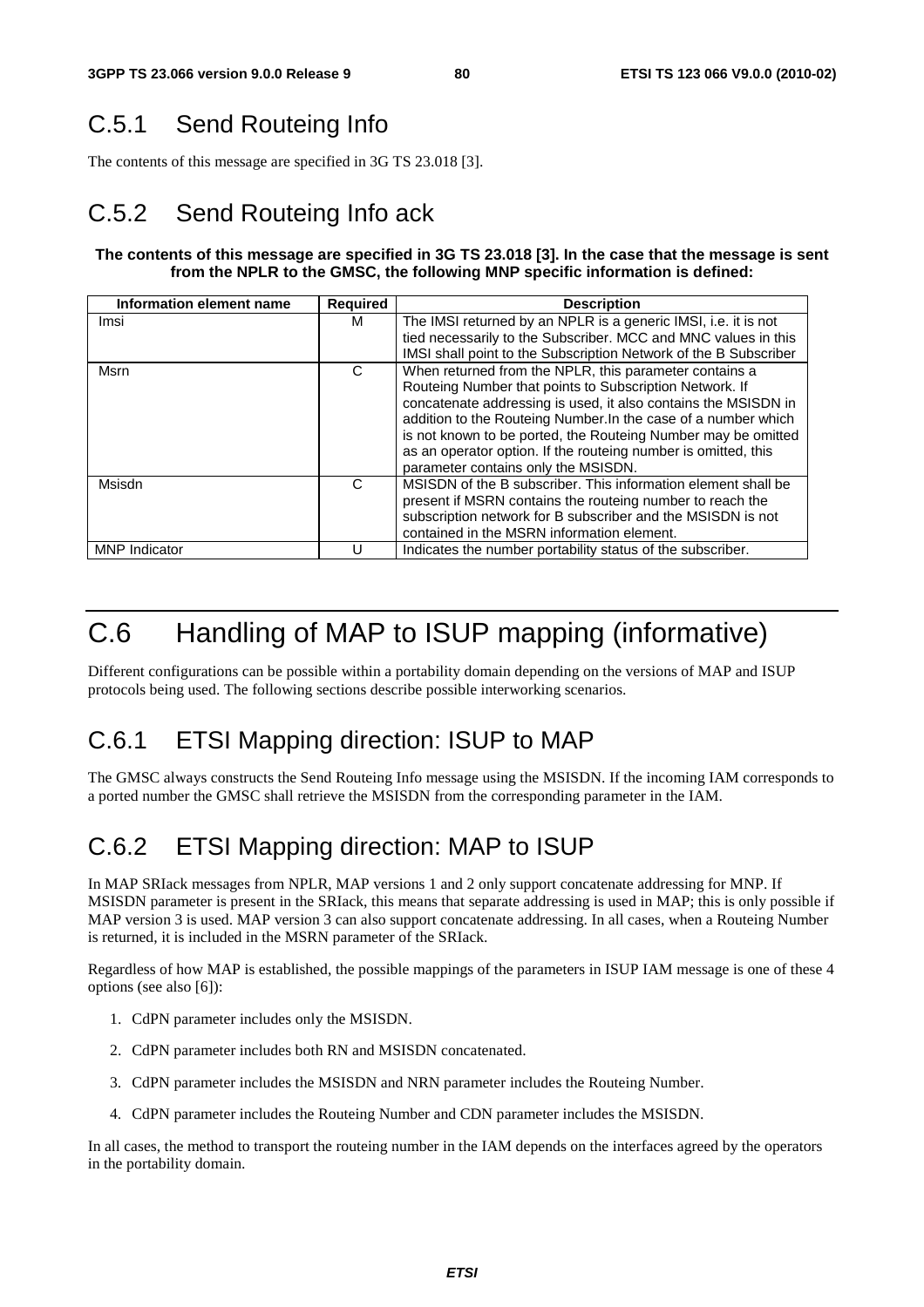## C.5.1 Send Routeing Info

The contents of this message are specified in 3G TS 23.018 [3].

## C.5.2 Send Routeing Info ack

**The contents of this message are specified in 3G TS 23.018 [3]. In the case that the message is sent from the NPLR to the GMSC, the following MNP specific information is defined:**

| Information element name | Required | Description |
|---|---|---|
| Imsi | M | The IMSI returned by an NPLR is a generic IMSI, i.e. it is not tied necessarily to the Subscriber. MCC and MNC values in this IMSI shall point to the Subscription Network of the B Subscriber |
| Msrn | C | When returned from the NPLR, this parameter contains a Routeing Number that points to Subscription Network. If concatenate addressing is used, it also contains the MSISDN in addition to the Routeing Number.In the case of a number which is not known to be ported, the Routeing Number may be omitted as an operator option. If the routeing number is omitted, this parameter contains only the MSISDN. |
| Msisdn | C | MSISDN of the B subscriber. This information element shall be present if MSRN contains the routeing number to reach the subscription network for B subscriber and the MSISDN is not contained in the MSRN information element. |
| MNP Indicator | U | Indicates the number portability status of the subscriber. |

# C.6 Handling of MAP to ISUP mapping (informative)

Different configurations can be possible within a portability domain depending on the versions of MAP and ISUP protocols being used. The following sections describe possible interworking scenarios.

## C.6.1 ETSI Mapping direction: ISUP to MAP

The GMSC always constructs the Send Routeing Info message using the MSISDN. If the incoming IAM corresponds to a ported number the GMSC shall retrieve the MSISDN from the corresponding parameter in the IAM.

## C.6.2 ETSI Mapping direction: MAP to ISUP

In MAP SRIack messages from NPLR, MAP versions 1 and 2 only support concatenate addressing for MNP. If MSISDN parameter is present in the SRIack, this means that separate addressing is used in MAP; this is only possible if MAP version 3 is used. MAP version 3 can also support concatenate addressing. In all cases, when a Routeing Number is returned, it is included in the MSRN parameter of the SRIack.

Regardless of how MAP is established, the possible mappings of the parameters in ISUP IAM message is one of these 4 options (see also [6]):

1. CdPN parameter includes only the MSISDN.
2. CdPN parameter includes both RN and MSISDN concatenated.
3. CdPN parameter includes the MSISDN and NRN parameter includes the Routeing Number.
4. CdPN parameter includes the Routeing Number and CDN parameter includes the MSISDN.

In all cases, the method to transport the routeing number in the IAM depends on the interfaces agreed by the operators in the portability domain.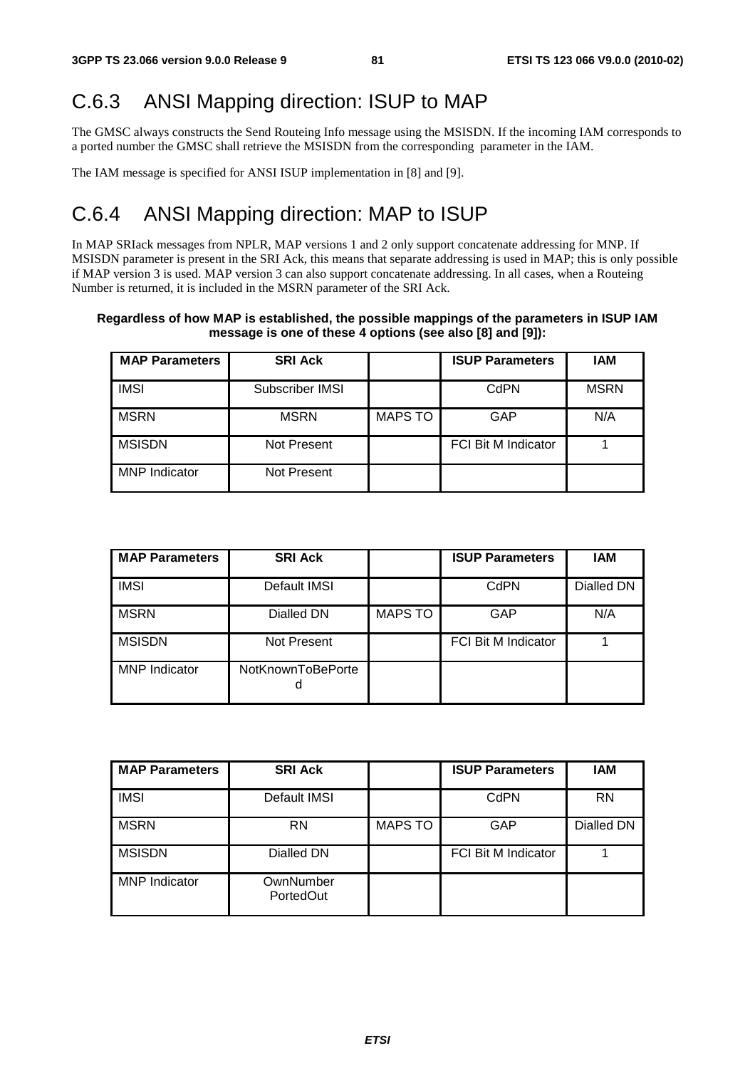## C.6.3 ANSI Mapping direction: ISUP to MAP

The GMSC always constructs the Send Routeing Info message using the MSISDN. If the incoming IAM corresponds to a ported number the GMSC shall retrieve the MSISDN from the corresponding parameter in the IAM.

The IAM message is specified for ANSI ISUP implementation in [8] and [9].

## C.6.4 ANSI Mapping direction: MAP to ISUP

In MAP SRIack messages from NPLR, MAP versions 1 and 2 only support concatenate addressing for MNP. If MSISDN parameter is present in the SRI Ack, this means that separate addressing is used in MAP; this is only possible if MAP version 3 is used. MAP version 3 can also support concatenate addressing. In all cases, when a Routeing Number is returned, it is included in the MSRN parameter of the SRI Ack.

**Regardless of how MAP is established, the possible mappings of the parameters in ISUP IAM message is one of these 4 options (see also [8] and [9]):**

| MAP Parameters | SRI Ack | | ISUP Parameters | IAM |
|---|---|---|---|---|
| IMSI | Subscriber IMSI | | CdPN | MSRN |
| MSRN | MSRN | MAPS TO | GAP | N/A |
| MSISDN | Not Present | | FCI Bit M Indicator | 1 |
| MNP Indicator | Not Present | | | |

| MAP Parameters | SRI Ack | | ISUP Parameters | IAM |
|---|---|---|---|---|
| IMSI | Default IMSI | | CdPN | Dialled DN |
| MSRN | Dialled DN | MAPS TO | GAP | N/A |
| MSISDN | Not Present | | FCI Bit M Indicator | 1 |
| MNP Indicator | NotKnownToBePorted | | | |

| MAP Parameters | SRI Ack | | ISUP Parameters | IAM |
|---|---|---|---|---|
| IMSI | Default IMSI | | CdPN | RN |
| MSRN | RN | MAPS TO | GAP | Dialled DN |
| MSISDN | Dialled DN | | FCI Bit M Indicator | 1 |
| MNP Indicator | OwnNumber PortedOut | | | |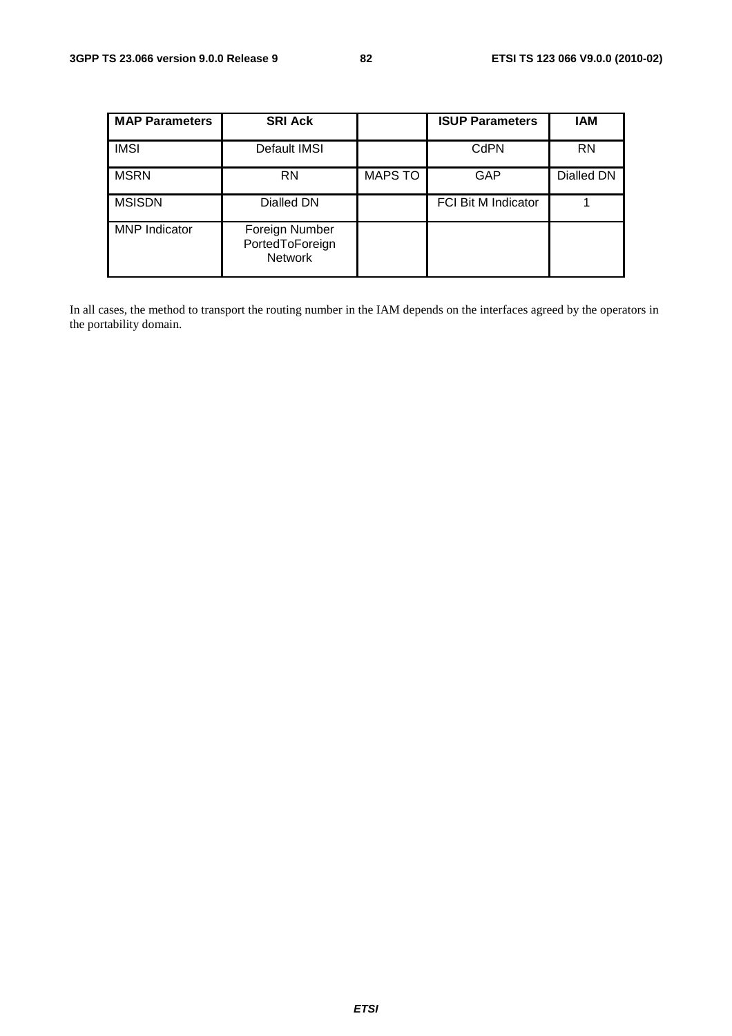| MAP Parameters | SRI Ack | | ISUP Parameters | IAM |
|---|---|---|---|---|
| IMSI | Default IMSI | | CdPN | RN |
| MSRN | RN | MAPS TO | GAP | Dialled DN |
| MSISDN | Dialled DN | | FCI Bit M Indicator | 1 |
| MNP Indicator | Foreign Number PortedToForeign Network | | | |

In all cases, the method to transport the routing number in the IAM depends on the interfaces agreed by the operators in the portability domain.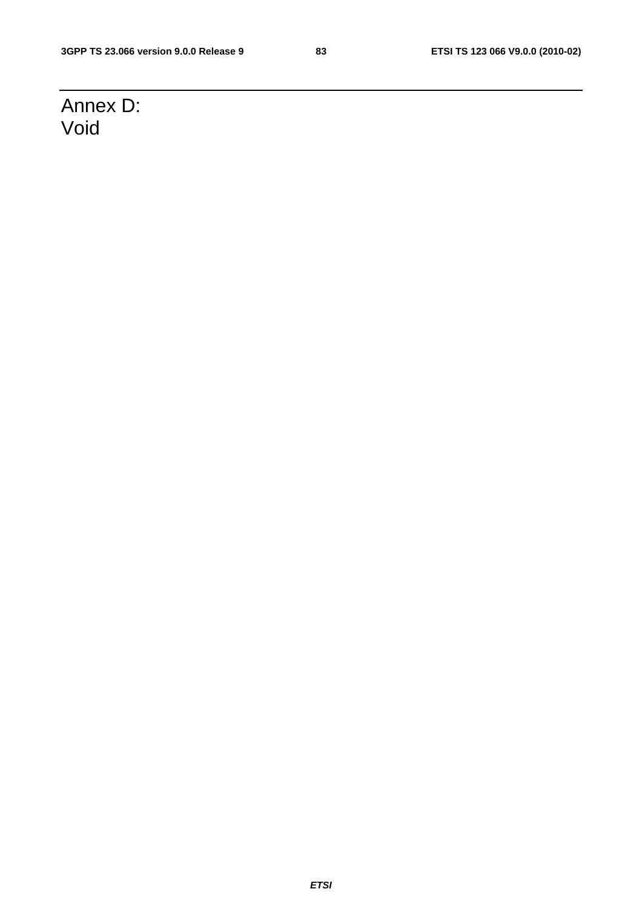# Annex D: Void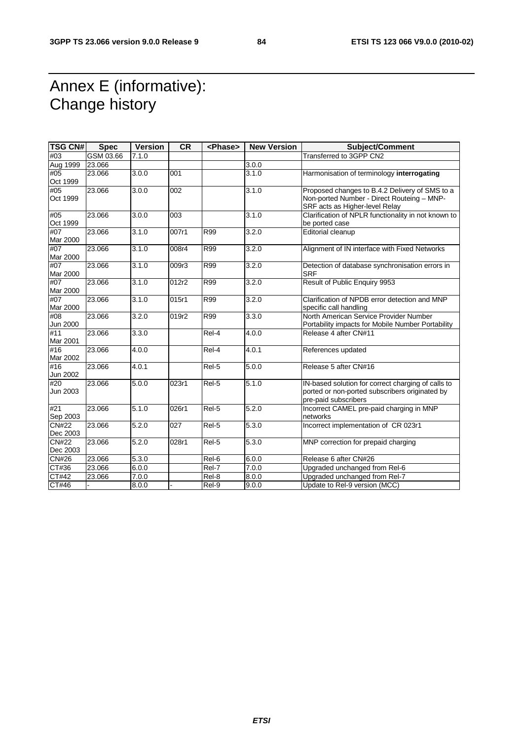# Annex E (informative): Change history

| TSG CN# | Spec | Version | CR | <Phase> | New Version | Subject/Comment |
|---|---|---|---|---|---|---|
| #03 | GSM 03.66 | 7.1.0 | | | | Transferred to 3GPP CN2 |
| Aug 1999 | 23.066 | | | | 3.0.0 | |
| #05 Oct 1999 | 23.066 | 3.0.0 | 001 | | 3.1.0 | Harmonisation of terminology **interrogating** |
| #05 Oct 1999 | 23.066 | 3.0.0 | 002 | | 3.1.0 | Proposed changes to B.4.2 Delivery of SMS to a Non-ported Number - Direct Routeing – MNP-SRF acts as Higher-level Relay |
| #05 Oct 1999 | 23.066 | 3.0.0 | 003 | | 3.1.0 | Clarification of NPLR functionality in not known to be ported case |
| #07 Mar 2000 | 23.066 | 3.1.0 | 007r1 | R99 | 3.2.0 | Editorial cleanup |
| #07 Mar 2000 | 23.066 | 3.1.0 | 008r4 | R99 | 3.2.0 | Alignment of IN interface with Fixed Networks |
| #07 Mar 2000 | 23.066 | 3.1.0 | 009r3 | R99 | 3.2.0 | Detection of database synchronisation errors in SRF |
| #07 Mar 2000 | 23.066 | 3.1.0 | 012r2 | R99 | 3.2.0 | Result of Public Enquiry 9953 |
| #07 Mar 2000 | 23.066 | 3.1.0 | 015r1 | R99 | 3.2.0 | Clarification of NPDB error detection and MNP specific call handling |
| #08 Jun 2000 | 23.066 | 3.2.0 | 019r2 | R99 | 3.3.0 | North American Service Provider Number Portability impacts for Mobile Number Portability |
| #11 Mar 2001 | 23.066 | 3.3.0 | | Rel-4 | 4.0.0 | Release 4 after CN#11 |
| #16 Mar 2002 | 23.066 | 4.0.0 | | Rel-4 | 4.0.1 | References updated |
| #16 Jun 2002 | 23.066 | 4.0.1 | | Rel-5 | 5.0.0 | Release 5 after CN#16 |
| #20 Jun 2003 | 23.066 | 5.0.0 | 023r1 | Rel-5 | 5.1.0 | IN-based solution for correct charging of calls to ported or non-ported subscribers originated by pre-paid subscribers |
| #21 Sep 2003 | 23.066 | 5.1.0 | 026r1 | Rel-5 | 5.2.0 | Incorrect CAMEL pre-paid charging in MNP networks |
| CN#22 Dec 2003 | 23.066 | 5.2.0 | 027 | Rel-5 | 5.3.0 | Incorrect implementation of CR 023r1 |
| CN#22 Dec 2003 | 23.066 | 5.2.0 | 028r1 | Rel-5 | 5.3.0 | MNP correction for prepaid charging |
| CN#26 | 23.066 | 5.3.0 | | Rel-6 | 6.0.0 | Release 6 after CN#26 |
| CT#36 | 23.066 | 6.0.0 | | Rel-7 | 7.0.0 | Upgraded unchanged from Rel-6 |
| CT#42 | 23.066 | 7.0.0 | | Rel-8 | 8.0.0 | Upgraded unchanged from Rel-7 |
| CT#46 | - | 8.0.0 | - | Rel-9 | 9.0.0 | Update to Rel-9 version (MCC) |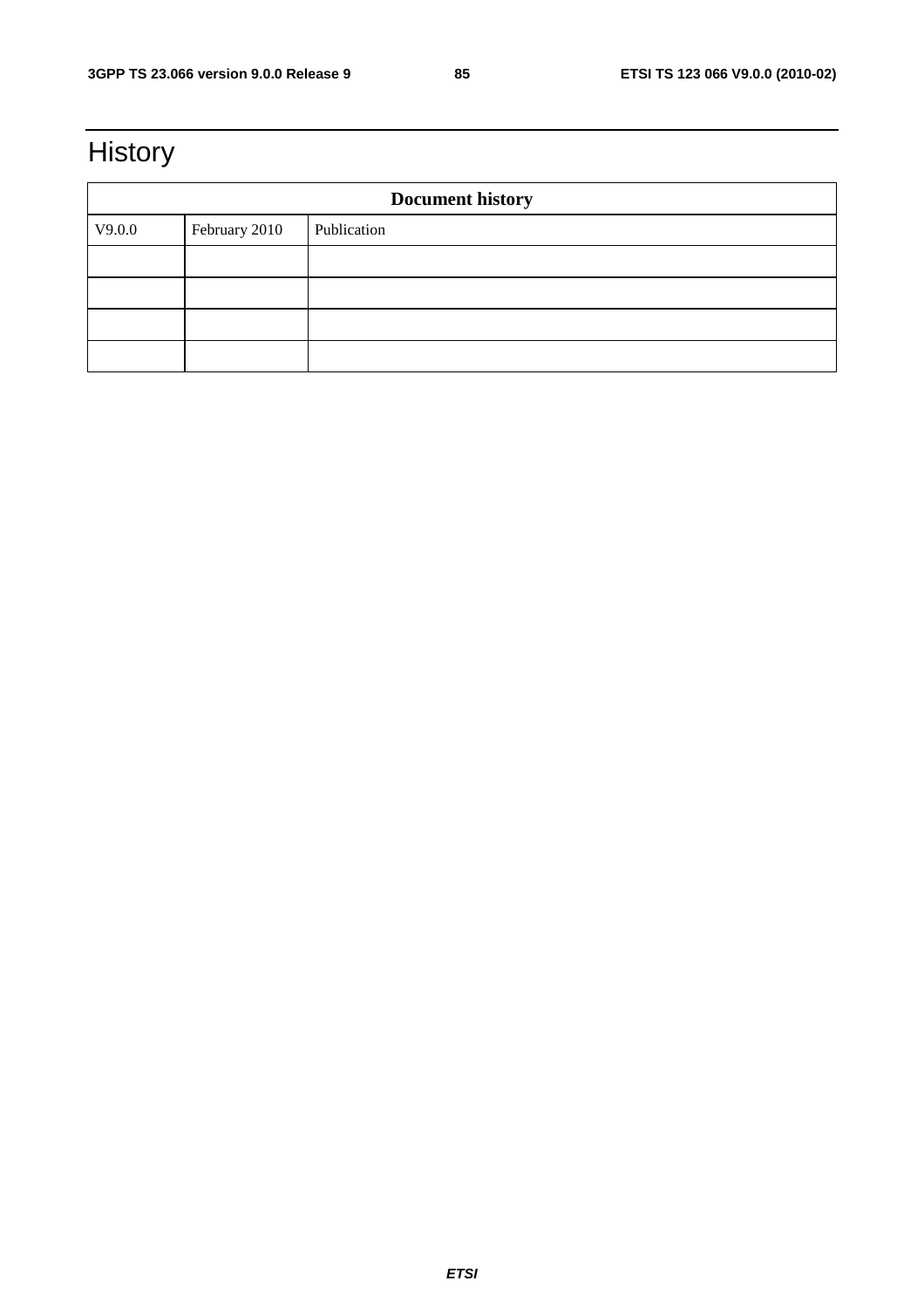# History

| Document history | | |
|---|---|---|
| V9.0.0 | February 2010 | Publication |
| | | |
| | | |
| | | |
| | | |